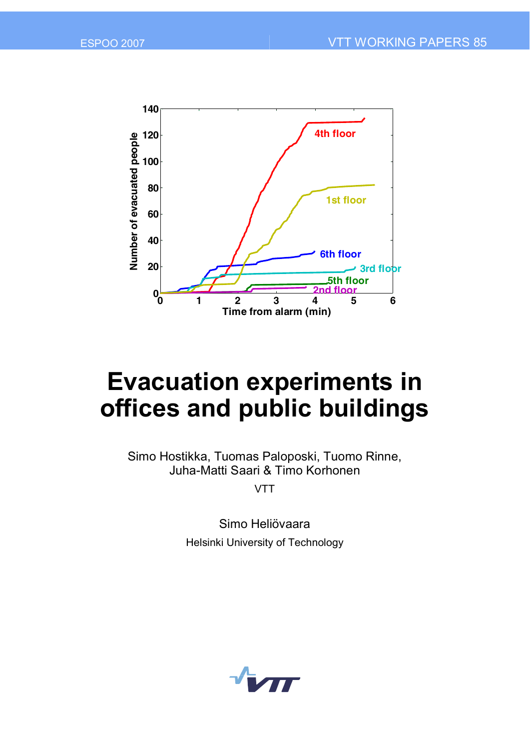ESPOO 2007

VTT WORKING PAPERS 85

# Evacuation experiments in offices and public buildings

Simo Hostikka, Tuomas Paloposki, Tuomo Rinne, Juha-Matti Saari & Timo Korhonen

VTT

Simo Heliövaara

Helsinki University of Technology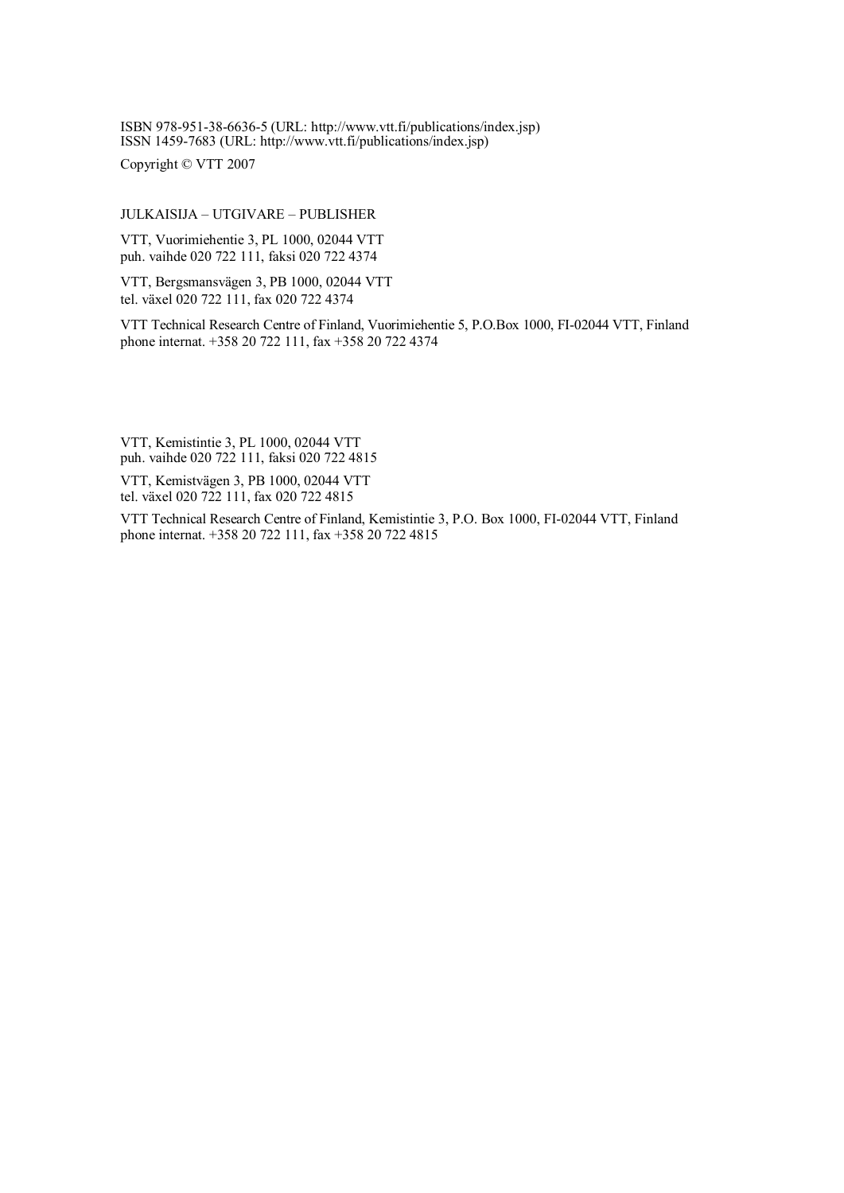ISBN 978-951-38-6636-5 (URL: http://www.vtt.fi/publications/index.jsp)
ISSN 1459-7683 (URL: http://www.vtt.fi/publications/index.jsp)

Copyright © VTT 2007

JULKAISIJA – UTGIVARE – PUBLISHER

VTT, Vuorimiehentie 3, PL 1000, 02044 VTT
puh. vaihde 020 722 111, faksi 020 722 4374

VTT, Bergsmansvägen 3, PB 1000, 02044 VTT
tel. växel 020 722 111, fax 020 722 4374

VTT Technical Research Centre of Finland, Vuorimiehentie 5, P.O.Box 1000, FI-02044 VTT, Finland
phone internat. +358 20 722 111, fax +358 20 722 4374

VTT, Kemistintie 3, PL 1000, 02044 VTT
puh. vaihde 020 722 111, faksi 020 722 4815

VTT, Kemistvägen 3, PB 1000, 02044 VTT
tel. växel 020 722 111, fax 020 722 4815

VTT Technical Research Centre of Finland, Kemistintie 3, P.O. Box 1000, FI-02044 VTT, Finland
phone internat. +358 20 722 111, fax +358 20 722 4815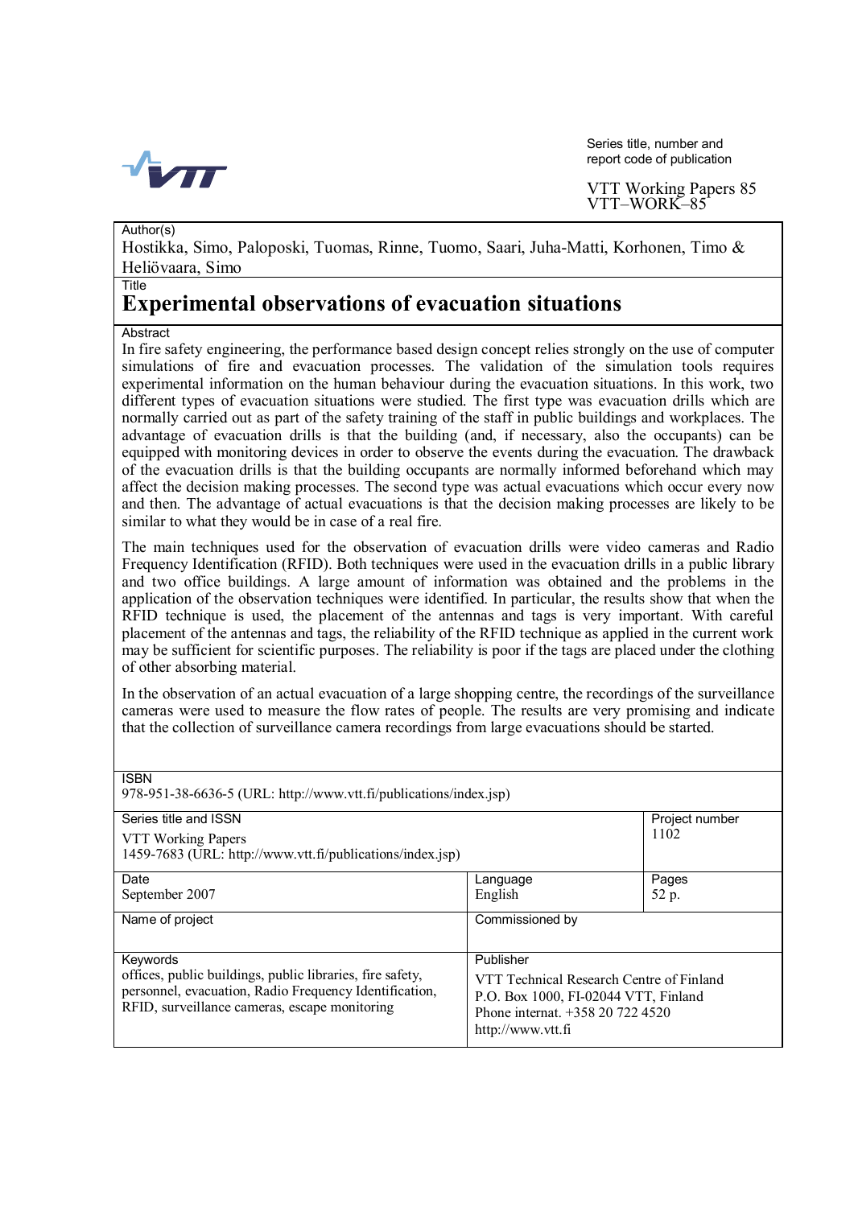Series title, number and report code of publication

VTT Working Papers 85
VTT–WORK–85

| Author(s) | | |
|---|---|---|
| Hostikka, Simo, Paloposki, Tuomas, Rinne, Tuomo, Saari, Juha-Matti, Korhonen, Timo & Heliövaara, Simo | | |

Title

# Experimental observations of evacuation situations

Abstract

In fire safety engineering, the performance based design concept relies strongly on the use of computer simulations of fire and evacuation processes. The validation of the simulation tools requires experimental information on the human behaviour during the evacuation situations. In this work, two different types of evacuation situations were studied. The first type was evacuation drills which are normally carried out as part of the safety training of the staff in public buildings and workplaces. The advantage of evacuation drills is that the building (and, if necessary, also the occupants) can be equipped with monitoring devices in order to observe the events during the evacuation. The drawback of the evacuation drills is that the building occupants are normally informed beforehand which may affect the decision making processes. The second type was actual evacuations which occur every now and then. The advantage of actual evacuations is that the decision making processes are likely to be similar to what they would be in case of a real fire.

The main techniques used for the observation of evacuation drills were video cameras and Radio Frequency Identification (RFID). Both techniques were used in the evacuation drills in a public library and two office buildings. A large amount of information was obtained and the problems in the application of the observation techniques were identified. In particular, the results show that when the RFID technique is used, the placement of the antennas and tags is very important. With careful placement of the antennas and tags, the reliability of the RFID technique as applied in the current work may be sufficient for scientific purposes. The reliability is poor if the tags are placed under the clothing of other absorbing material.

In the observation of an actual evacuation of a large shopping centre, the recordings of the surveillance cameras were used to measure the flow rates of people. The results are very promising and indicate that the collection of surveillance camera recordings from large evacuations should be started.

| ISBN | | |
|---|---|---|
| 978-951-38-6636-5 (URL: http://www.vtt.fi/publications/index.jsp) | | |
| **Series title and ISSN**<br>VTT Working Papers<br>1459-7683 (URL: http://www.vtt.fi/publications/index.jsp) | | **Project number**<br>1102 |
| **Date**<br>September 2007 | **Language**<br>English | **Pages**<br>52 p. |
| **Name of project** | **Commissioned by** | |
| **Keywords**<br>offices, public buildings, public libraries, fire safety, personnel, evacuation, Radio Frequency Identification, RFID, surveillance cameras, escape monitoring | **Publisher**<br>VTT Technical Research Centre of Finland<br>P.O. Box 1000, FI-02044 VTT, Finland<br>Phone internat. +358 20 722 4520<br>http://www.vtt.fi | |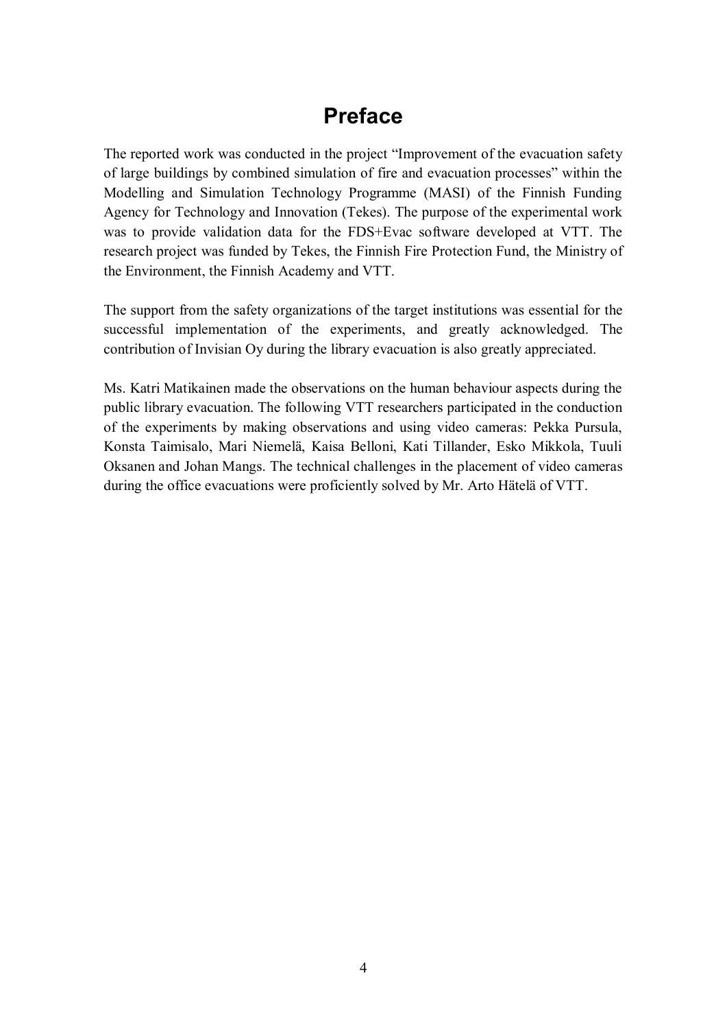# Preface

The reported work was conducted in the project "Improvement of the evacuation safety of large buildings by combined simulation of fire and evacuation processes" within the Modelling and Simulation Technology Programme (MASI) of the Finnish Funding Agency for Technology and Innovation (Tekes). The purpose of the experimental work was to provide validation data for the FDS+Evac software developed at VTT. The research project was funded by Tekes, the Finnish Fire Protection Fund, the Ministry of the Environment, the Finnish Academy and VTT.

The support from the safety organizations of the target institutions was essential for the successful implementation of the experiments, and greatly acknowledged. The contribution of Invisian Oy during the library evacuation is also greatly appreciated.

Ms. Katri Matikainen made the observations on the human behaviour aspects during the public library evacuation. The following VTT researchers participated in the conduction of the experiments by making observations and using video cameras: Pekka Pursula, Konsta Taimisalo, Mari Niemelä, Kaisa Belloni, Kati Tillander, Esko Mikkola, Tuuli Oksanen and Johan Mangs. The technical challenges in the placement of video cameras during the office evacuations were proficiently solved by Mr. Arto Hätelä of VTT.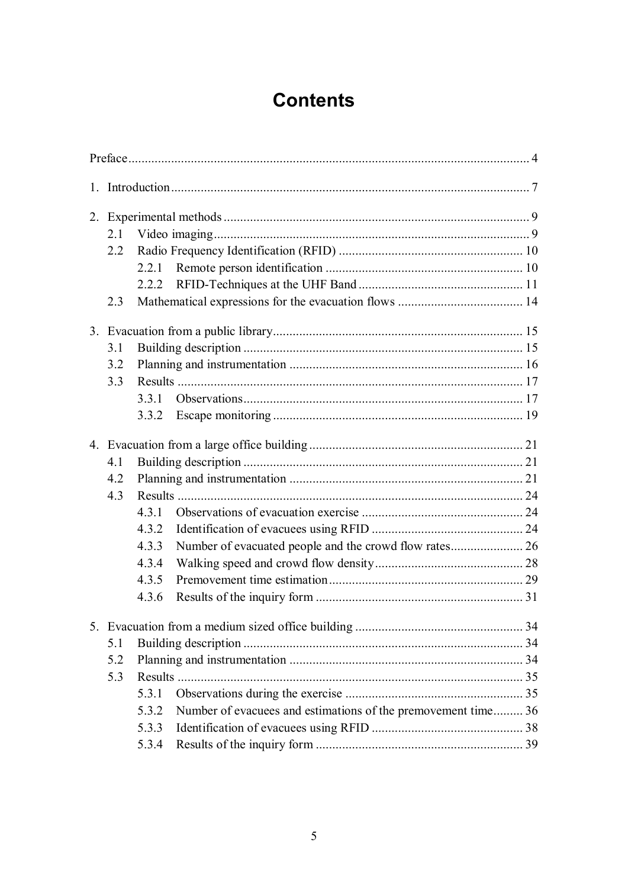# Contents

Preface ............................................................................................................. 4

1. Introduction ............................................................................................... 7

2. Experimental methods ................................................................................ 9
   - 2.1 Video imaging ................................................................................... 9
   - 2.2 Radio Frequency Identification (RFID) ........................................... 10
     - 2.2.1 Remote person identification ................................................ 10
     - 2.2.2 RFID-Techniques at the UHF Band ....................................... 11
   - 2.3 Mathematical expressions for the evacuation flows ......................... 14

3. Evacuation from a public library ................................................................ 15
   - 3.1 Building description ......................................................................... 15
   - 3.2 Planning and instrumentation ........................................................... 16
   - 3.3 Results .............................................................................................. 17
     - 3.3.1 Observations ........................................................................... 17
     - 3.3.2 Escape monitoring ................................................................. 19

4. Evacuation from a large office building ...................................................... 21
   - 4.1 Building description ......................................................................... 21
   - 4.2 Planning and instrumentation ........................................................... 21
   - 4.3 Results .............................................................................................. 24
     - 4.3.1 Observations of evacuation exercise ...................................... 24
     - 4.3.2 Identification of evacuees using RFID .................................. 24
     - 4.3.3 Number of evacuated people and the crowd flow rates ............ 26
     - 4.3.4 Walking speed and crowd flow density ................................... 28
     - 4.3.5 Premovement time estimation ................................................ 29
     - 4.3.6 Results of the inquiry form .................................................... 31

5. Evacuation from a medium sized office building ........................................ 34
   - 5.1 Building description ......................................................................... 34
   - 5.2 Planning and instrumentation ........................................................... 34
   - 5.3 Results .............................................................................................. 35
     - 5.3.1 Observations during the exercise ........................................... 35
     - 5.3.2 Number of evacuees and estimations of the premovement time ......... 36
     - 5.3.3 Identification of evacuees using RFID .................................. 38
     - 5.3.4 Results of the inquiry form .................................................... 39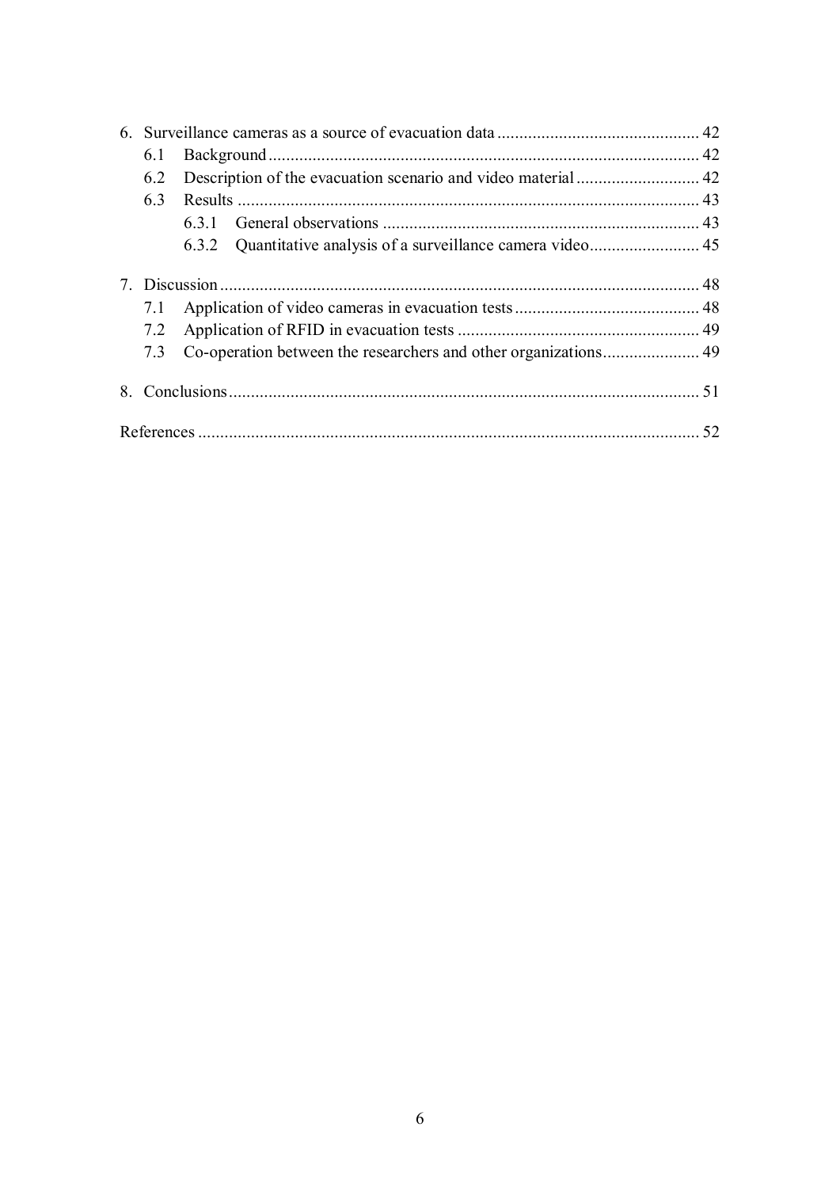6. Surveillance cameras as a source of evacuation data .............................................. 42
   - 6.1 Background .................................................................................................. 42
   - 6.2 Description of the evacuation scenario and video material ............................ 42
   - 6.3 Results ......................................................................................................... 43
     - 6.3.1 General observations ........................................................................ 43
     - 6.3.2 Quantitative analysis of a surveillance camera video......................... 45

7. Discussion ............................................................................................................. 48
   - 7.1 Application of video cameras in evacuation tests .......................................... 48
   - 7.2 Application of RFID in evacuation tests ....................................................... 49
   - 7.3 Co-operation between the researchers and other organizations...................... 49

8. Conclusions ........................................................................................................... 51

References .................................................................................................................. 52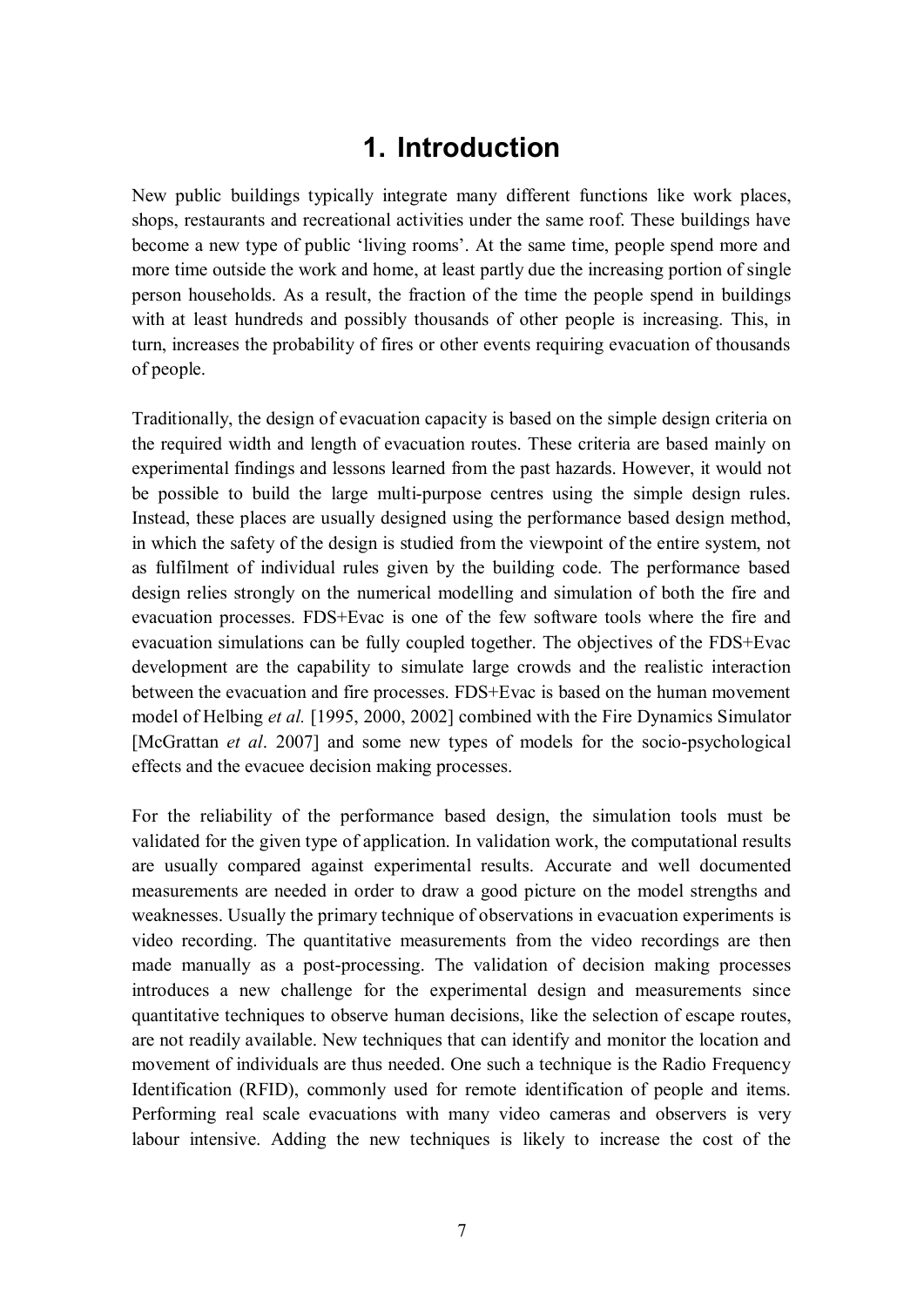# 1. Introduction

New public buildings typically integrate many different functions like work places, shops, restaurants and recreational activities under the same roof. These buildings have become a new type of public 'living rooms'. At the same time, people spend more and more time outside the work and home, at least partly due the increasing portion of single person households. As a result, the fraction of the time the people spend in buildings with at least hundreds and possibly thousands of other people is increasing. This, in turn, increases the probability of fires or other events requiring evacuation of thousands of people.

Traditionally, the design of evacuation capacity is based on the simple design criteria on the required width and length of evacuation routes. These criteria are based mainly on experimental findings and lessons learned from the past hazards. However, it would not be possible to build the large multi-purpose centres using the simple design rules. Instead, these places are usually designed using the performance based design method, in which the safety of the design is studied from the viewpoint of the entire system, not as fulfilment of individual rules given by the building code. The performance based design relies strongly on the numerical modelling and simulation of both the fire and evacuation processes. FDS+Evac is one of the few software tools where the fire and evacuation simulations can be fully coupled together. The objectives of the FDS+Evac development are the capability to simulate large crowds and the realistic interaction between the evacuation and fire processes. FDS+Evac is based on the human movement model of Helbing *et al.* [1995, 2000, 2002] combined with the Fire Dynamics Simulator [McGrattan *et al*. 2007] and some new types of models for the socio-psychological effects and the evacuee decision making processes.

For the reliability of the performance based design, the simulation tools must be validated for the given type of application. In validation work, the computational results are usually compared against experimental results. Accurate and well documented measurements are needed in order to draw a good picture on the model strengths and weaknesses. Usually the primary technique of observations in evacuation experiments is video recording. The quantitative measurements from the video recordings are then made manually as a post-processing. The validation of decision making processes introduces a new challenge for the experimental design and measurements since quantitative techniques to observe human decisions, like the selection of escape routes, are not readily available. New techniques that can identify and monitor the location and movement of individuals are thus needed. One such a technique is the Radio Frequency Identification (RFID), commonly used for remote identification of people and items. Performing real scale evacuations with many video cameras and observers is very labour intensive. Adding the new techniques is likely to increase the cost of the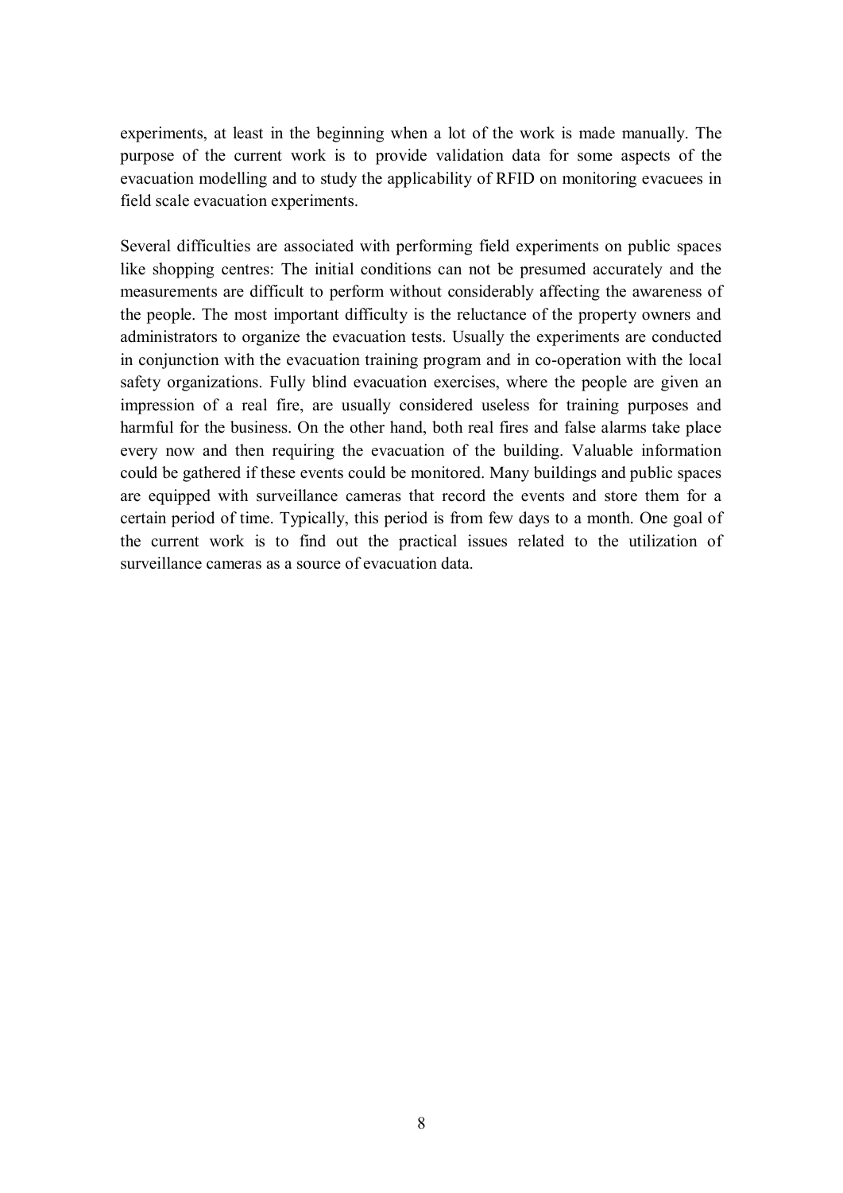experiments, at least in the beginning when a lot of the work is made manually. The purpose of the current work is to provide validation data for some aspects of the evacuation modelling and to study the applicability of RFID on monitoring evacuees in field scale evacuation experiments.

Several difficulties are associated with performing field experiments on public spaces like shopping centres: The initial conditions can not be presumed accurately and the measurements are difficult to perform without considerably affecting the awareness of the people. The most important difficulty is the reluctance of the property owners and administrators to organize the evacuation tests. Usually the experiments are conducted in conjunction with the evacuation training program and in co-operation with the local safety organizations. Fully blind evacuation exercises, where the people are given an impression of a real fire, are usually considered useless for training purposes and harmful for the business. On the other hand, both real fires and false alarms take place every now and then requiring the evacuation of the building. Valuable information could be gathered if these events could be monitored. Many buildings and public spaces are equipped with surveillance cameras that record the events and store them for a certain period of time. Typically, this period is from few days to a month. One goal of the current work is to find out the practical issues related to the utilization of surveillance cameras as a source of evacuation data.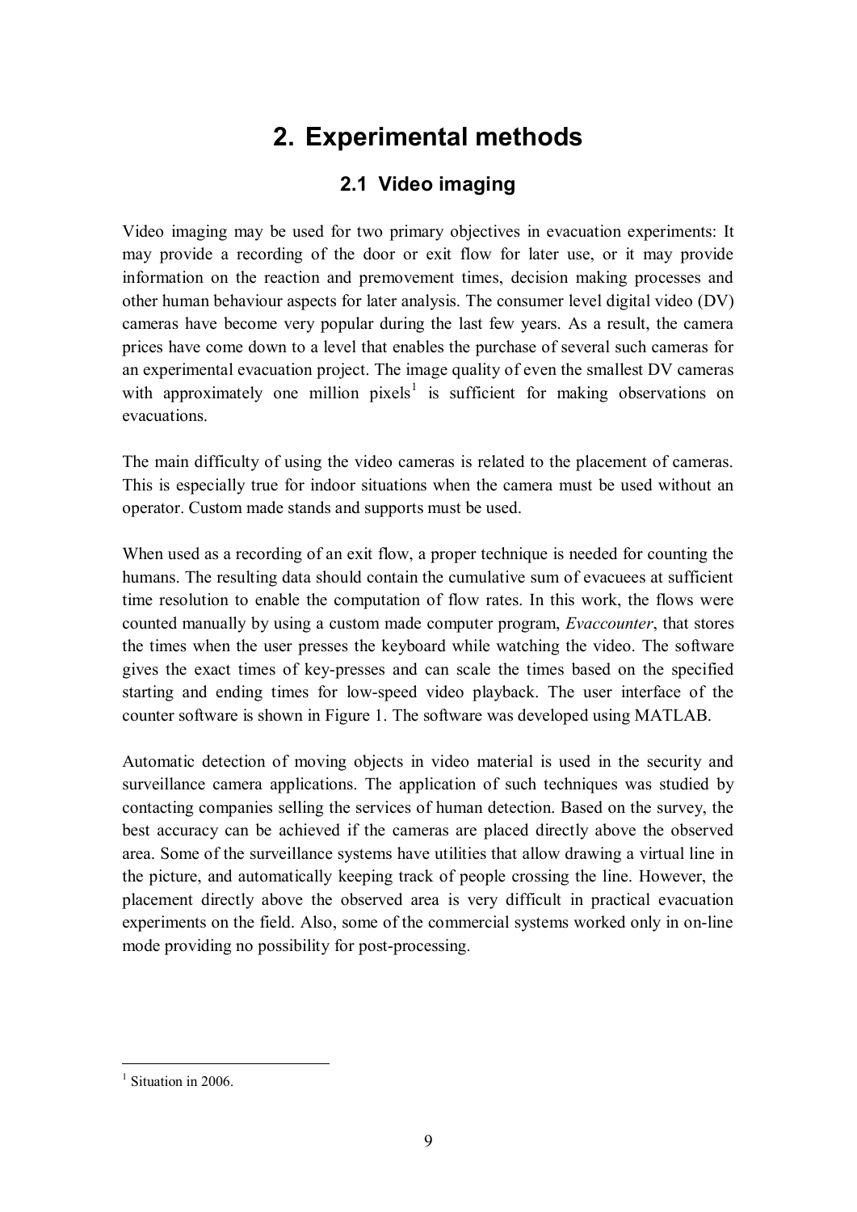# 2. Experimental methods

## 2.1 Video imaging

Video imaging may be used for two primary objectives in evacuation experiments: It may provide a recording of the door or exit flow for later use, or it may provide information on the reaction and premovement times, decision making processes and other human behaviour aspects for later analysis. The consumer level digital video (DV) cameras have become very popular during the last few years. As a result, the camera prices have come down to a level that enables the purchase of several such cameras for an experimental evacuation project. The image quality of even the smallest DV cameras with approximately one million pixels[1] is sufficient for making observations on evacuations.

The main difficulty of using the video cameras is related to the placement of cameras. This is especially true for indoor situations when the camera must be used without an operator. Custom made stands and supports must be used.

When used as a recording of an exit flow, a proper technique is needed for counting the humans. The resulting data should contain the cumulative sum of evacuees at sufficient time resolution to enable the computation of flow rates. In this work, the flows were counted manually by using a custom made computer program, *Evaccounter*, that stores the times when the user presses the keyboard while watching the video. The software gives the exact times of key-presses and can scale the times based on the specified starting and ending times for low-speed video playback. The user interface of the counter software is shown in Figure 1. The software was developed using MATLAB.

Automatic detection of moving objects in video material is used in the security and surveillance camera applications. The application of such techniques was studied by contacting companies selling the services of human detection. Based on the survey, the best accuracy can be achieved if the cameras are placed directly above the observed area. Some of the surveillance systems have utilities that allow drawing a virtual line in the picture, and automatically keeping track of people crossing the line. However, the placement directly above the observed area is very difficult in practical evacuation experiments on the field. Also, some of the commercial systems worked only in on-line mode providing no possibility for post-processing.

---

[1] Situation in 2006.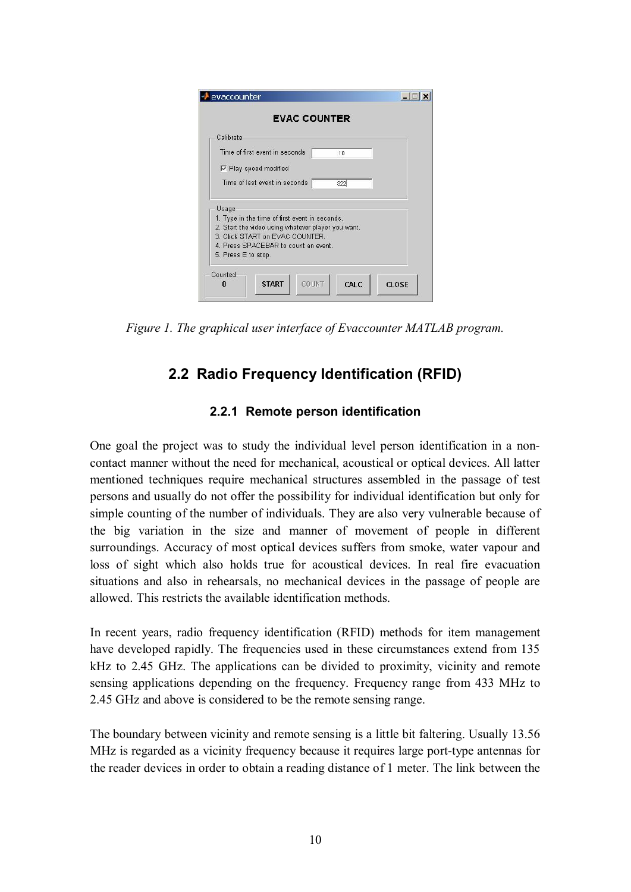*Figure 1. The graphical user interface of Evaccounter MATLAB program.*

## 2.2 Radio Frequency Identification (RFID)

### 2.2.1 Remote person identification

One goal the project was to study the individual level person identification in a non-contact manner without the need for mechanical, acoustical or optical devices. All latter mentioned techniques require mechanical structures assembled in the passage of test persons and usually do not offer the possibility for individual identification but only for simple counting of the number of individuals. They are also very vulnerable because of the big variation in the size and manner of movement of people in different surroundings. Accuracy of most optical devices suffers from smoke, water vapour and loss of sight which also holds true for acoustical devices. In real fire evacuation situations and also in rehearsals, no mechanical devices in the passage of people are allowed. This restricts the available identification methods.

In recent years, radio frequency identification (RFID) methods for item management have developed rapidly. The frequencies used in these circumstances extend from 135 kHz to 2.45 GHz. The applications can be divided to proximity, vicinity and remote sensing applications depending on the frequency. Frequency range from 433 MHz to 2.45 GHz and above is considered to be the remote sensing range.

The boundary between vicinity and remote sensing is a little bit faltering. Usually 13.56 MHz is regarded as a vicinity frequency because it requires large port-type antennas for the reader devices in order to obtain a reading distance of 1 meter. The link between the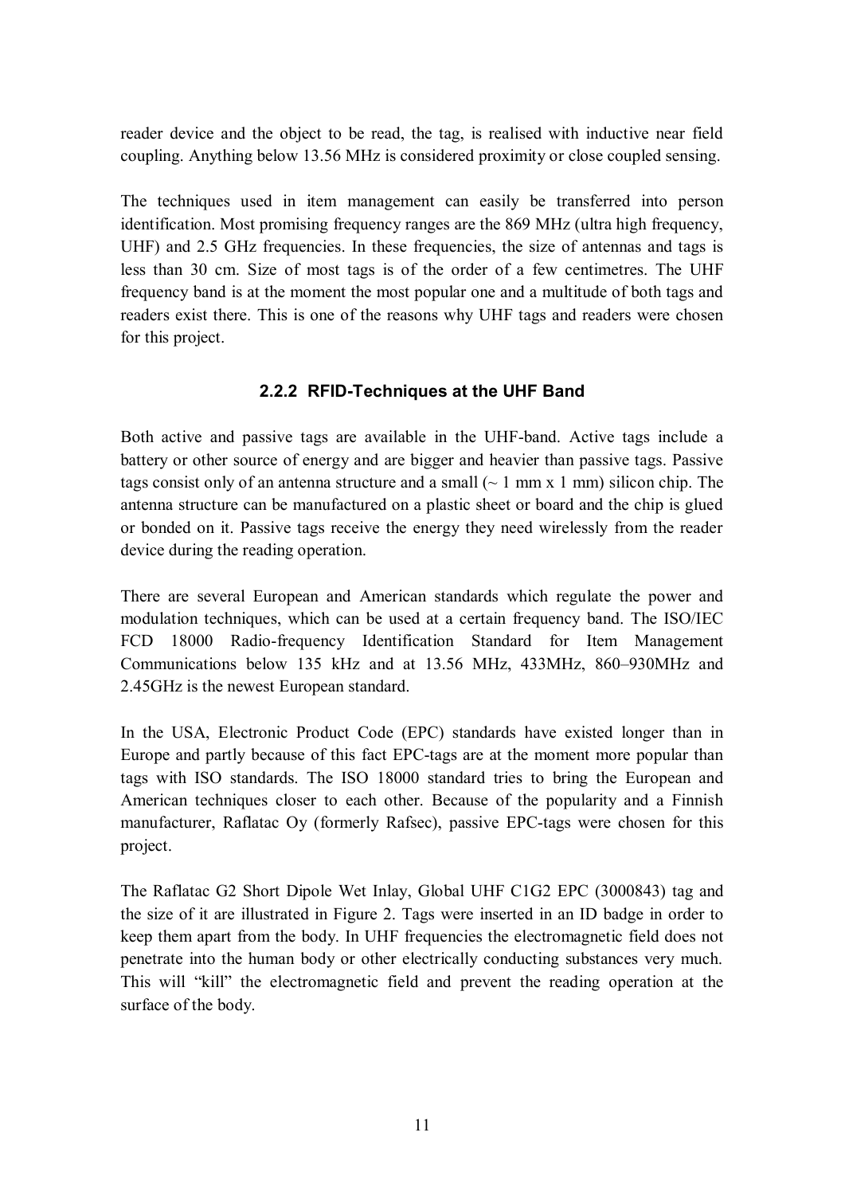reader device and the object to be read, the tag, is realised with inductive near field coupling. Anything below 13.56 MHz is considered proximity or close coupled sensing.

The techniques used in item management can easily be transferred into person identification. Most promising frequency ranges are the 869 MHz (ultra high frequency, UHF) and 2.5 GHz frequencies. In these frequencies, the size of antennas and tags is less than 30 cm. Size of most tags is of the order of a few centimetres. The UHF frequency band is at the moment the most popular one and a multitude of both tags and readers exist there. This is one of the reasons why UHF tags and readers were chosen for this project.

### 2.2.2 RFID-Techniques at the UHF Band

Both active and passive tags are available in the UHF-band. Active tags include a battery or other source of energy and are bigger and heavier than passive tags. Passive tags consist only of an antenna structure and a small (~ 1 mm x 1 mm) silicon chip. The antenna structure can be manufactured on a plastic sheet or board and the chip is glued or bonded on it. Passive tags receive the energy they need wirelessly from the reader device during the reading operation.

There are several European and American standards which regulate the power and modulation techniques, which can be used at a certain frequency band. The ISO/IEC FCD 18000 Radio-frequency Identification Standard for Item Management Communications below 135 kHz and at 13.56 MHz, 433MHz, 860–930MHz and 2.45GHz is the newest European standard.

In the USA, Electronic Product Code (EPC) standards have existed longer than in Europe and partly because of this fact EPC-tags are at the moment more popular than tags with ISO standards. The ISO 18000 standard tries to bring the European and American techniques closer to each other. Because of the popularity and a Finnish manufacturer, Raflatac Oy (formerly Rafsec), passive EPC-tags were chosen for this project.

The Raflatac G2 Short Dipole Wet Inlay, Global UHF C1G2 EPC (3000843) tag and the size of it are illustrated in Figure 2. Tags were inserted in an ID badge in order to keep them apart from the body. In UHF frequencies the electromagnetic field does not penetrate into the human body or other electrically conducting substances very much. This will “kill” the electromagnetic field and prevent the reading operation at the surface of the body.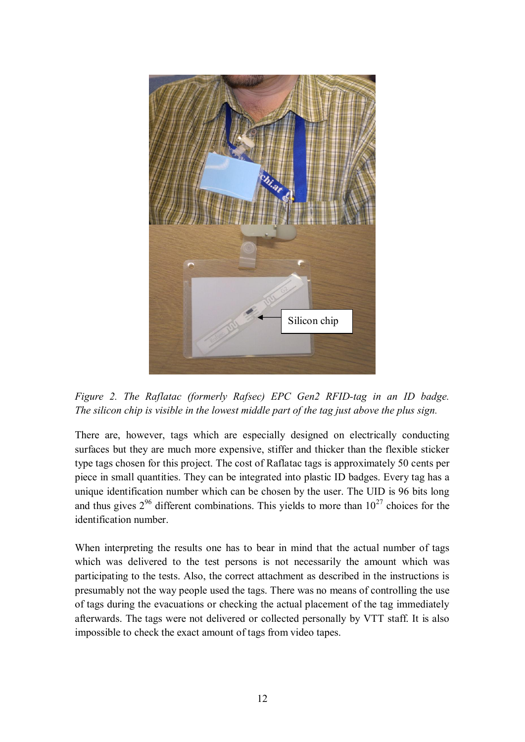*Figure 2. The Raflatac (formerly Rafsec) EPC Gen2 RFID-tag in an ID badge. The silicon chip is visible in the lowest middle part of the tag just above the plus sign.*

There are, however, tags which are especially designed on electrically conducting surfaces but they are much more expensive, stiffer and thicker than the flexible sticker type tags chosen for this project. The cost of Raflatac tags is approximately 50 cents per piece in small quantities. They can be integrated into plastic ID badges. Every tag has a unique identification number which can be chosen by the user. The UID is 96 bits long and thus gives $2^{96}$ different combinations. This yields to more than $10^{27}$ choices for the identification number.

When interpreting the results one has to bear in mind that the actual number of tags which was delivered to the test persons is not necessarily the amount which was participating to the tests. Also, the correct attachment as described in the instructions is presumably not the way people used the tags. There was no means of controlling the use of tags during the evacuations or checking the actual placement of the tag immediately afterwards. The tags were not delivered or collected personally by VTT staff. It is also impossible to check the exact amount of tags from video tapes.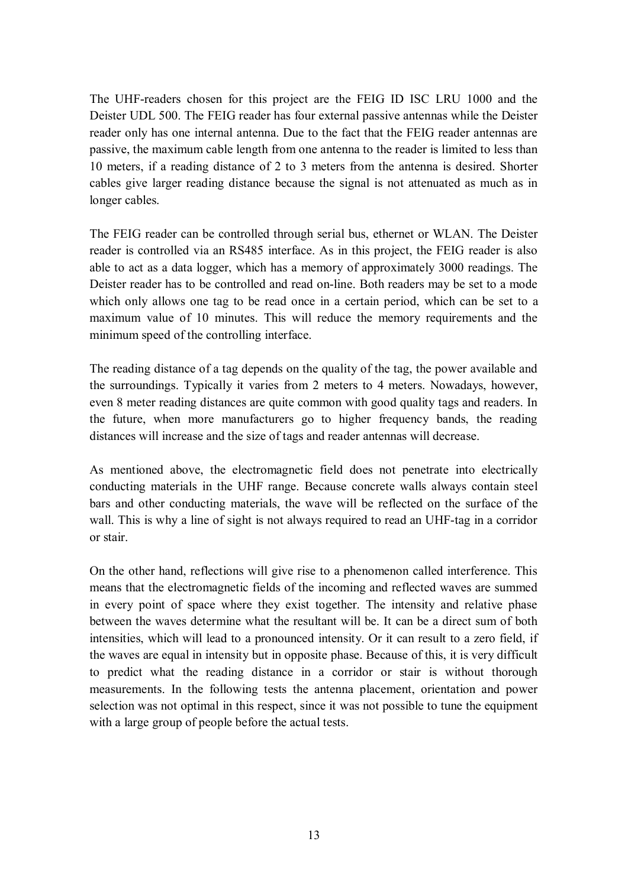The UHF-readers chosen for this project are the FEIG ID ISC LRU 1000 and the Deister UDL 500. The FEIG reader has four external passive antennas while the Deister reader only has one internal antenna. Due to the fact that the FEIG reader antennas are passive, the maximum cable length from one antenna to the reader is limited to less than 10 meters, if a reading distance of 2 to 3 meters from the antenna is desired. Shorter cables give larger reading distance because the signal is not attenuated as much as in longer cables.

The FEIG reader can be controlled through serial bus, ethernet or WLAN. The Deister reader is controlled via an RS485 interface. As in this project, the FEIG reader is also able to act as a data logger, which has a memory of approximately 3000 readings. The Deister reader has to be controlled and read on-line. Both readers may be set to a mode which only allows one tag to be read once in a certain period, which can be set to a maximum value of 10 minutes. This will reduce the memory requirements and the minimum speed of the controlling interface.

The reading distance of a tag depends on the quality of the tag, the power available and the surroundings. Typically it varies from 2 meters to 4 meters. Nowadays, however, even 8 meter reading distances are quite common with good quality tags and readers. In the future, when more manufacturers go to higher frequency bands, the reading distances will increase and the size of tags and reader antennas will decrease.

As mentioned above, the electromagnetic field does not penetrate into electrically conducting materials in the UHF range. Because concrete walls always contain steel bars and other conducting materials, the wave will be reflected on the surface of the wall. This is why a line of sight is not always required to read an UHF-tag in a corridor or stair.

On the other hand, reflections will give rise to a phenomenon called interference. This means that the electromagnetic fields of the incoming and reflected waves are summed in every point of space where they exist together. The intensity and relative phase between the waves determine what the resultant will be. It can be a direct sum of both intensities, which will lead to a pronounced intensity. Or it can result to a zero field, if the waves are equal in intensity but in opposite phase. Because of this, it is very difficult to predict what the reading distance in a corridor or stair is without thorough measurements. In the following tests the antenna placement, orientation and power selection was not optimal in this respect, since it was not possible to tune the equipment with a large group of people before the actual tests.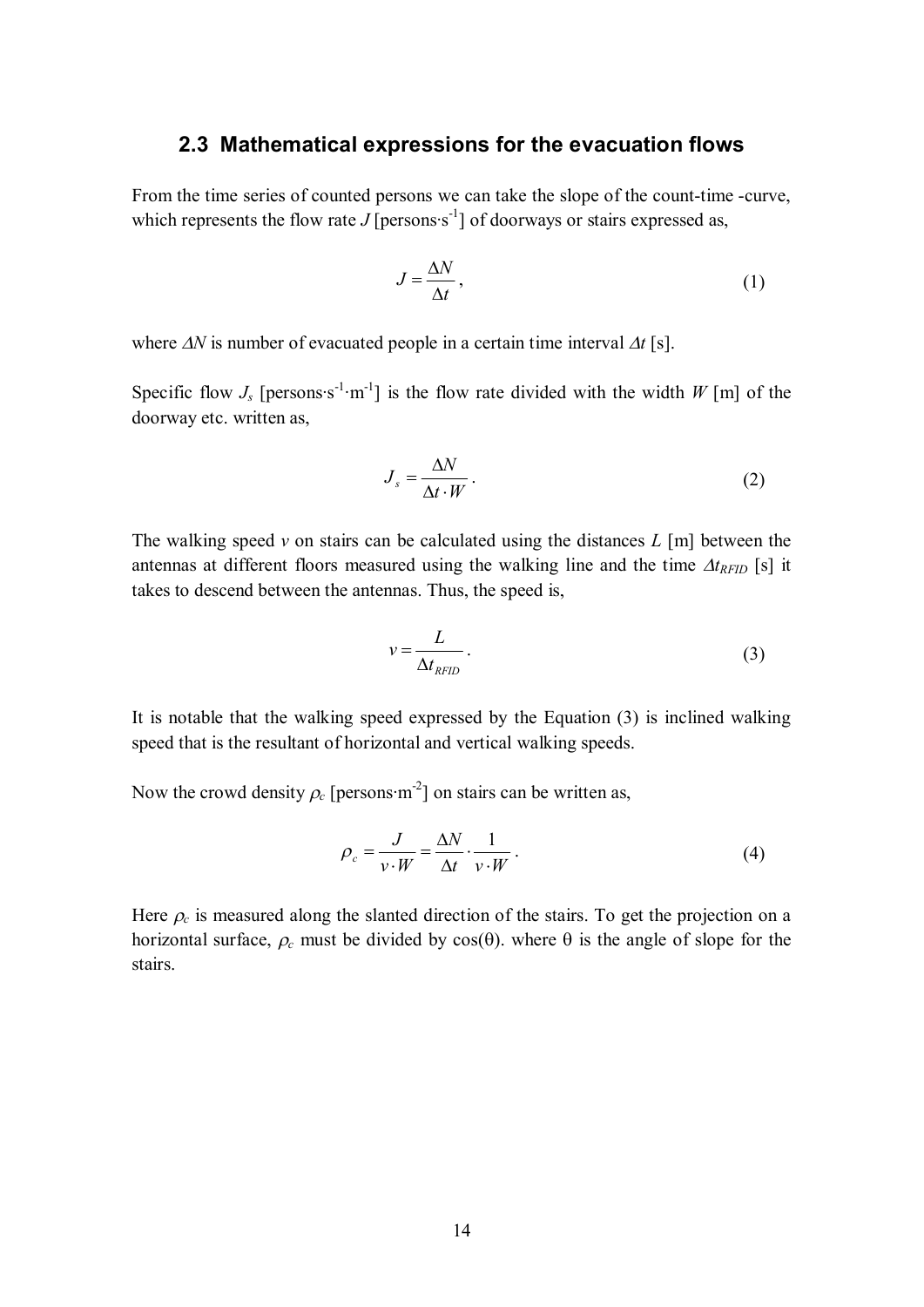### 2.3 Mathematical expressions for the evacuation flows

From the time series of counted persons we can take the slope of the count-time -curve, which represents the flow rate $J$ [persons·s$^{-1}$] of doorways or stairs expressed as,

$$J = \frac{\Delta N}{\Delta t}, \tag{1}$$

where $\Delta N$ is number of evacuated people in a certain time interval $\Delta t$ [s].

Specific flow $J_s$ [persons·s$^{-1}$·m$^{-1}$] is the flow rate divided with the width $W$ [m] of the doorway etc. written as,

$$J_s = \frac{\Delta N}{\Delta t \cdot W}. \tag{2}$$

The walking speed $v$ on stairs can be calculated using the distances $L$ [m] between the antennas at different floors measured using the walking line and the time $\Delta t_{RFID}$ [s] it takes to descend between the antennas. Thus, the speed is,

$$v = \frac{L}{\Delta t_{RFID}}. \tag{3}$$

It is notable that the walking speed expressed by the Equation (3) is inclined walking speed that is the resultant of horizontal and vertical walking speeds.

Now the crowd density $\rho_c$ [persons·m$^{-2}$] on stairs can be written as,

$$\rho_c = \frac{J}{v \cdot W} = \frac{\Delta N}{\Delta t} \cdot \frac{1}{v \cdot W}. \tag{4}$$

Here $\rho_c$ is measured along the slanted direction of the stairs. To get the projection on a horizontal surface, $\rho_c$ must be divided by $\cos(\theta)$. where $\theta$ is the angle of slope for the stairs.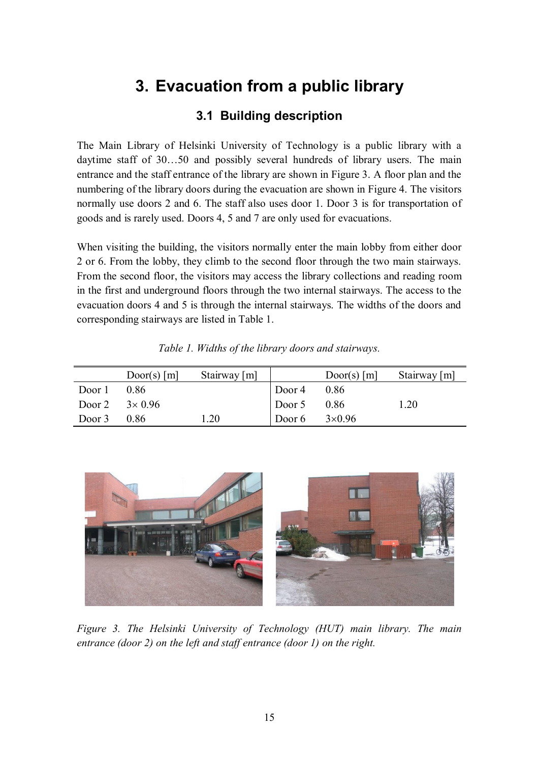# 3. Evacuation from a public library

## 3.1 Building description

The Main Library of Helsinki University of Technology is a public library with a daytime staff of 30…50 and possibly several hundreds of library users. The main entrance and the staff entrance of the library are shown in Figure 3. A floor plan and the numbering of the library doors during the evacuation are shown in Figure 4. The visitors normally use doors 2 and 6. The staff also uses door 1. Door 3 is for transportation of goods and is rarely used. Doors 4, 5 and 7 are only used for evacuations.

When visiting the building, the visitors normally enter the main lobby from either door 2 or 6. From the lobby, they climb to the second floor through the two main stairways. From the second floor, the visitors may access the library collections and reading room in the first and underground floors through the two internal stairways. The access to the evacuation doors 4 and 5 is through the internal stairways. The widths of the doors and corresponding stairways are listed in Table 1.

*Table 1. Widths of the library doors and stairways.*

| | Door(s) [m] | Stairway [m] | | Door(s) [m] | Stairway [m] |
|---|---|---|---|---|---|
| Door 1 | 0.86 | | Door 4 | 0.86 | |
| Door 2 | 3× 0.96 | | Door 5 | 0.86 | 1.20 |
| Door 3 | 0.86 | 1.20 | Door 6 | 3×0.96 | |

*Figure 3. The Helsinki University of Technology (HUT) main library. The main entrance (door 2) on the left and staff entrance (door 1) on the right.*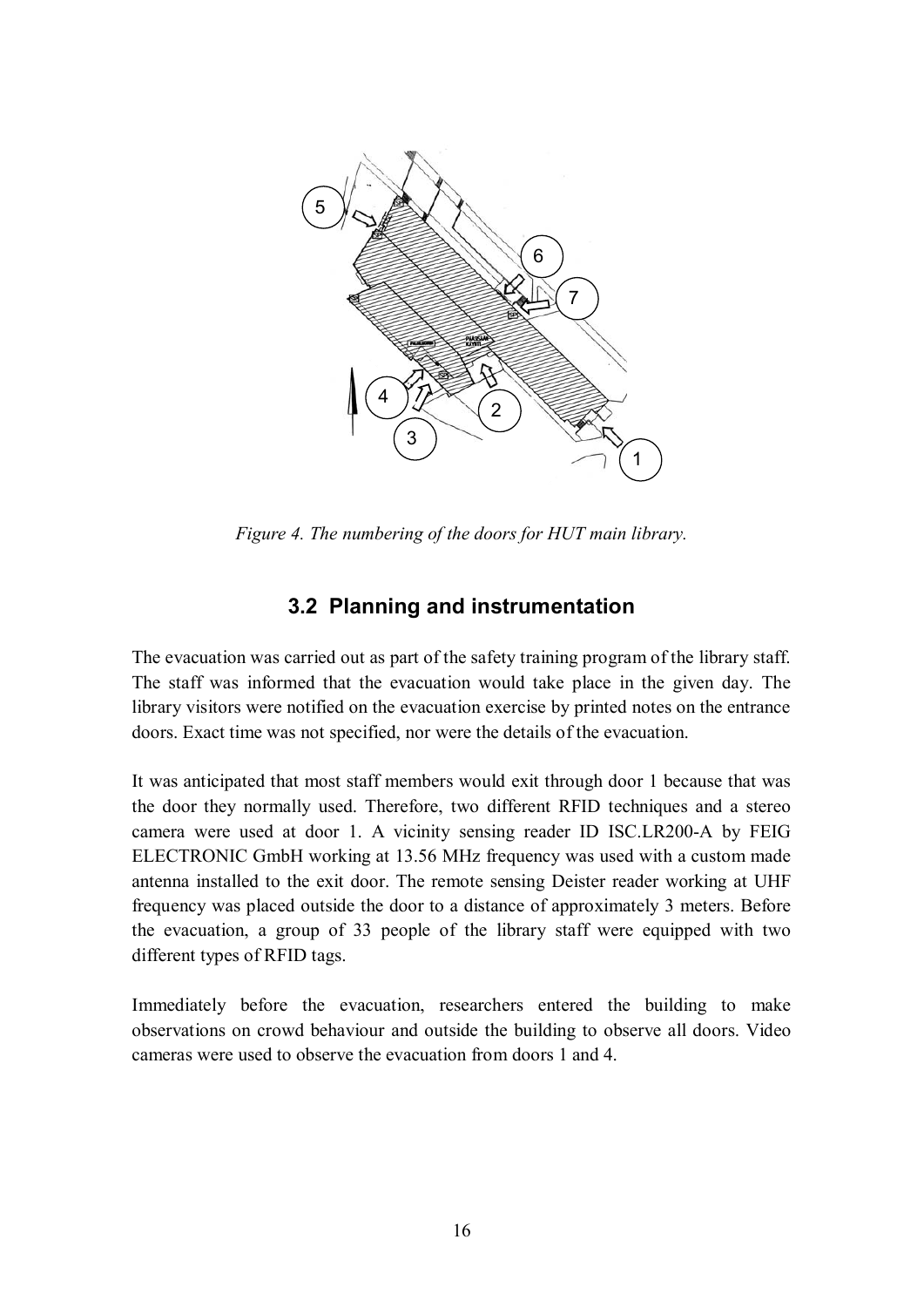*Figure 4. The numbering of the doors for HUT main library.*

## 3.2 Planning and instrumentation

The evacuation was carried out as part of the safety training program of the library staff. The staff was informed that the evacuation would take place in the given day. The library visitors were notified on the evacuation exercise by printed notes on the entrance doors. Exact time was not specified, nor were the details of the evacuation.

It was anticipated that most staff members would exit through door 1 because that was the door they normally used. Therefore, two different RFID techniques and a stereo camera were used at door 1. A vicinity sensing reader ID ISC.LR200-A by FEIG ELECTRONIC GmbH working at 13.56 MHz frequency was used with a custom made antenna installed to the exit door. The remote sensing Deister reader working at UHF frequency was placed outside the door to a distance of approximately 3 meters. Before the evacuation, a group of 33 people of the library staff were equipped with two different types of RFID tags.

Immediately before the evacuation, researchers entered the building to make observations on crowd behaviour and outside the building to observe all doors. Video cameras were used to observe the evacuation from doors 1 and 4.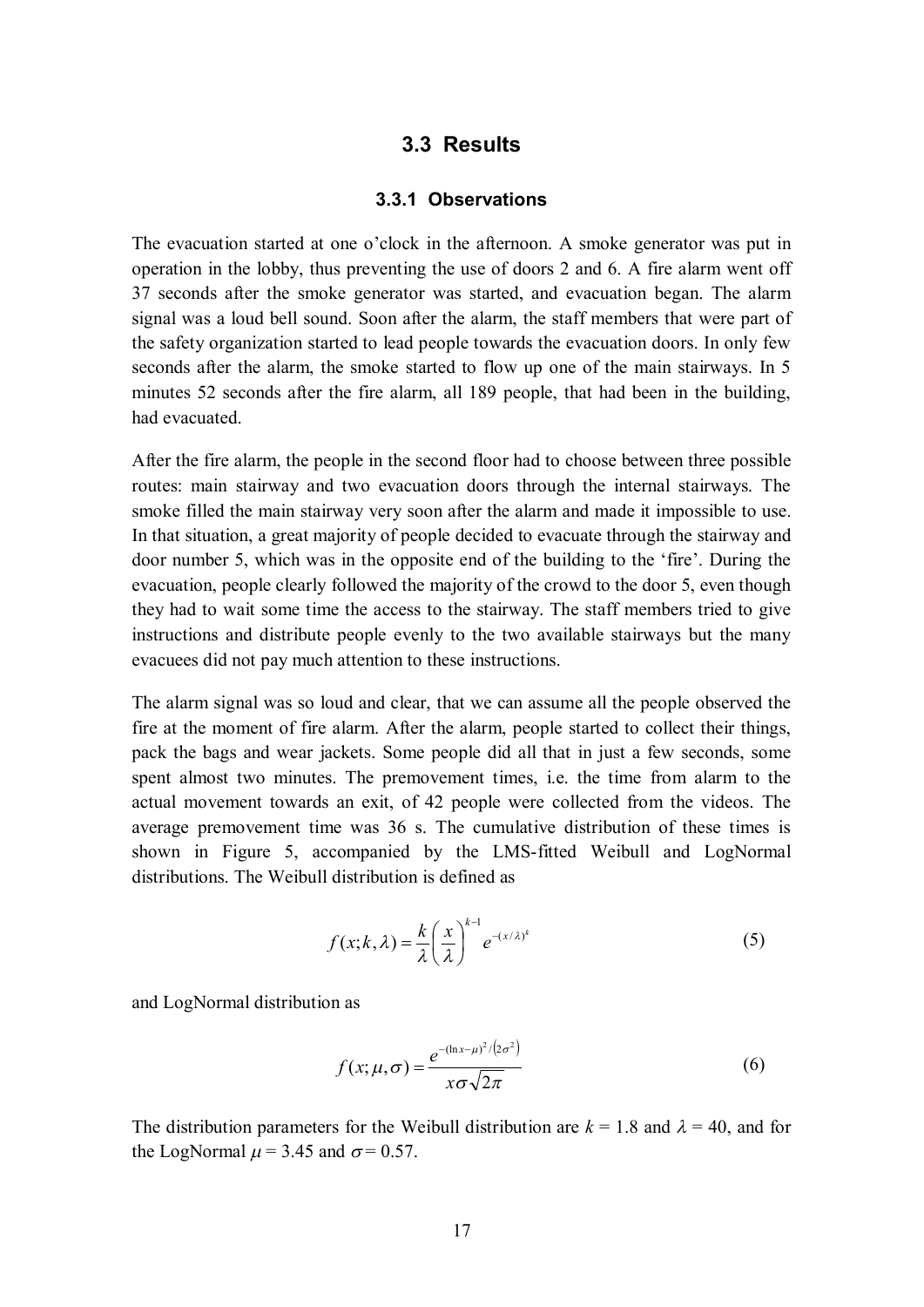## 3.3 Results

### 3.3.1 Observations

The evacuation started at one o'clock in the afternoon. A smoke generator was put in operation in the lobby, thus preventing the use of doors 2 and 6. A fire alarm went off 37 seconds after the smoke generator was started, and evacuation began. The alarm signal was a loud bell sound. Soon after the alarm, the staff members that were part of the safety organization started to lead people towards the evacuation doors. In only few seconds after the alarm, the smoke started to flow up one of the main stairways. In 5 minutes 52 seconds after the fire alarm, all 189 people, that had been in the building, had evacuated.

After the fire alarm, the people in the second floor had to choose between three possible routes: main stairway and two evacuation doors through the internal stairways. The smoke filled the main stairway very soon after the alarm and made it impossible to use. In that situation, a great majority of people decided to evacuate through the stairway and door number 5, which was in the opposite end of the building to the 'fire'. During the evacuation, people clearly followed the majority of the crowd to the door 5, even though they had to wait some time the access to the stairway. The staff members tried to give instructions and distribute people evenly to the two available stairways but the many evacuees did not pay much attention to these instructions.

The alarm signal was so loud and clear, that we can assume all the people observed the fire at the moment of fire alarm. After the alarm, people started to collect their things, pack the bags and wear jackets. Some people did all that in just a few seconds, some spent almost two minutes. The premovement times, i.e. the time from alarm to the actual movement towards an exit, of 42 people were collected from the videos. The average premovement time was 36 s. The cumulative distribution of these times is shown in Figure 5, accompanied by the LMS-fitted Weibull and LogNormal distributions. The Weibull distribution is defined as

$$f(x;k,\lambda) = \frac{k}{\lambda}\left(\frac{x}{\lambda}\right)^{k-1} e^{-(x/\lambda)^k} \tag{5}$$

and LogNormal distribution as

$$f(x;\mu,\sigma) = \frac{e^{-(\ln x-\mu)^2/\left(2\sigma^2\right)}}{x\sigma\sqrt{2\pi}} \tag{6}$$

The distribution parameters for the Weibull distribution are $k = 1.8$ and $\lambda = 40$, and for the LogNormal $\mu = 3.45$ and $\sigma = 0.57$.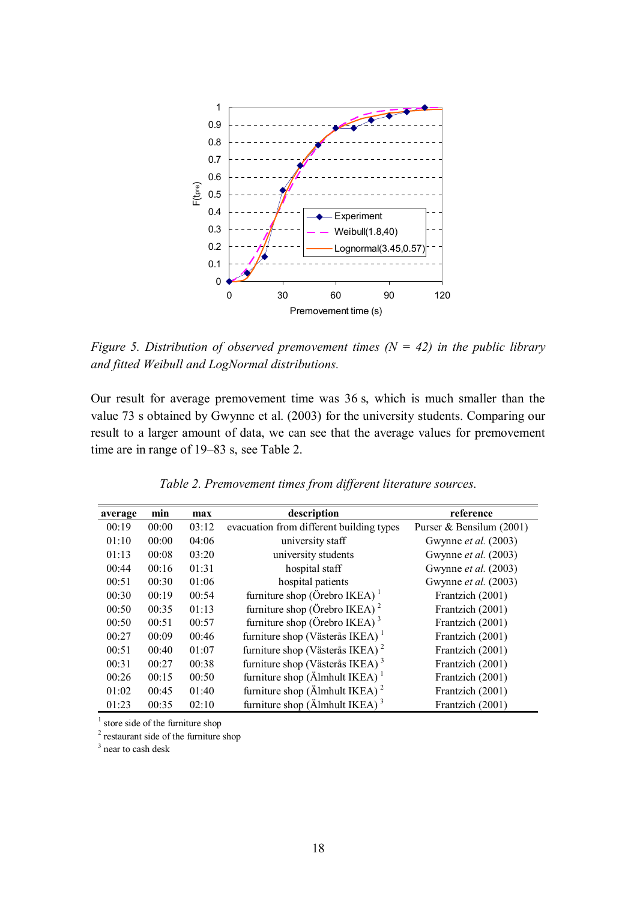*Figure 5. Distribution of observed premovement times (N = 42) in the public library and fitted Weibull and LogNormal distributions.*

Our result for average premovement time was 36 s, which is much smaller than the value 73 s obtained by Gwynne et al. (2003) for the university students. Comparing our result to a larger amount of data, we can see that the average values for premovement time are in range of 19–83 s, see Table 2.

*Table 2. Premovement times from different literature sources.*

| average | min | max | description | reference |
|---|---|---|---|---|
| 00:19 | 00:00 | 03:12 | evacuation from different building types | Purser & Bensilum (2001) |
| 01:10 | 00:00 | 04:06 | university staff | Gwynne *et al.* (2003) |
| 01:13 | 00:08 | 03:20 | university students | Gwynne *et al.* (2003) |
| 00:44 | 00:16 | 01:31 | hospital staff | Gwynne *et al.* (2003) |
| 00:51 | 00:30 | 01:06 | hospital patients | Gwynne *et al.* (2003) |
| 00:30 | 00:19 | 00:54 | furniture shop (Örebro IKEA) [1] | Frantzich (2001) |
| 00:50 | 00:35 | 01:13 | furniture shop (Örebro IKEA) [2] | Frantzich (2001) |
| 00:50 | 00:51 | 00:57 | furniture shop (Örebro IKEA) [3] | Frantzich (2001) |
| 00:27 | 00:09 | 00:46 | furniture shop (Västerås IKEA) [1] | Frantzich (2001) |
| 00:51 | 00:40 | 01:07 | furniture shop (Västerås IKEA) [2] | Frantzich (2001) |
| 00:31 | 00:27 | 00:38 | furniture shop (Västerås IKEA) [3] | Frantzich (2001) |
| 00:26 | 00:15 | 00:50 | furniture shop (Älmhult IKEA) [1] | Frantzich (2001) |
| 01:02 | 00:45 | 01:40 | furniture shop (Älmhult IKEA) [2] | Frantzich (2001) |
| 01:23 | 00:35 | 02:10 | furniture shop (Älmhult IKEA) [3] | Frantzich (2001) |

[1] store side of the furniture shop
[2] restaurant side of the furniture shop
[3] near to cash desk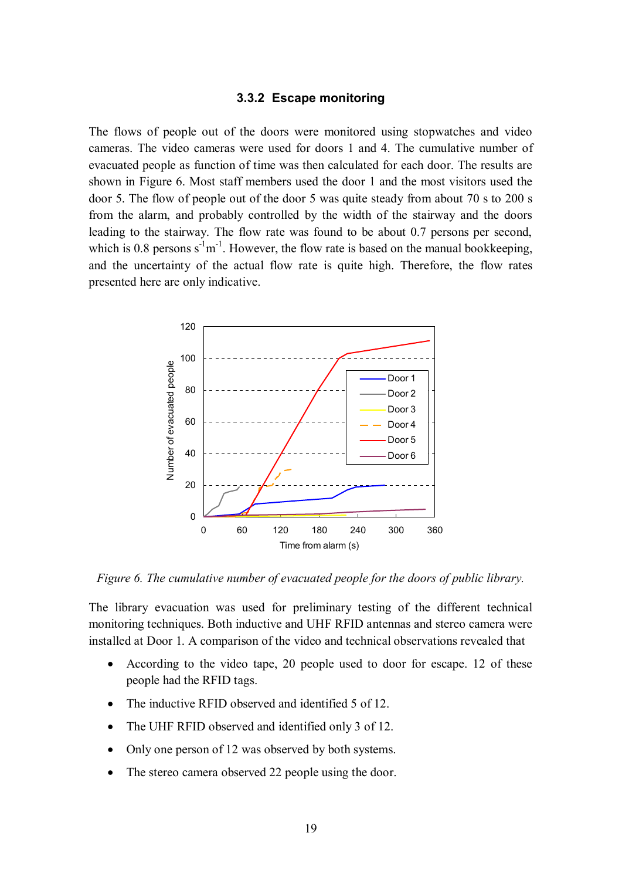### 3.3.2 Escape monitoring

The flows of people out of the doors were monitored using stopwatches and video cameras. The video cameras were used for doors 1 and 4. The cumulative number of evacuated people as function of time was then calculated for each door. The results are shown in Figure 6. Most staff members used the door 1 and the most visitors used the door 5. The flow of people out of the door 5 was quite steady from about 70 s to 200 s from the alarm, and probably controlled by the width of the stairway and the doors leading to the stairway. The flow rate was found to be about 0.7 persons per second, which is 0.8 persons $s^{-1}m^{-1}$. However, the flow rate is based on the manual bookkeeping, and the uncertainty of the actual flow rate is quite high. Therefore, the flow rates presented here are only indicative.

*Figure 6. The cumulative number of evacuated people for the doors of public library.*

The library evacuation was used for preliminary testing of the different technical monitoring techniques. Both inductive and UHF RFID antennas and stereo camera were installed at Door 1. A comparison of the video and technical observations revealed that

- According to the video tape, 20 people used to door for escape. 12 of these people had the RFID tags.
- The inductive RFID observed and identified 5 of 12.
- The UHF RFID observed and identified only 3 of 12.
- Only one person of 12 was observed by both systems.
- The stereo camera observed 22 people using the door.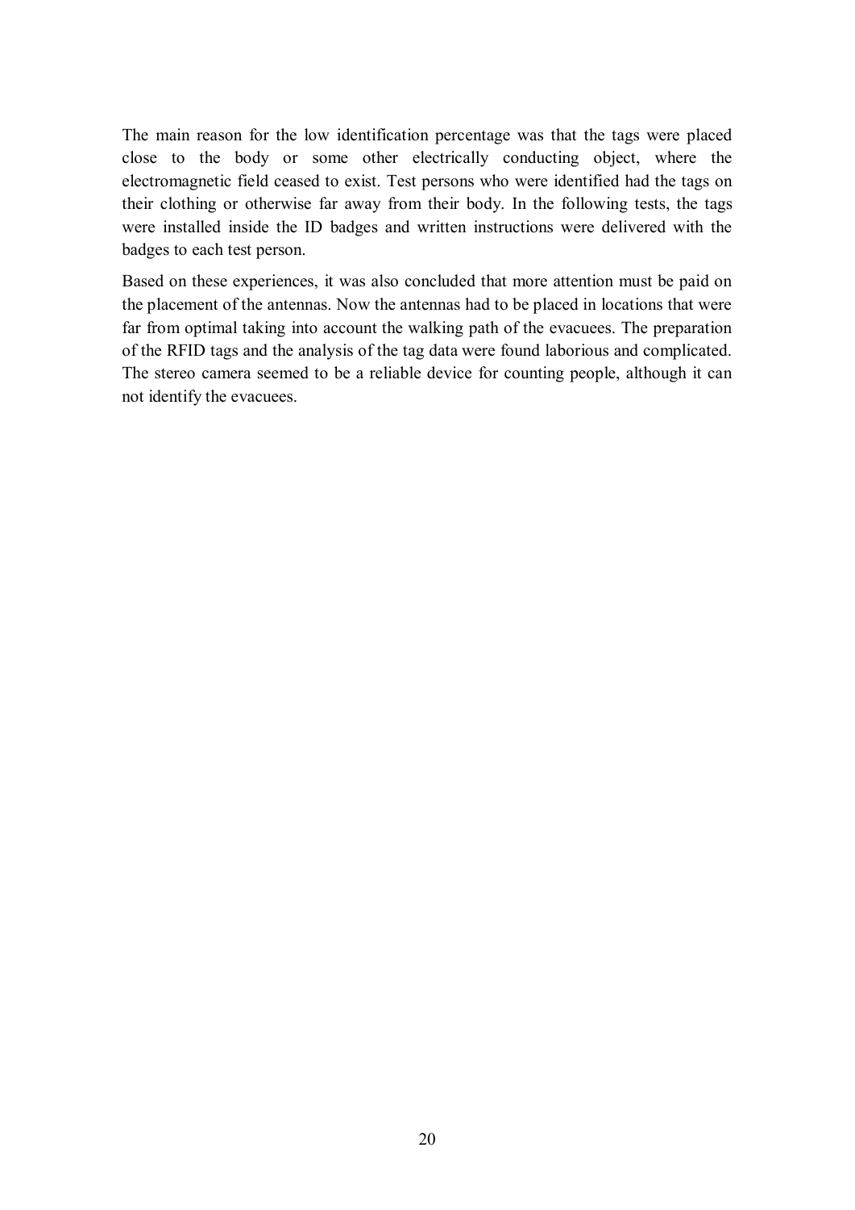The main reason for the low identification percentage was that the tags were placed close to the body or some other electrically conducting object, where the electromagnetic field ceased to exist. Test persons who were identified had the tags on their clothing or otherwise far away from their body. In the following tests, the tags were installed inside the ID badges and written instructions were delivered with the badges to each test person.

Based on these experiences, it was also concluded that more attention must be paid on the placement of the antennas. Now the antennas had to be placed in locations that were far from optimal taking into account the walking path of the evacuees. The preparation of the RFID tags and the analysis of the tag data were found laborious and complicated. The stereo camera seemed to be a reliable device for counting people, although it can not identify the evacuees.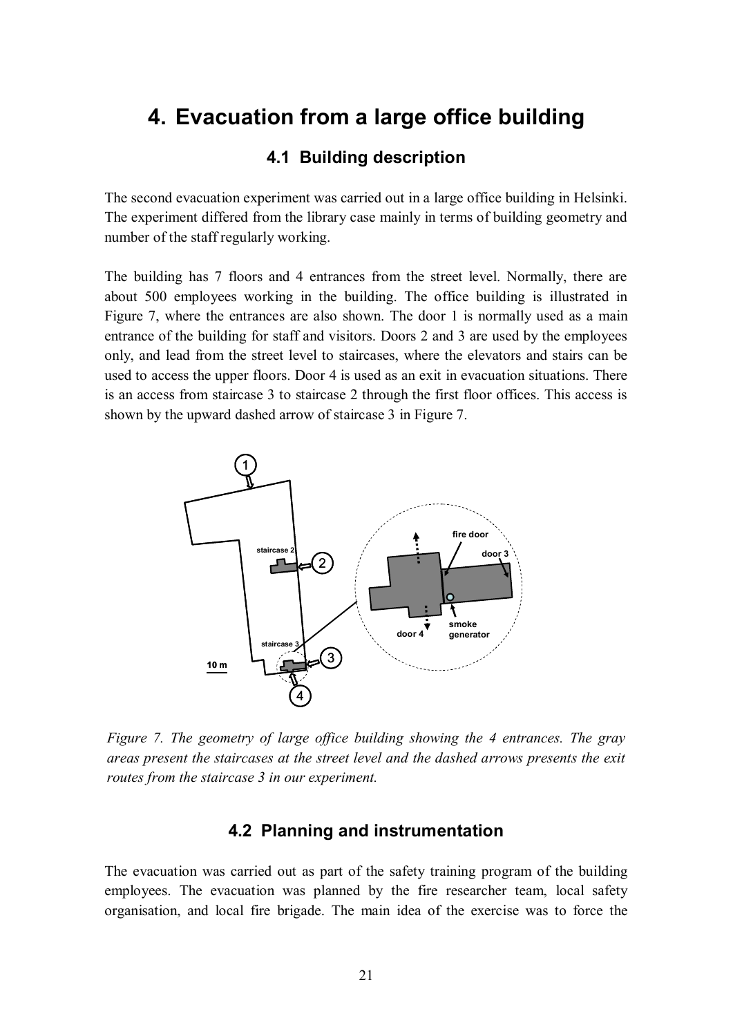# 4. Evacuation from a large office building

## 4.1 Building description

The second evacuation experiment was carried out in a large office building in Helsinki. The experiment differed from the library case mainly in terms of building geometry and number of the staff regularly working.

The building has 7 floors and 4 entrances from the street level. Normally, there are about 500 employees working in the building. The office building is illustrated in Figure 7, where the entrances are also shown. The door 1 is normally used as a main entrance of the building for staff and visitors. Doors 2 and 3 are used by the employees only, and lead from the street level to staircases, where the elevators and stairs can be used to access the upper floors. Door 4 is used as an exit in evacuation situations. There is an access from staircase 3 to staircase 2 through the first floor offices. This access is shown by the upward dashed arrow of staircase 3 in Figure 7.

*Figure 7. The geometry of large office building showing the 4 entrances. The gray areas present the staircases at the street level and the dashed arrows presents the exit routes from the staircase 3 in our experiment.*

## 4.2 Planning and instrumentation

The evacuation was carried out as part of the safety training program of the building employees. The evacuation was planned by the fire researcher team, local safety organisation, and local fire brigade. The main idea of the exercise was to force the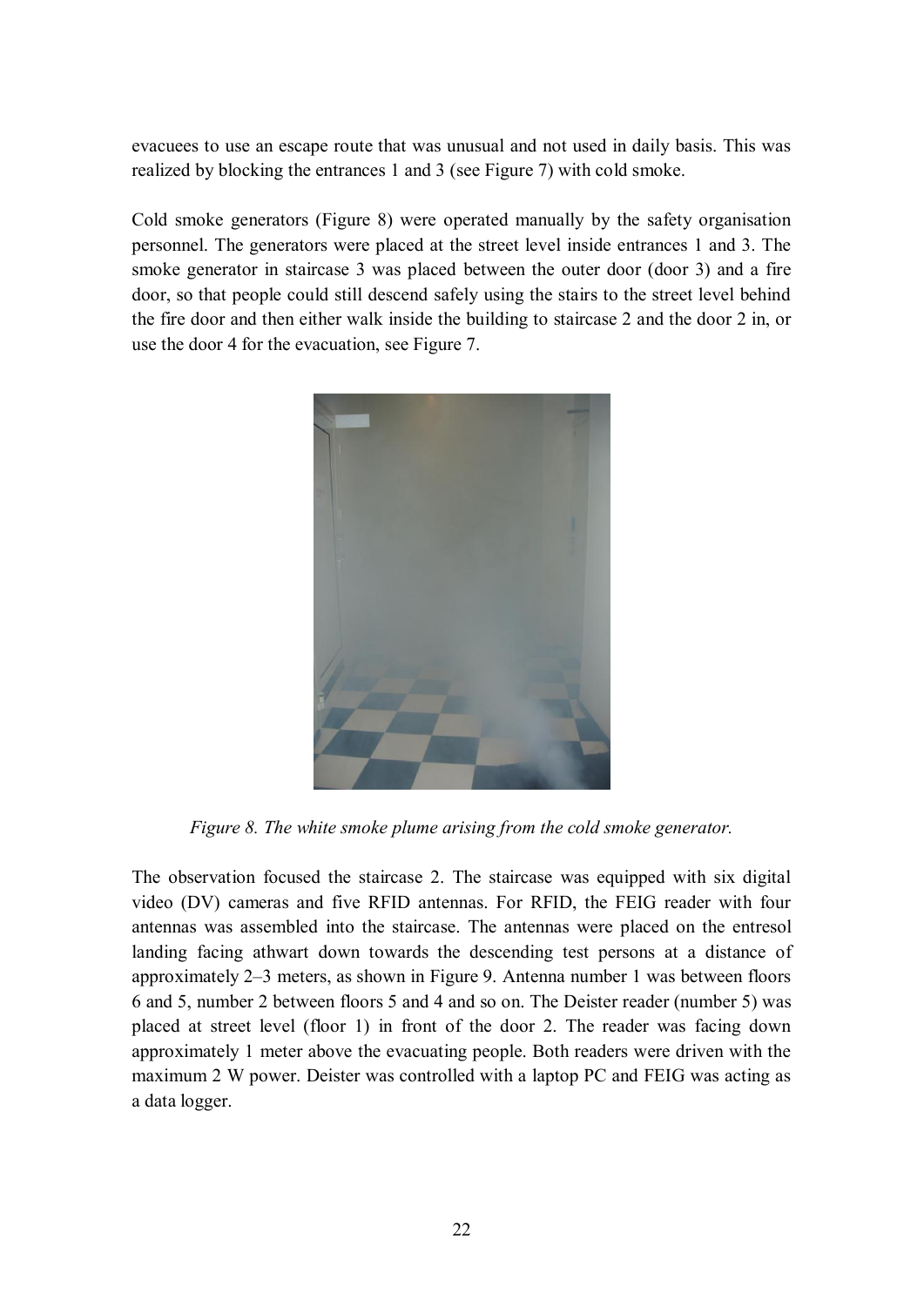evacuees to use an escape route that was unusual and not used in daily basis. This was realized by blocking the entrances 1 and 3 (see Figure 7) with cold smoke.

Cold smoke generators (Figure 8) were operated manually by the safety organisation personnel. The generators were placed at the street level inside entrances 1 and 3. The smoke generator in staircase 3 was placed between the outer door (door 3) and a fire door, so that people could still descend safely using the stairs to the street level behind the fire door and then either walk inside the building to staircase 2 and the door 2 in, or use the door 4 for the evacuation, see Figure 7.

*Figure 8. The white smoke plume arising from the cold smoke generator.*

The observation focused the staircase 2. The staircase was equipped with six digital video (DV) cameras and five RFID antennas. For RFID, the FEIG reader with four antennas was assembled into the staircase. The antennas were placed on the entresol landing facing athwart down towards the descending test persons at a distance of approximately 2–3 meters, as shown in Figure 9. Antenna number 1 was between floors 6 and 5, number 2 between floors 5 and 4 and so on. The Deister reader (number 5) was placed at street level (floor 1) in front of the door 2. The reader was facing down approximately 1 meter above the evacuating people. Both readers were driven with the maximum 2 W power. Deister was controlled with a laptop PC and FEIG was acting as a data logger.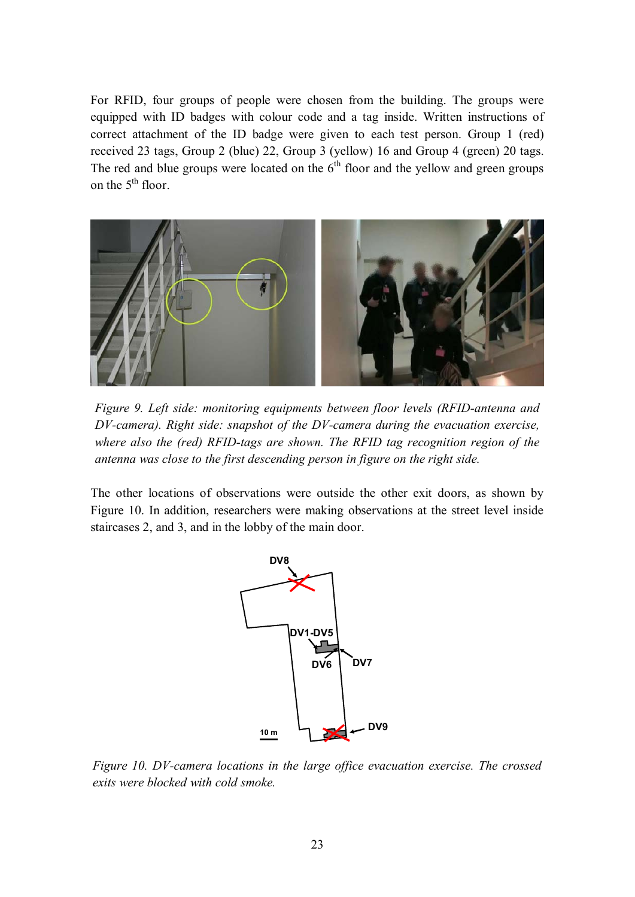For RFID, four groups of people were chosen from the building. The groups were equipped with ID badges with colour code and a tag inside. Written instructions of correct attachment of the ID badge were given to each test person. Group 1 (red) received 23 tags, Group 2 (blue) 22, Group 3 (yellow) 16 and Group 4 (green) 20 tags. The red and blue groups were located on the 6th floor and the yellow and green groups on the 5th floor.

*Figure 9. Left side: monitoring equipments between floor levels (RFID-antenna and DV-camera). Right side: snapshot of the DV-camera during the evacuation exercise, where also the (red) RFID-tags are shown. The RFID tag recognition region of the antenna was close to the first descending person in figure on the right side.*

The other locations of observations were outside the other exit doors, as shown by Figure 10. In addition, researchers were making observations at the street level inside staircases 2, and 3, and in the lobby of the main door.

*Figure 10. DV-camera locations in the large office evacuation exercise. The crossed exits were blocked with cold smoke.*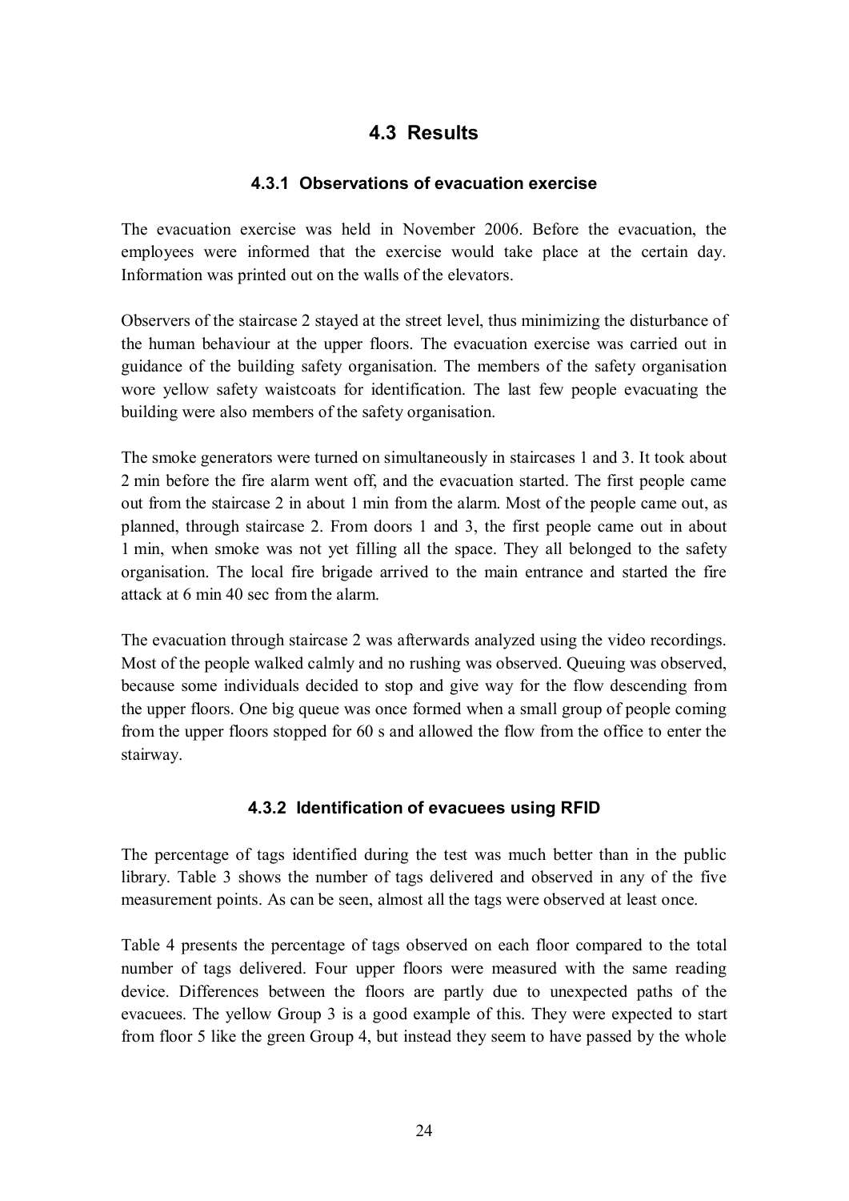## 4.3 Results

### 4.3.1 Observations of evacuation exercise

The evacuation exercise was held in November 2006. Before the evacuation, the employees were informed that the exercise would take place at the certain day. Information was printed out on the walls of the elevators.

Observers of the staircase 2 stayed at the street level, thus minimizing the disturbance of the human behaviour at the upper floors. The evacuation exercise was carried out in guidance of the building safety organisation. The members of the safety organisation wore yellow safety waistcoats for identification. The last few people evacuating the building were also members of the safety organisation.

The smoke generators were turned on simultaneously in staircases 1 and 3. It took about 2 min before the fire alarm went off, and the evacuation started. The first people came out from the staircase 2 in about 1 min from the alarm. Most of the people came out, as planned, through staircase 2. From doors 1 and 3, the first people came out in about 1 min, when smoke was not yet filling all the space. They all belonged to the safety organisation. The local fire brigade arrived to the main entrance and started the fire attack at 6 min 40 sec from the alarm.

The evacuation through staircase 2 was afterwards analyzed using the video recordings. Most of the people walked calmly and no rushing was observed. Queuing was observed, because some individuals decided to stop and give way for the flow descending from the upper floors. One big queue was once formed when a small group of people coming from the upper floors stopped for 60 s and allowed the flow from the office to enter the stairway.

### 4.3.2 Identification of evacuees using RFID

The percentage of tags identified during the test was much better than in the public library. Table 3 shows the number of tags delivered and observed in any of the five measurement points. As can be seen, almost all the tags were observed at least once.

Table 4 presents the percentage of tags observed on each floor compared to the total number of tags delivered. Four upper floors were measured with the same reading device. Differences between the floors are partly due to unexpected paths of the evacuees. The yellow Group 3 is a good example of this. They were expected to start from floor 5 like the green Group 4, but instead they seem to have passed by the whole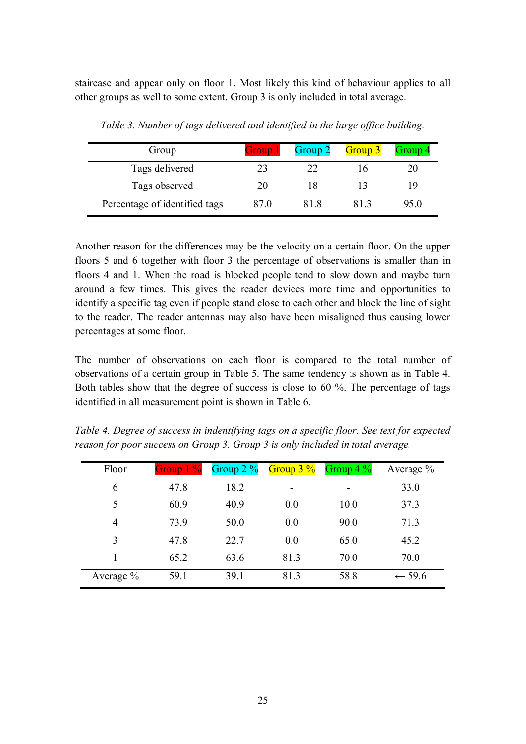staircase and appear only on floor 1. Most likely this kind of behaviour applies to all other groups as well to some extent. Group 3 is only included in total average.

*Table 3. Number of tags delivered and identified in the large office building.*

| Group | Group 1 | Group 2 | Group 3 | Group 4 |
|---|---|---|---|---|
| Tags delivered | 23 | 22 | 16 | 20 |
| Tags observed | 20 | 18 | 13 | 19 |
| Percentage of identified tags | 87.0 | 81.8 | 81.3 | 95.0 |

Another reason for the differences may be the velocity on a certain floor. On the upper floors 5 and 6 together with floor 3 the percentage of observations is smaller than in floors 4 and 1. When the road is blocked people tend to slow down and maybe turn around a few times. This gives the reader devices more time and opportunities to identify a specific tag even if people stand close to each other and block the line of sight to the reader. The reader antennas may also have been misaligned thus causing lower percentages at some floor.

The number of observations on each floor is compared to the total number of observations of a certain group in Table 5. The same tendency is shown as in Table 4. Both tables show that the degree of success is close to 60 %. The percentage of tags identified in all measurement point is shown in Table 6.

*Table 4. Degree of success in indentifying tags on a specific floor. See text for expected reason for poor success on Group 3. Group 3 is only included in total average.*

| Floor | Group 1 % | Group 2 % | Group 3 % | Group 4 % | Average % |
|---|---|---|---|---|---|
| 6 | 47.8 | 18.2 | - | - | 33.0 |
| 5 | 60.9 | 40.9 | 0.0 | 10.0 | 37.3 |
| 4 | 73.9 | 50.0 | 0.0 | 90.0 | 71.3 |
| 3 | 47.8 | 22.7 | 0.0 | 65.0 | 45.2 |
| 1 | 65.2 | 63.6 | 81.3 | 70.0 | 70.0 |
| Average % | 59.1 | 39.1 | 81.3 | 58.8 | ← 59.6 |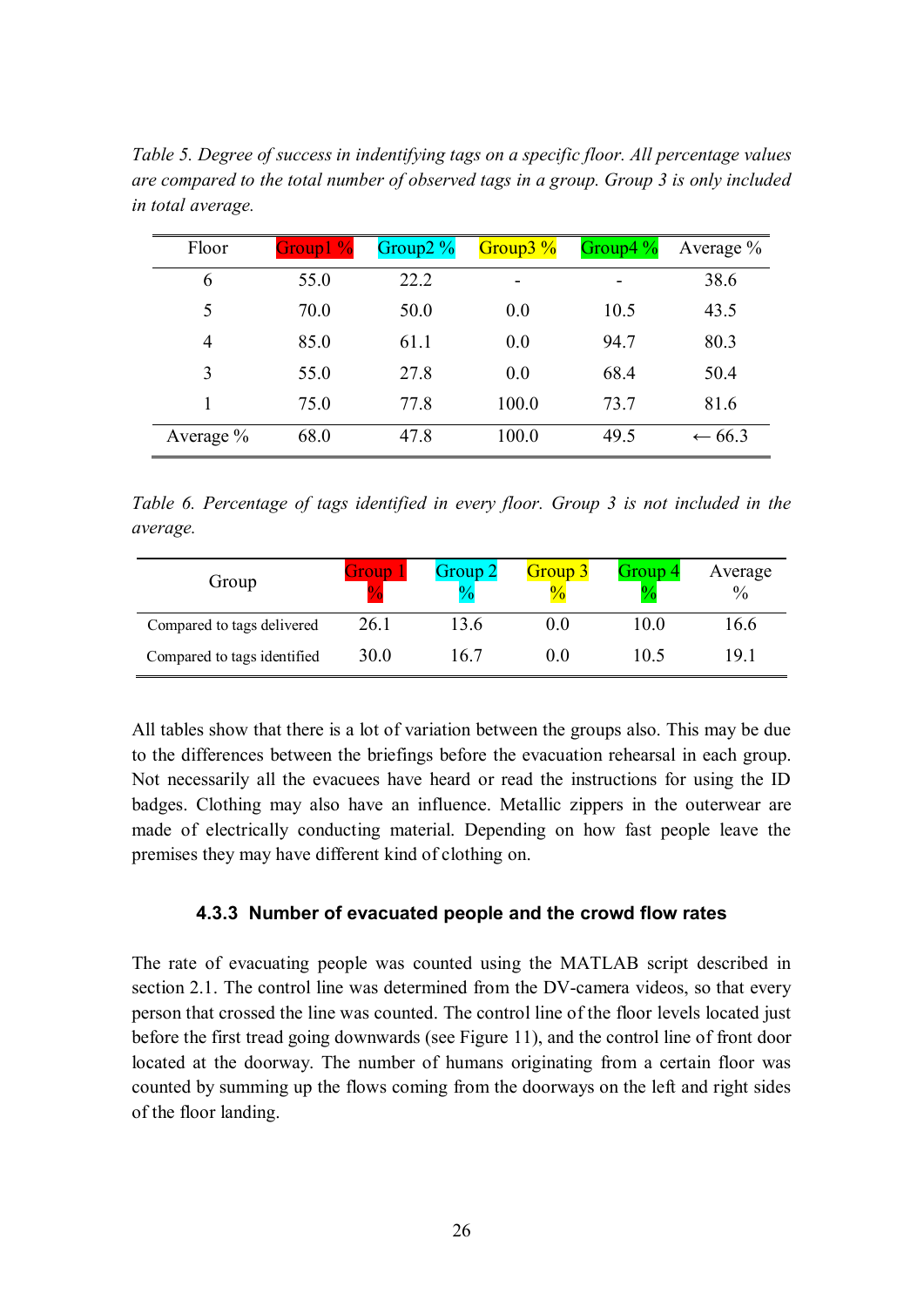*Table 5. Degree of success in indentifying tags on a specific floor. All percentage values are compared to the total number of observed tags in a group. Group 3 is only included in total average.*

| Floor | Group1 % | Group2 % | Group3 % | Group4 % | Average % |
|---|---|---|---|---|---|
| 6 | 55.0 | 22.2 | - | - | 38.6 |
| 5 | 70.0 | 50.0 | 0.0 | 10.5 | 43.5 |
| 4 | 85.0 | 61.1 | 0.0 | 94.7 | 80.3 |
| 3 | 55.0 | 27.8 | 0.0 | 68.4 | 50.4 |
| 1 | 75.0 | 77.8 | 100.0 | 73.7 | 81.6 |
| Average % | 68.0 | 47.8 | 100.0 | 49.5 | ← 66.3 |

*Table 6. Percentage of tags identified in every floor. Group 3 is not included in the average.*

| Group | Group 1 % | Group 2 % | Group 3 % | Group 4 % | Average % |
|---|---|---|---|---|---|
| Compared to tags delivered | 26.1 | 13.6 | 0.0 | 10.0 | 16.6 |
| Compared to tags identified | 30.0 | 16.7 | 0.0 | 10.5 | 19.1 |

All tables show that there is a lot of variation between the groups also. This may be due to the differences between the briefings before the evacuation rehearsal in each group. Not necessarily all the evacuees have heard or read the instructions for using the ID badges. Clothing may also have an influence. Metallic zippers in the outerwear are made of electrically conducting material. Depending on how fast people leave the premises they may have different kind of clothing on.

### 4.3.3 Number of evacuated people and the crowd flow rates

The rate of evacuating people was counted using the MATLAB script described in section 2.1. The control line was determined from the DV-camera videos, so that every person that crossed the line was counted. The control line of the floor levels located just before the first tread going downwards (see Figure 11), and the control line of front door located at the doorway. The number of humans originating from a certain floor was counted by summing up the flows coming from the doorways on the left and right sides of the floor landing.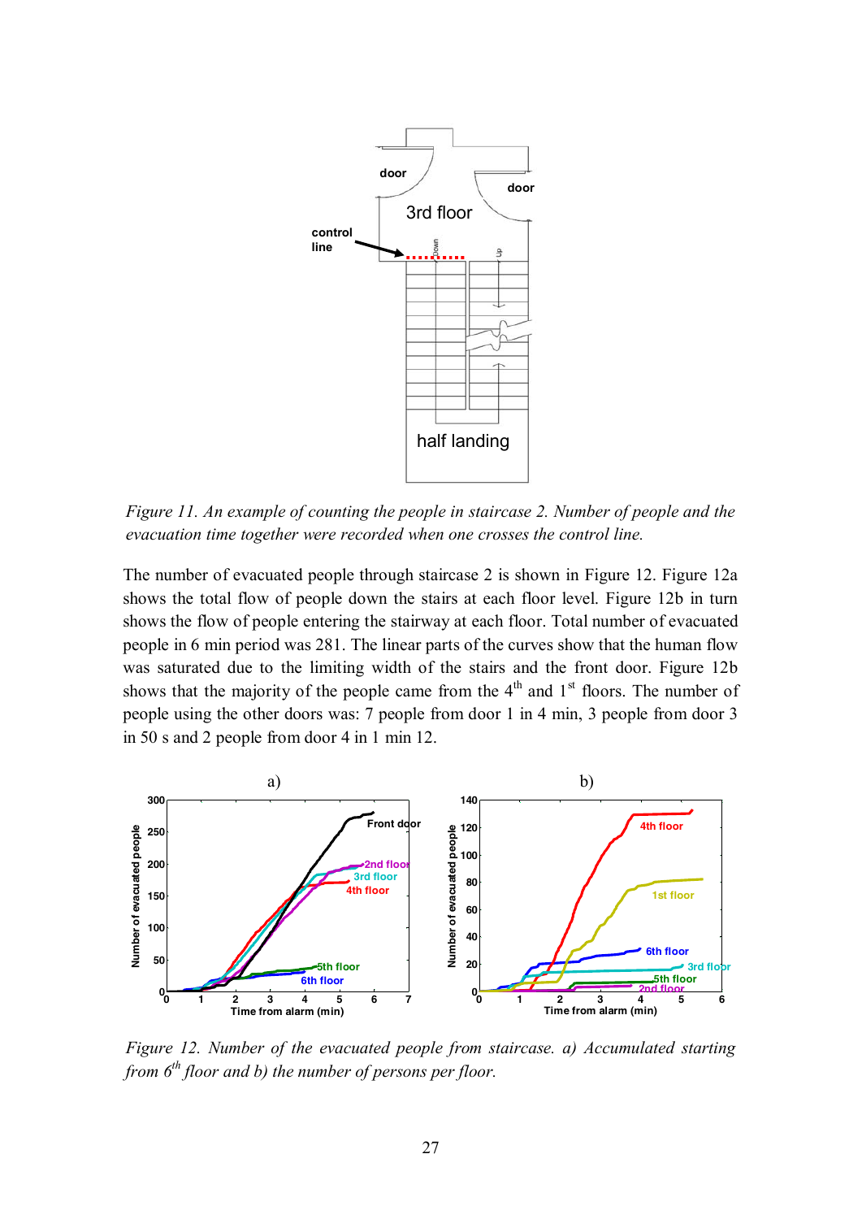*Figure 11. An example of counting the people in staircase 2. Number of people and the evacuation time together were recorded when one crosses the control line.*

The number of evacuated people through staircase 2 is shown in Figure 12. Figure 12a shows the total flow of people down the stairs at each floor level. Figure 12b in turn shows the flow of people entering the stairway at each floor. Total number of evacuated people in 6 min period was 281. The linear parts of the curves show that the human flow was saturated due to the limiting width of the stairs and the front door. Figure 12b shows that the majority of the people came from the 4th and 1st floors. The number of people using the other doors was: 7 people from door 1 in 4 min, 3 people from door 3 in 50 s and 2 people from door 4 in 1 min 12.

*Figure 12. Number of the evacuated people from staircase. a) Accumulated starting from 6th floor and b) the number of persons per floor.*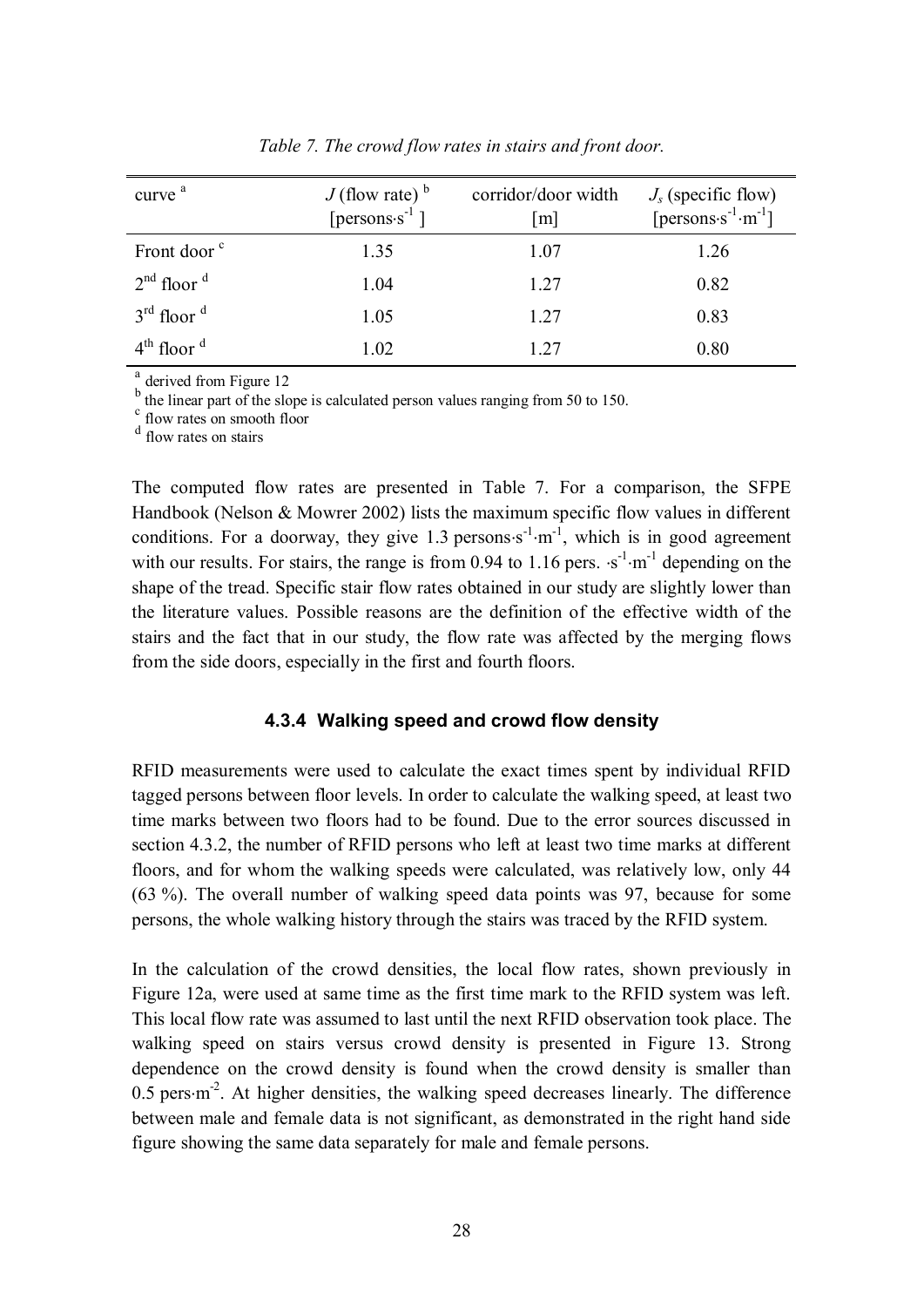*Table 7. The crowd flow rates in stairs and front door.*

| curve [a] | $J$ (flow rate) [b] [persons·s$^{-1}$ ] | corridor/door width [m] | $J_s$ (specific flow) [persons·s$^{-1}$·m$^{-1}$] |
|---|---|---|---|
| Front door [c] | 1.35 | 1.07 | 1.26 |
| 2[nd] floor [d] | 1.04 | 1.27 | 0.82 |
| 3[rd] floor [d] | 1.05 | 1.27 | 0.83 |
| 4[th] floor [d] | 1.02 | 1.27 | 0.80 |

[a] derived from Figure 12
[b] the linear part of the slope is calculated person values ranging from 50 to 150.
[c] flow rates on smooth floor
[d] flow rates on stairs

The computed flow rates are presented in Table 7. For a comparison, the SFPE Handbook (Nelson & Mowrer 2002) lists the maximum specific flow values in different conditions. For a doorway, they give 1.3 persons·s$^{-1}$·m$^{-1}$, which is in good agreement with our results. For stairs, the range is from 0.94 to 1.16 pers. ·s$^{-1}$·m$^{-1}$ depending on the shape of the tread. Specific stair flow rates obtained in our study are slightly lower than the literature values. Possible reasons are the definition of the effective width of the stairs and the fact that in our study, the flow rate was affected by the merging flows from the side doors, especially in the first and fourth floors.

### 4.3.4 Walking speed and crowd flow density

RFID measurements were used to calculate the exact times spent by individual RFID tagged persons between floor levels. In order to calculate the walking speed, at least two time marks between two floors had to be found. Due to the error sources discussed in section 4.3.2, the number of RFID persons who left at least two time marks at different floors, and for whom the walking speeds were calculated, was relatively low, only 44 (63 %). The overall number of walking speed data points was 97, because for some persons, the whole walking history through the stairs was traced by the RFID system.

In the calculation of the crowd densities, the local flow rates, shown previously in Figure 12a, were used at same time as the first time mark to the RFID system was left. This local flow rate was assumed to last until the next RFID observation took place. The walking speed on stairs versus crowd density is presented in Figure 13. Strong dependence on the crowd density is found when the crowd density is smaller than 0.5 pers·m$^{-2}$. At higher densities, the walking speed decreases linearly. The difference between male and female data is not significant, as demonstrated in the right hand side figure showing the same data separately for male and female persons.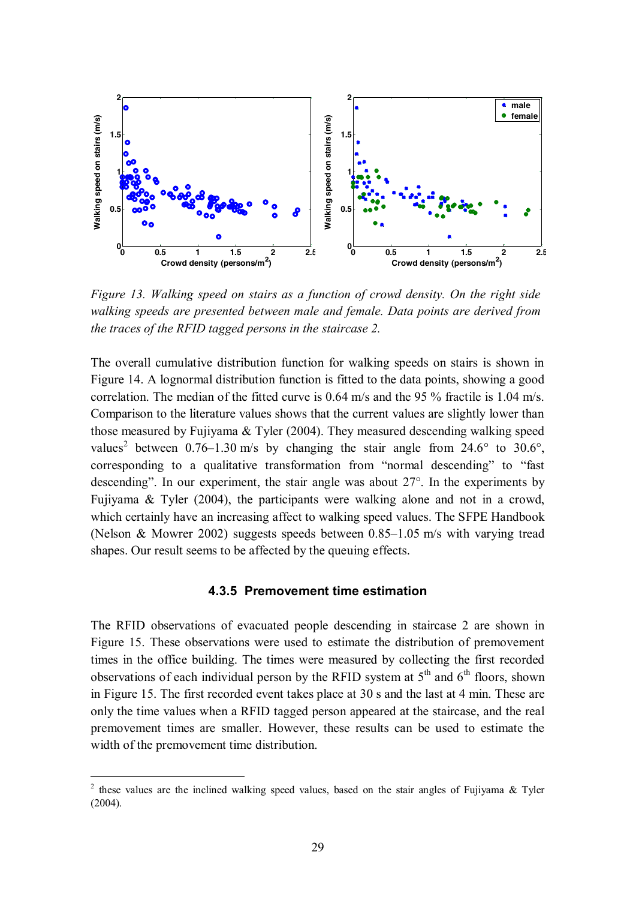*Figure 13. Walking speed on stairs as a function of crowd density. On the right side walking speeds are presented between male and female. Data points are derived from the traces of the RFID tagged persons in the staircase 2.*

The overall cumulative distribution function for walking speeds on stairs is shown in Figure 14. A lognormal distribution function is fitted to the data points, showing a good correlation. The median of the fitted curve is 0.64 m/s and the 95 % fractile is 1.04 m/s. Comparison to the literature values shows that the current values are slightly lower than those measured by Fujiyama & Tyler (2004). They measured descending walking speed values[2] between 0.76–1.30 m/s by changing the stair angle from 24.6° to 30.6°, corresponding to a qualitative transformation from "normal descending" to "fast descending". In our experiment, the stair angle was about 27°. In the experiments by Fujiyama & Tyler (2004), the participants were walking alone and not in a crowd, which certainly have an increasing affect to walking speed values. The SFPE Handbook (Nelson & Mowrer 2002) suggests speeds between 0.85–1.05 m/s with varying tread shapes. Our result seems to be affected by the queuing effects.

### 4.3.5 Premovement time estimation

The RFID observations of evacuated people descending in staircase 2 are shown in Figure 15. These observations were used to estimate the distribution of premovement times in the office building. The times were measured by collecting the first recorded observations of each individual person by the RFID system at 5th and 6th floors, shown in Figure 15. The first recorded event takes place at 30 s and the last at 4 min. These are only the time values when a RFID tagged person appeared at the staircase, and the real premovement times are smaller. However, these results can be used to estimate the width of the premovement time distribution.

---

[2] these values are the inclined walking speed values, based on the stair angles of Fujiyama & Tyler (2004).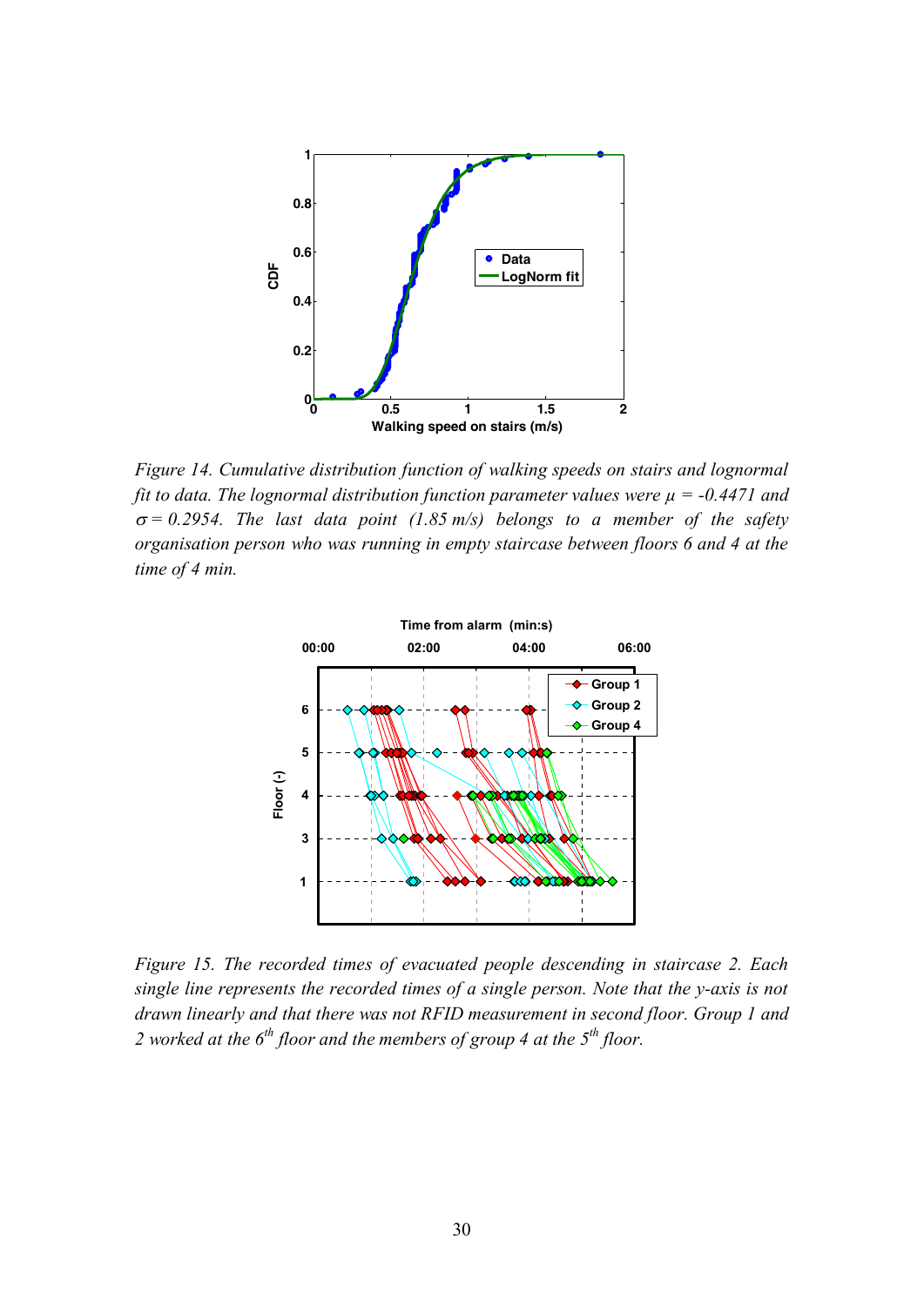*Figure 14. Cumulative distribution function of walking speeds on stairs and lognormal fit to data. The lognormal distribution function parameter values were $\mu$ = -0.4471 and $\sigma$ = 0.2954. The last data point (1.85 m/s) belongs to a member of the safety organisation person who was running in empty staircase between floors 6 and 4 at the time of 4 min.*

*Figure 15. The recorded times of evacuated people descending in staircase 2. Each single line represents the recorded times of a single person. Note that the y-axis is not drawn linearly and that there was not RFID measurement in second floor. Group 1 and 2 worked at the 6$^{th}$ floor and the members of group 4 at the 5$^{th}$ floor.*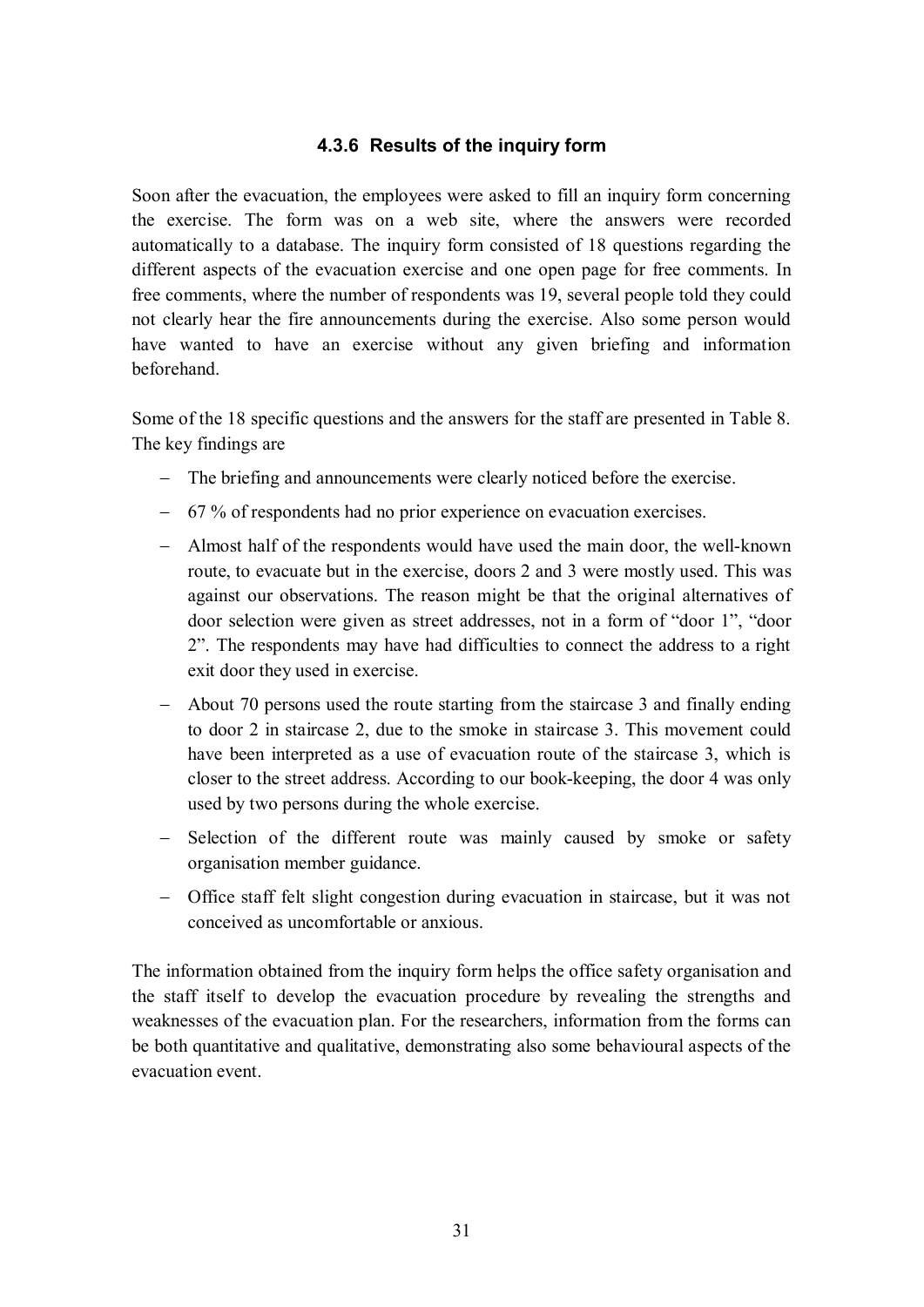### 4.3.6 Results of the inquiry form

Soon after the evacuation, the employees were asked to fill an inquiry form concerning the exercise. The form was on a web site, where the answers were recorded automatically to a database. The inquiry form consisted of 18 questions regarding the different aspects of the evacuation exercise and one open page for free comments. In free comments, where the number of respondents was 19, several people told they could not clearly hear the fire announcements during the exercise. Also some person would have wanted to have an exercise without any given briefing and information beforehand.

Some of the 18 specific questions and the answers for the staff are presented in Table 8. The key findings are

- The briefing and announcements were clearly noticed before the exercise.
- 67 % of respondents had no prior experience on evacuation exercises.
- Almost half of the respondents would have used the main door, the well-known route, to evacuate but in the exercise, doors 2 and 3 were mostly used. This was against our observations. The reason might be that the original alternatives of door selection were given as street addresses, not in a form of "door 1", "door 2". The respondents may have had difficulties to connect the address to a right exit door they used in exercise.
- About 70 persons used the route starting from the staircase 3 and finally ending to door 2 in staircase 2, due to the smoke in staircase 3. This movement could have been interpreted as a use of evacuation route of the staircase 3, which is closer to the street address. According to our book-keeping, the door 4 was only used by two persons during the whole exercise.
- Selection of the different route was mainly caused by smoke or safety organisation member guidance.
- Office staff felt slight congestion during evacuation in staircase, but it was not conceived as uncomfortable or anxious.

The information obtained from the inquiry form helps the office safety organisation and the staff itself to develop the evacuation procedure by revealing the strengths and weaknesses of the evacuation plan. For the researchers, information from the forms can be both quantitative and qualitative, demonstrating also some behavioural aspects of the evacuation event.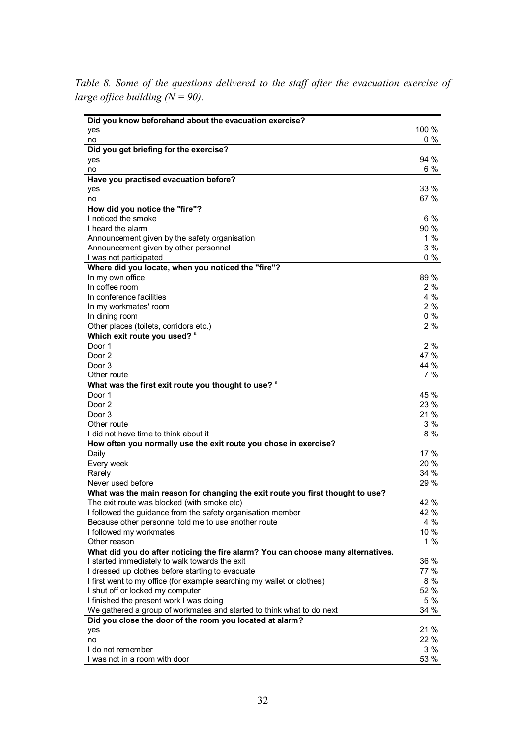*Table 8. Some of the questions delivered to the staff after the evacuation exercise of large office building (N = 90).*

| | |
|---|---|
| **Did you know beforehand about the evacuation exercise?** | |
| yes | 100 % |
| no | 0 % |
| **Did you get briefing for the exercise?** | |
| yes | 94 % |
| no | 6 % |
| **Have you practised evacuation before?** | |
| yes | 33 % |
| no | 67 % |
| **How did you notice the "fire"?** | |
| I noticed the smoke | 6 % |
| I heard the alarm | 90 % |
| Announcement given by the safety organisation | 1 % |
| Announcement given by other personnel | 3 % |
| I was not participated | 0 % |
| **Where did you locate, when you noticed the "fire"?** | |
| In my own office | 89 % |
| In coffee room | 2 % |
| In conference facilities | 4 % |
| In my workmates' room | 2 % |
| In dining room | 0 % |
| Other places (toilets, corridors etc.) | 2 % |
| **Which exit route you used?** [a] | |
| Door 1 | 2 % |
| Door 2 | 47 % |
| Door 3 | 44 % |
| Other route | 7 % |
| **What was the first exit route you thought to use?** [a] | |
| Door 1 | 45 % |
| Door 2 | 23 % |
| Door 3 | 21 % |
| Other route | 3 % |
| I did not have time to think about it | 8 % |
| **How often you normally use the exit route you chose in exercise?** | |
| Daily | 17 % |
| Every week | 20 % |
| Rarely | 34 % |
| Never used before | 29 % |
| **What was the main reason for changing the exit route you first thought to use?** | |
| The exit route was blocked (with smoke etc) | 42 % |
| I followed the guidance from the safety organisation member | 42 % |
| Because other personnel told me to use another route | 4 % |
| I followed my workmates | 10 % |
| Other reason | 1 % |
| **What did you do after noticing the fire alarm? You can choose many alternatives.** | |
| I started immediately to walk towards the exit | 36 % |
| I dressed up clothes before starting to evacuate | 77 % |
| I first went to my office (for example searching my wallet or clothes) | 8 % |
| I shut off or locked my computer | 52 % |
| I finished the present work I was doing | 5 % |
| We gathered a group of workmates and started to think what to do next | 34 % |
| **Did you close the door of the room you located at alarm?** | |
| yes | 21 % |
| no | 22 % |
| I do not remember | 3 % |
| I was not in a room with door | 53 % |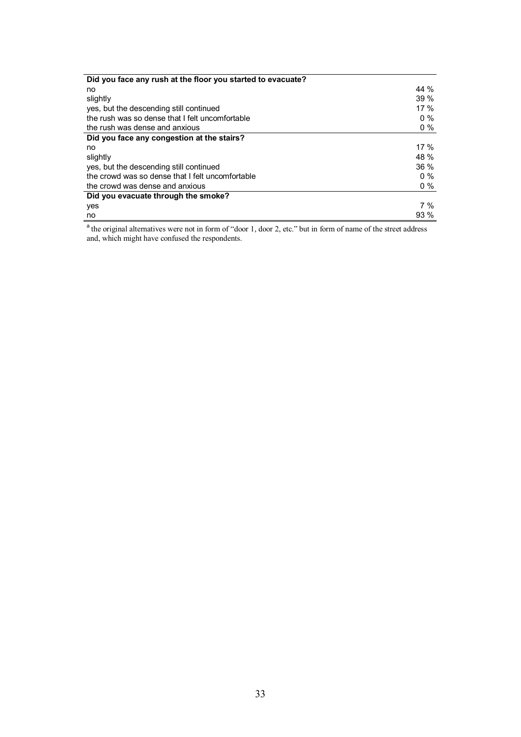| Did you face any rush at the floor you started to evacuate? | |
|---|---|
| no | 44 % |
| slightly | 39 % |
| yes, but the descending still continued | 17 % |
| the rush was so dense that I felt uncomfortable | 0 % |
| the rush was dense and anxious | 0 % |
| **Did you face any congestion at the stairs?** | |
| no | 17 % |
| slightly | 48 % |
| yes, but the descending still continued | 36 % |
| the crowd was so dense that I felt uncomfortable | 0 % |
| the crowd was dense and anxious | 0 % |
| **Did you evacuate through the smoke?** | |
| yes | 7 % |
| no | 93 % |

[a] the original alternatives were not in form of "door 1, door 2, etc." but in form of name of the street address and, which might have confused the respondents.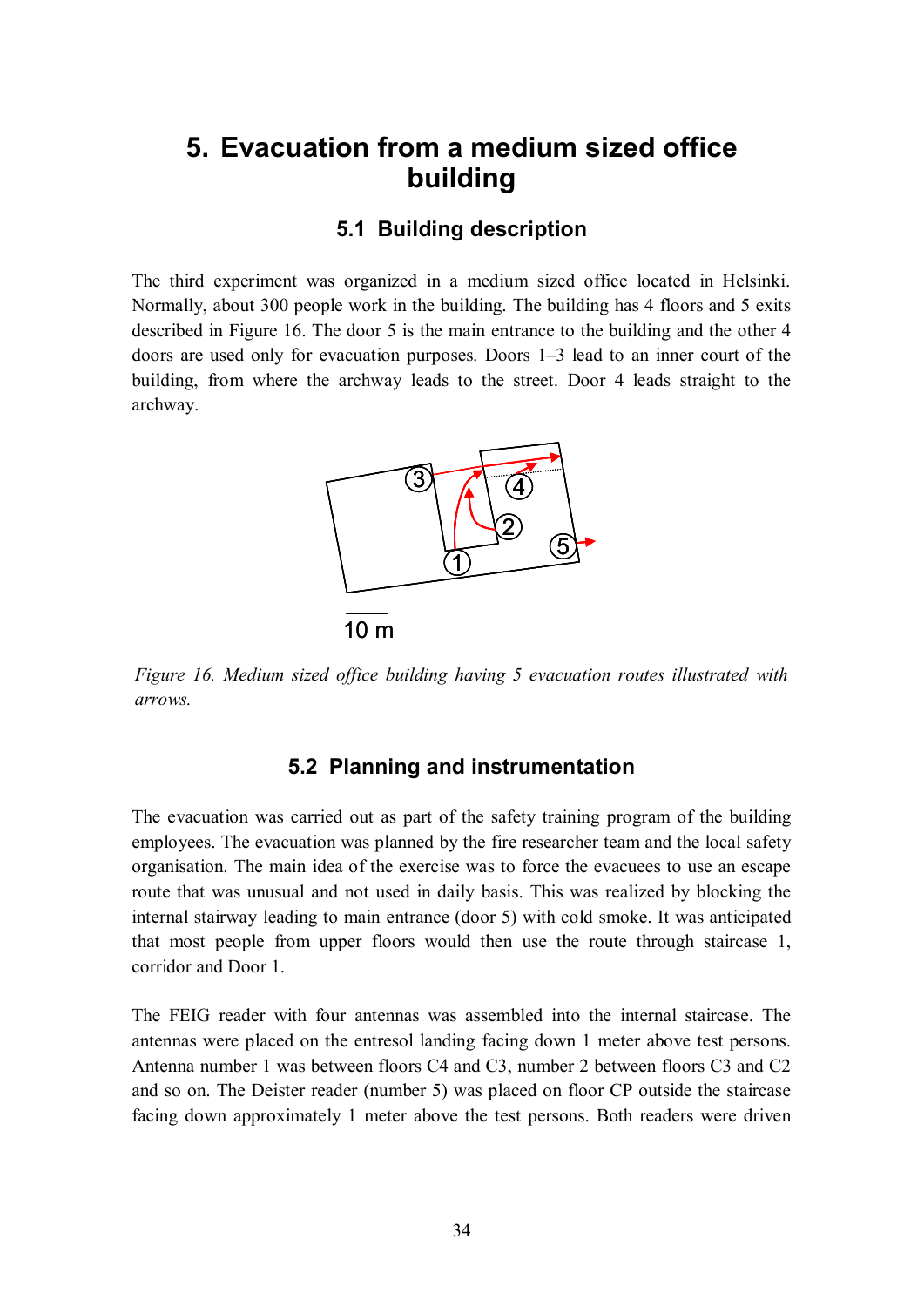# 5. Evacuation from a medium sized office building

## 5.1 Building description

The third experiment was organized in a medium sized office located in Helsinki. Normally, about 300 people work in the building. The building has 4 floors and 5 exits described in Figure 16. The door 5 is the main entrance to the building and the other 4 doors are used only for evacuation purposes. Doors 1–3 lead to an inner court of the building, from where the archway leads to the street. Door 4 leads straight to the archway.

*Figure 16. Medium sized office building having 5 evacuation routes illustrated with arrows.*

## 5.2 Planning and instrumentation

The evacuation was carried out as part of the safety training program of the building employees. The evacuation was planned by the fire researcher team and the local safety organisation. The main idea of the exercise was to force the evacuees to use an escape route that was unusual and not used in daily basis. This was realized by blocking the internal stairway leading to main entrance (door 5) with cold smoke. It was anticipated that most people from upper floors would then use the route through staircase 1, corridor and Door 1.

The FEIG reader with four antennas was assembled into the internal staircase. The antennas were placed on the entresol landing facing down 1 meter above test persons. Antenna number 1 was between floors C4 and C3, number 2 between floors C3 and C2 and so on. The Deister reader (number 5) was placed on floor CP outside the staircase facing down approximately 1 meter above the test persons. Both readers were driven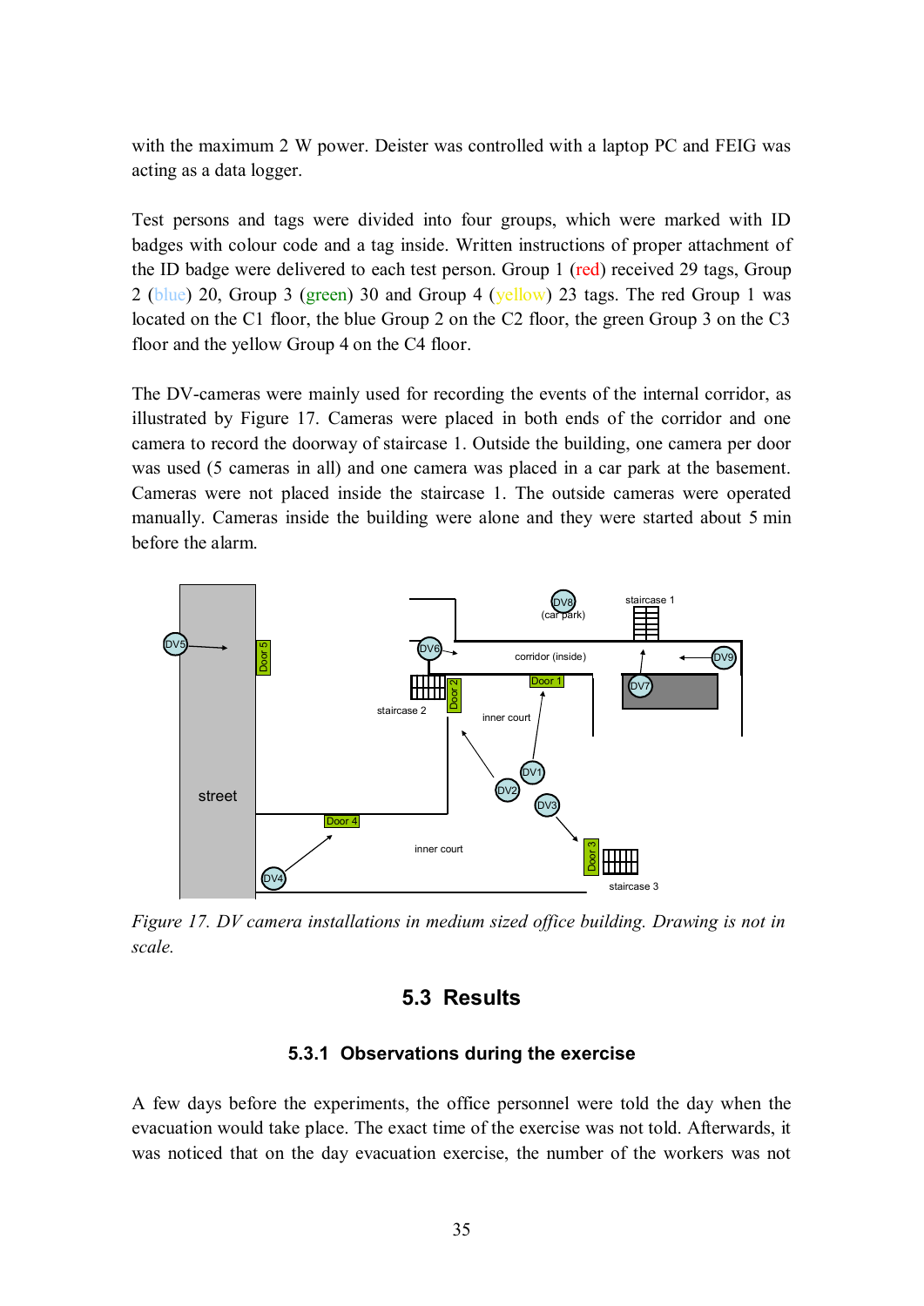with the maximum 2 W power. Deister was controlled with a laptop PC and FEIG was acting as a data logger.

Test persons and tags were divided into four groups, which were marked with ID badges with colour code and a tag inside. Written instructions of proper attachment of the ID badge were delivered to each test person. Group 1 (red) received 29 tags, Group 2 (blue) 20, Group 3 (green) 30 and Group 4 (yellow) 23 tags. The red Group 1 was located on the C1 floor, the blue Group 2 on the C2 floor, the green Group 3 on the C3 floor and the yellow Group 4 on the C4 floor.

The DV-cameras were mainly used for recording the events of the internal corridor, as illustrated by Figure 17. Cameras were placed in both ends of the corridor and one camera to record the doorway of staircase 1. Outside the building, one camera per door was used (5 cameras in all) and one camera was placed in a car park at the basement. Cameras were not placed inside the staircase 1. The outside cameras were operated manually. Cameras inside the building were alone and they were started about 5 min before the alarm.

*Figure 17. DV camera installations in medium sized office building. Drawing is not in scale.*

## 5.3 Results

### 5.3.1 Observations during the exercise

A few days before the experiments, the office personnel were told the day when the evacuation would take place. The exact time of the exercise was not told. Afterwards, it was noticed that on the day evacuation exercise, the number of the workers was not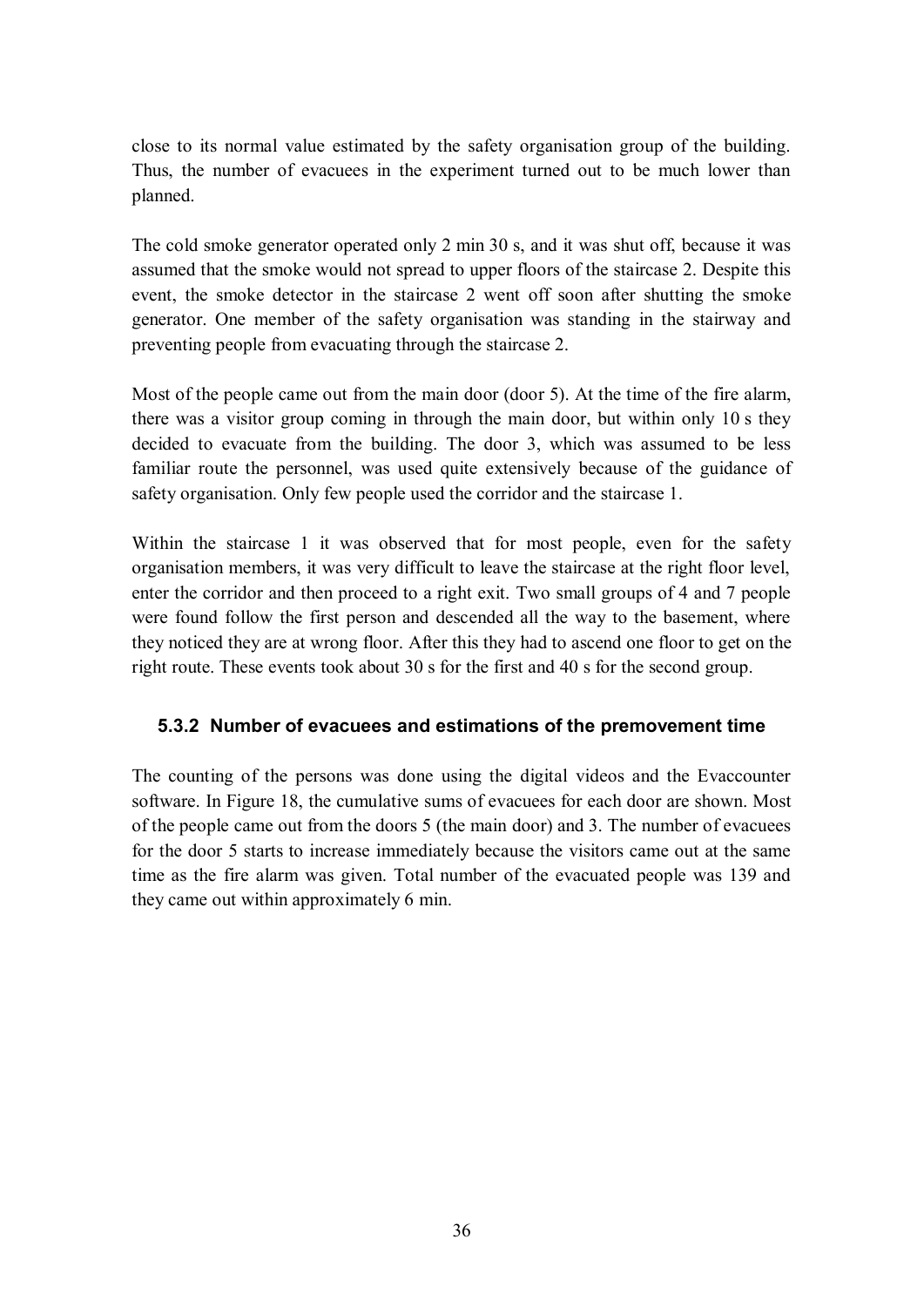close to its normal value estimated by the safety organisation group of the building. Thus, the number of evacuees in the experiment turned out to be much lower than planned.

The cold smoke generator operated only 2 min 30 s, and it was shut off, because it was assumed that the smoke would not spread to upper floors of the staircase 2. Despite this event, the smoke detector in the staircase 2 went off soon after shutting the smoke generator. One member of the safety organisation was standing in the stairway and preventing people from evacuating through the staircase 2.

Most of the people came out from the main door (door 5). At the time of the fire alarm, there was a visitor group coming in through the main door, but within only 10 s they decided to evacuate from the building. The door 3, which was assumed to be less familiar route the personnel, was used quite extensively because of the guidance of safety organisation. Only few people used the corridor and the staircase 1.

Within the staircase 1 it was observed that for most people, even for the safety organisation members, it was very difficult to leave the staircase at the right floor level, enter the corridor and then proceed to a right exit. Two small groups of 4 and 7 people were found follow the first person and descended all the way to the basement, where they noticed they are at wrong floor. After this they had to ascend one floor to get on the right route. These events took about 30 s for the first and 40 s for the second group.

### 5.3.2 Number of evacuees and estimations of the premovement time

The counting of the persons was done using the digital videos and the Evaccounter software. In Figure 18, the cumulative sums of evacuees for each door are shown. Most of the people came out from the doors 5 (the main door) and 3. The number of evacuees for the door 5 starts to increase immediately because the visitors came out at the same time as the fire alarm was given. Total number of the evacuated people was 139 and they came out within approximately 6 min.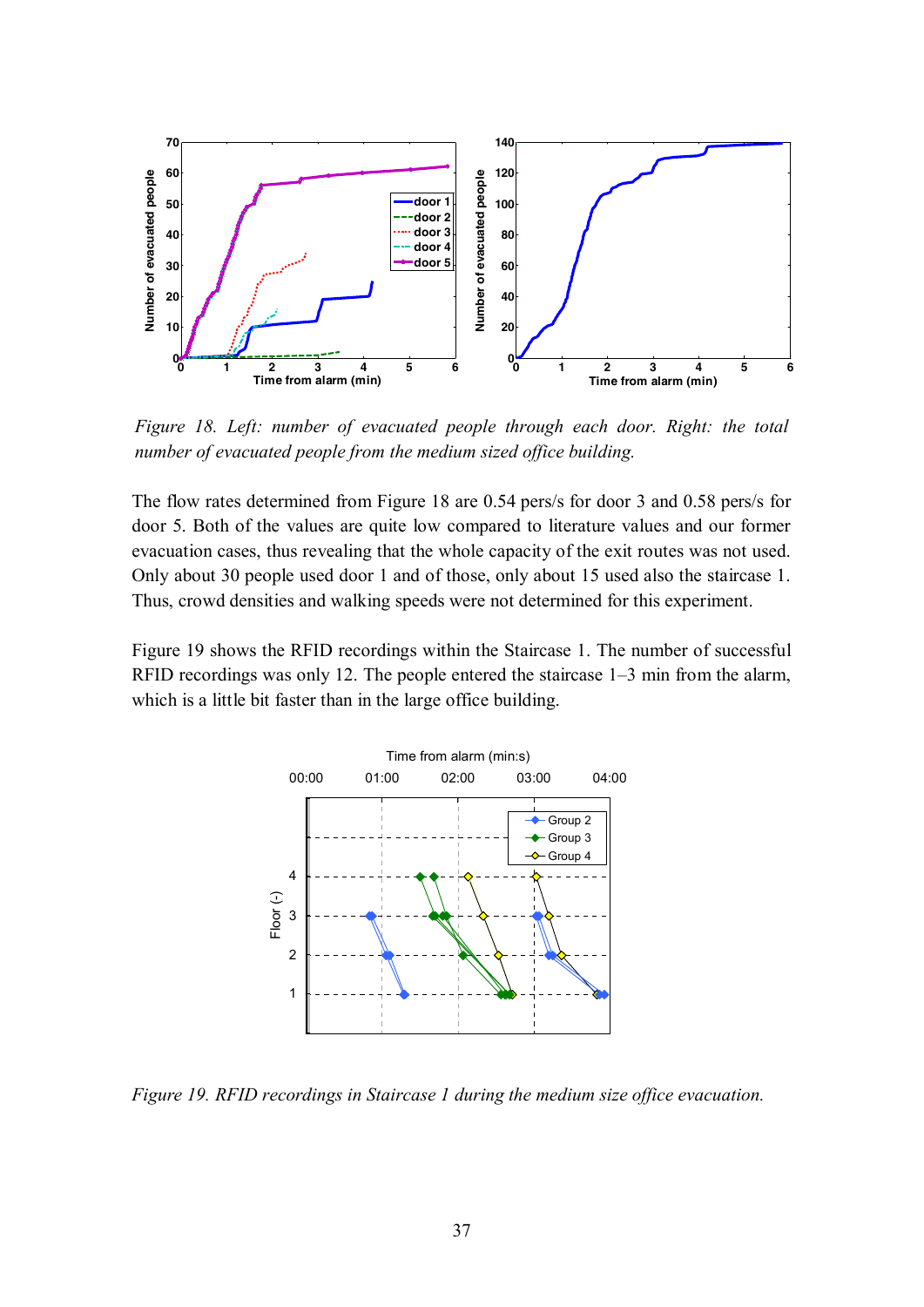*Figure 18. Left: number of evacuated people through each door. Right: the total number of evacuated people from the medium sized office building.*

The flow rates determined from Figure 18 are 0.54 pers/s for door 3 and 0.58 pers/s for door 5. Both of the values are quite low compared to literature values and our former evacuation cases, thus revealing that the whole capacity of the exit routes was not used. Only about 30 people used door 1 and of those, only about 15 used also the staircase 1. Thus, crowd densities and walking speeds were not determined for this experiment.

Figure 19 shows the RFID recordings within the Staircase 1. The number of successful RFID recordings was only 12. The people entered the staircase 1–3 min from the alarm, which is a little bit faster than in the large office building.

*Figure 19. RFID recordings in Staircase 1 during the medium size office evacuation.*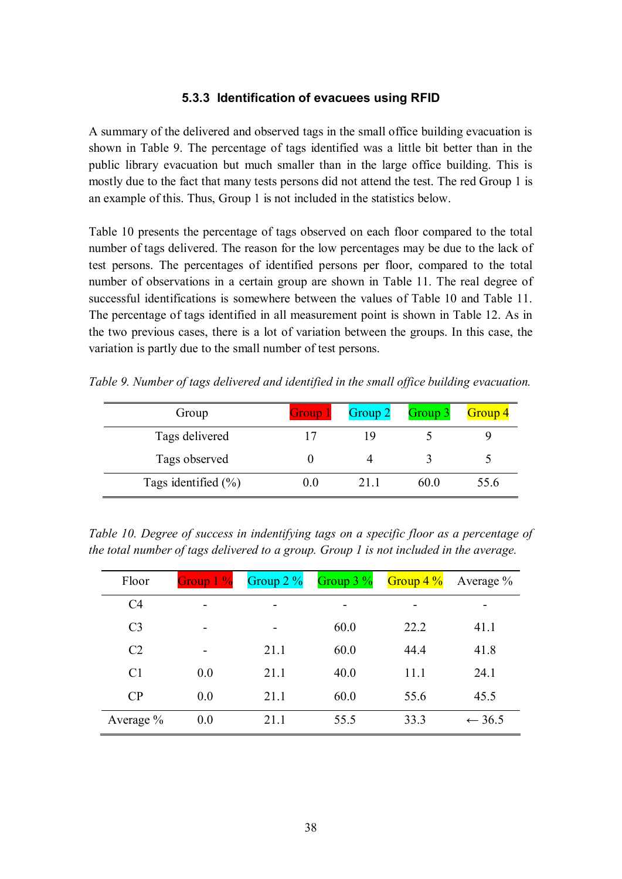### 5.3.3 Identification of evacuees using RFID

A summary of the delivered and observed tags in the small office building evacuation is shown in Table 9. The percentage of tags identified was a little bit better than in the public library evacuation but much smaller than in the large office building. This is mostly due to the fact that many tests persons did not attend the test. The red Group 1 is an example of this. Thus, Group 1 is not included in the statistics below.

Table 10 presents the percentage of tags observed on each floor compared to the total number of tags delivered. The reason for the low percentages may be due to the lack of test persons. The percentages of identified persons per floor, compared to the total number of observations in a certain group are shown in Table 11. The real degree of successful identifications is somewhere between the values of Table 10 and Table 11. The percentage of tags identified in all measurement point is shown in Table 12. As in the two previous cases, there is a lot of variation between the groups. In this case, the variation is partly due to the small number of test persons.

*Table 9. Number of tags delivered and identified in the small office building evacuation.*

| Group | Group 1 | Group 2 | Group 3 | Group 4 |
|---|---|---|---|---|
| Tags delivered | 17 | 19 | 5 | 9 |
| Tags observed | 0 | 4 | 3 | 5 |
| Tags identified (%) | 0.0 | 21.1 | 60.0 | 55.6 |

*Table 10. Degree of success in indentifying tags on a specific floor as a percentage of the total number of tags delivered to a group. Group 1 is not included in the average.*

| Floor | Group 1 % | Group 2 % | Group 3 % | Group 4 % | Average % |
|---|---|---|---|---|---|
| C4 | - | - | - | - | - |
| C3 | - | - | 60.0 | 22.2 | 41.1 |
| C2 | - | 21.1 | 60.0 | 44.4 | 41.8 |
| C1 | 0.0 | 21.1 | 40.0 | 11.1 | 24.1 |
| CP | 0.0 | 21.1 | 60.0 | 55.6 | 45.5 |
| Average % | 0.0 | 21.1 | 55.5 | 33.3 | ← 36.5 |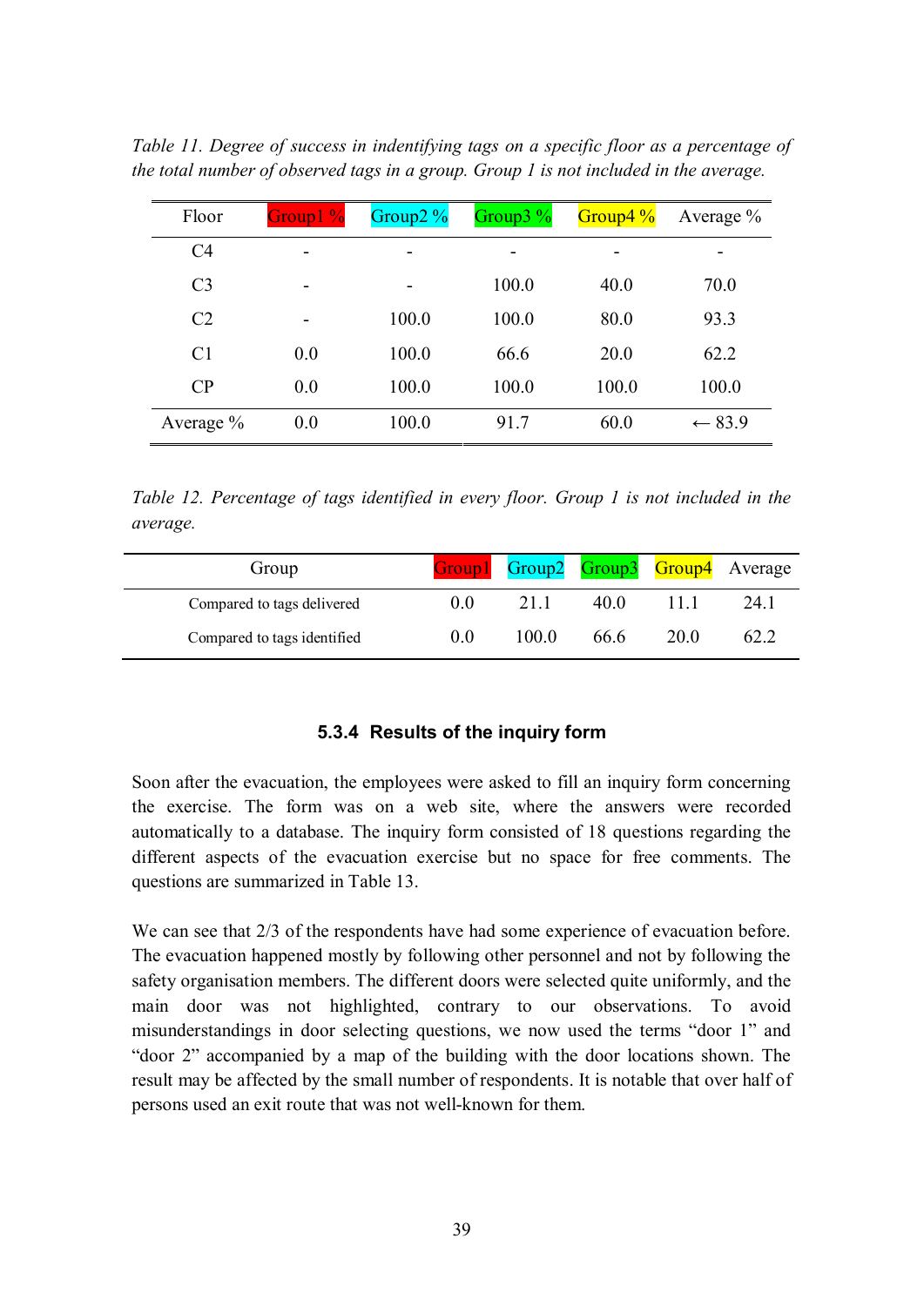*Table 11. Degree of success in indentifying tags on a specific floor as a percentage of the total number of observed tags in a group. Group 1 is not included in the average.*

| Floor | Group1 % | Group2 % | Group3 % | Group4 % | Average % |
|---|---|---|---|---|---|
| C4 | - | - | - | - | - |
| C3 | - | - | 100.0 | 40.0 | 70.0 |
| C2 | - | 100.0 | 100.0 | 80.0 | 93.3 |
| C1 | 0.0 | 100.0 | 66.6 | 20.0 | 62.2 |
| CP | 0.0 | 100.0 | 100.0 | 100.0 | 100.0 |
| Average % | 0.0 | 100.0 | 91.7 | 60.0 | ← 83.9 |

*Table 12. Percentage of tags identified in every floor. Group 1 is not included in the average.*

| Group | Group1 | Group2 | Group3 | Group4 | Average |
|---|---|---|---|---|---|
| Compared to tags delivered | 0.0 | 21.1 | 40.0 | 11.1 | 24.1 |
| Compared to tags identified | 0.0 | 100.0 | 66.6 | 20.0 | 62.2 |

### 5.3.4 Results of the inquiry form

Soon after the evacuation, the employees were asked to fill an inquiry form concerning the exercise. The form was on a web site, where the answers were recorded automatically to a database. The inquiry form consisted of 18 questions regarding the different aspects of the evacuation exercise but no space for free comments. The questions are summarized in Table 13.

We can see that 2/3 of the respondents have had some experience of evacuation before. The evacuation happened mostly by following other personnel and not by following the safety organisation members. The different doors were selected quite uniformly, and the main door was not highlighted, contrary to our observations. To avoid misunderstandings in door selecting questions, we now used the terms "door 1" and "door 2" accompanied by a map of the building with the door locations shown. The result may be affected by the small number of respondents. It is notable that over half of persons used an exit route that was not well-known for them.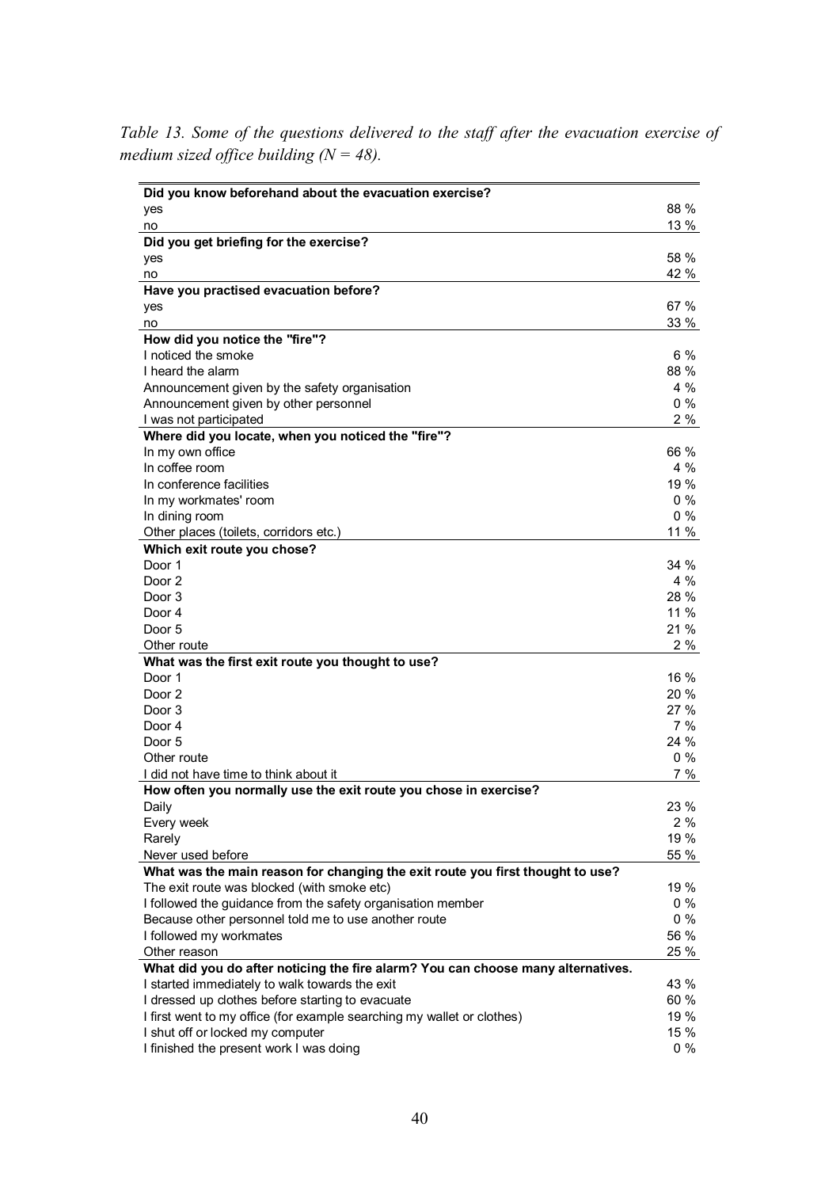*Table 13. Some of the questions delivered to the staff after the evacuation exercise of medium sized office building (N = 48).*

| | |
|---|---|
| **Did you know beforehand about the evacuation exercise?** | |
| yes | 88 % |
| no | 13 % |
| **Did you get briefing for the exercise?** | |
| yes | 58 % |
| no | 42 % |
| **Have you practised evacuation before?** | |
| yes | 67 % |
| no | 33 % |
| **How did you notice the "fire"?** | |
| I noticed the smoke | 6 % |
| I heard the alarm | 88 % |
| Announcement given by the safety organisation | 4 % |
| Announcement given by other personnel | 0 % |
| I was not participated | 2 % |
| **Where did you locate, when you noticed the "fire"?** | |
| In my own office | 66 % |
| In coffee room | 4 % |
| In conference facilities | 19 % |
| In my workmates' room | 0 % |
| In dining room | 0 % |
| Other places (toilets, corridors etc.) | 11 % |
| **Which exit route you chose?** | |
| Door 1 | 34 % |
| Door 2 | 4 % |
| Door 3 | 28 % |
| Door 4 | 11 % |
| Door 5 | 21 % |
| Other route | 2 % |
| **What was the first exit route you thought to use?** | |
| Door 1 | 16 % |
| Door 2 | 20 % |
| Door 3 | 27 % |
| Door 4 | 7 % |
| Door 5 | 24 % |
| Other route | 0 % |
| I did not have time to think about it | 7 % |
| **How often you normally use the exit route you chose in exercise?** | |
| Daily | 23 % |
| Every week | 2 % |
| Rarely | 19 % |
| Never used before | 55 % |
| **What was the main reason for changing the exit route you first thought to use?** | |
| The exit route was blocked (with smoke etc) | 19 % |
| I followed the guidance from the safety organisation member | 0 % |
| Because other personnel told me to use another route | 0 % |
| I followed my workmates | 56 % |
| Other reason | 25 % |
| **What did you do after noticing the fire alarm? You can choose many alternatives.** | |
| I started immediately to walk towards the exit | 43 % |
| I dressed up clothes before starting to evacuate | 60 % |
| I first went to my office (for example searching my wallet or clothes) | 19 % |
| I shut off or locked my computer | 15 % |
| I finished the present work I was doing | 0 % |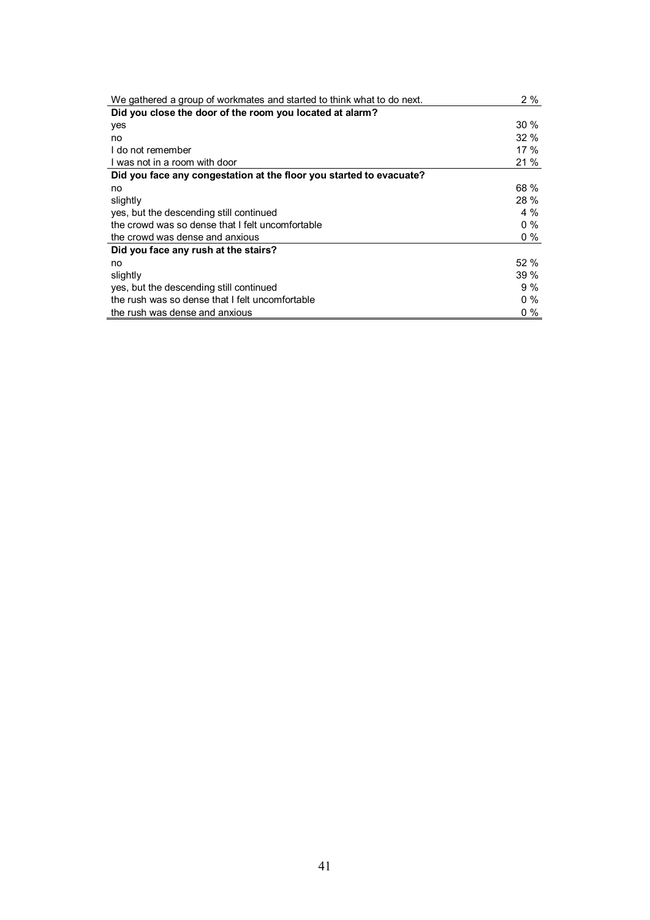| | |
|---|---|
| We gathered a group of workmates and started to think what to do next. | 2 % |
| **Did you close the door of the room you located at alarm?** | |
| yes | 30 % |
| no | 32 % |
| I do not remember | 17 % |
| I was not in a room with door | 21 % |
| **Did you face any congestation at the floor you started to evacuate?** | |
| no | 68 % |
| slightly | 28 % |
| yes, but the descending still continued | 4 % |
| the crowd was so dense that I felt uncomfortable | 0 % |
| the crowd was dense and anxious | 0 % |
| **Did you face any rush at the stairs?** | |
| no | 52 % |
| slightly | 39 % |
| yes, but the descending still continued | 9 % |
| the rush was so dense that I felt uncomfortable | 0 % |
| the rush was dense and anxious | 0 % |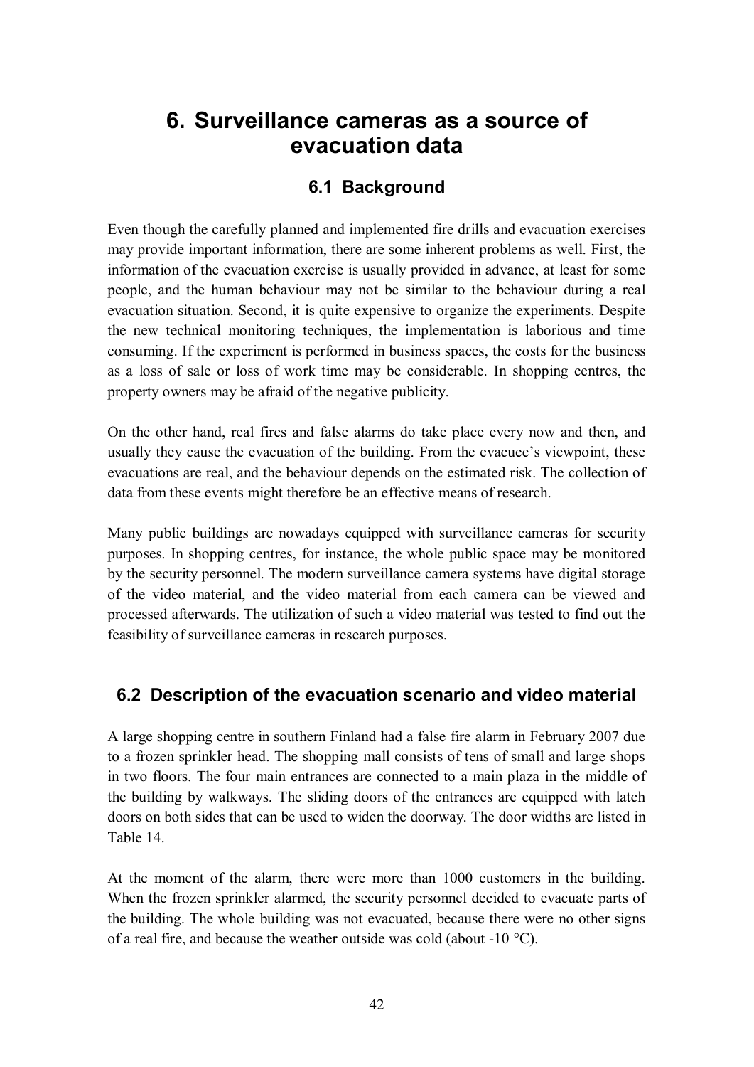# 6. Surveillance cameras as a source of evacuation data

## 6.1 Background

Even though the carefully planned and implemented fire drills and evacuation exercises may provide important information, there are some inherent problems as well. First, the information of the evacuation exercise is usually provided in advance, at least for some people, and the human behaviour may not be similar to the behaviour during a real evacuation situation. Second, it is quite expensive to organize the experiments. Despite the new technical monitoring techniques, the implementation is laborious and time consuming. If the experiment is performed in business spaces, the costs for the business as a loss of sale or loss of work time may be considerable. In shopping centres, the property owners may be afraid of the negative publicity.

On the other hand, real fires and false alarms do take place every now and then, and usually they cause the evacuation of the building. From the evacuee's viewpoint, these evacuations are real, and the behaviour depends on the estimated risk. The collection of data from these events might therefore be an effective means of research.

Many public buildings are nowadays equipped with surveillance cameras for security purposes. In shopping centres, for instance, the whole public space may be monitored by the security personnel. The modern surveillance camera systems have digital storage of the video material, and the video material from each camera can be viewed and processed afterwards. The utilization of such a video material was tested to find out the feasibility of surveillance cameras in research purposes.

## 6.2 Description of the evacuation scenario and video material

A large shopping centre in southern Finland had a false fire alarm in February 2007 due to a frozen sprinkler head. The shopping mall consists of tens of small and large shops in two floors. The four main entrances are connected to a main plaza in the middle of the building by walkways. The sliding doors of the entrances are equipped with latch doors on both sides that can be used to widen the doorway. The door widths are listed in Table 14.

At the moment of the alarm, there were more than 1000 customers in the building. When the frozen sprinkler alarmed, the security personnel decided to evacuate parts of the building. The whole building was not evacuated, because there were no other signs of a real fire, and because the weather outside was cold (about -10 °C).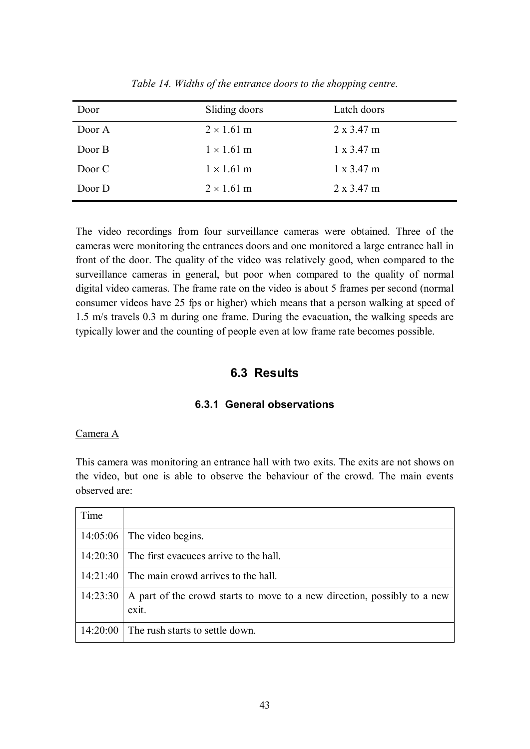*Table 14. Widths of the entrance doors to the shopping centre.*

| Door | Sliding doors | Latch doors |
|---|---|---|
| Door A | $2 \times 1.61$ m | 2 x 3.47 m |
| Door B | $1 \times 1.61$ m | 1 x 3.47 m |
| Door C | $1 \times 1.61$ m | 1 x 3.47 m |
| Door D | $2 \times 1.61$ m | 2 x 3.47 m |

The video recordings from four surveillance cameras were obtained. Three of the cameras were monitoring the entrances doors and one monitored a large entrance hall in front of the door. The quality of the video was relatively good, when compared to the surveillance cameras in general, but poor when compared to the quality of normal digital video cameras. The frame rate on the video is about 5 frames per second (normal consumer videos have 25 fps or higher) which means that a person walking at speed of 1.5 m/s travels 0.3 m during one frame. During the evacuation, the walking speeds are typically lower and the counting of people even at low frame rate becomes possible.

## 6.3 Results

### 6.3.1 General observations

Camera A

This camera was monitoring an entrance hall with two exits. The exits are not shows on the video, but one is able to observe the behaviour of the crowd. The main events observed are:

| Time | |
|---|---|
| 14:05:06 | The video begins. |
| 14:20:30 | The first evacuees arrive to the hall. |
| 14:21:40 | The main crowd arrives to the hall. |
| 14:23:30 | A part of the crowd starts to move to a new direction, possibly to a new exit. |
| 14:20:00 | The rush starts to settle down. |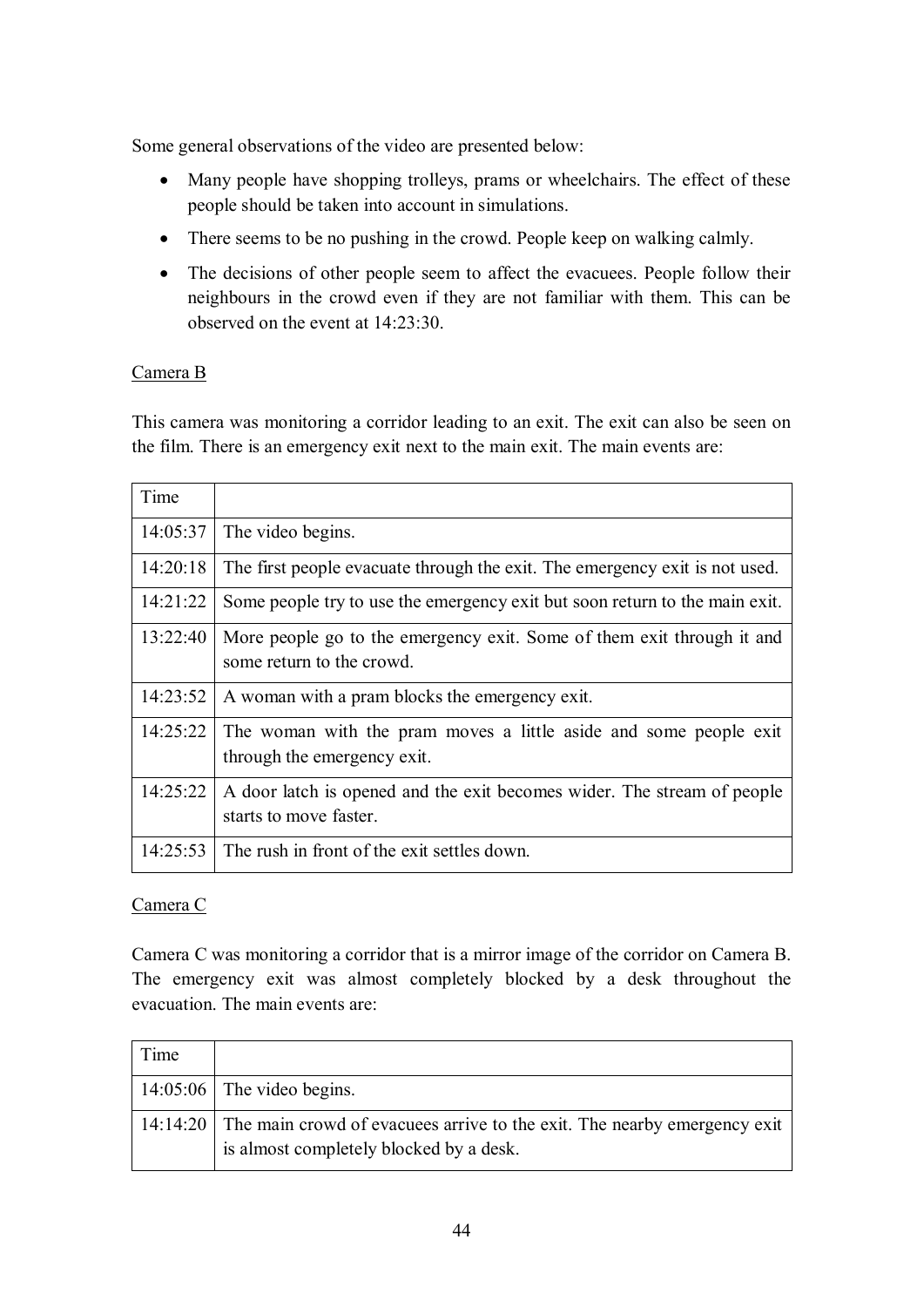Some general observations of the video are presented below:

- Many people have shopping trolleys, prams or wheelchairs. The effect of these people should be taken into account in simulations.
- There seems to be no pushing in the crowd. People keep on walking calmly.
- The decisions of other people seem to affect the evacuees. People follow their neighbours in the crowd even if they are not familiar with them. This can be observed on the event at 14:23:30.

<u>Camera B</u>

This camera was monitoring a corridor leading to an exit. The exit can also be seen on the film. There is an emergency exit next to the main exit. The main events are:

| Time | |
|---|---|
| 14:05:37 | The video begins. |
| 14:20:18 | The first people evacuate through the exit. The emergency exit is not used. |
| 14:21:22 | Some people try to use the emergency exit but soon return to the main exit. |
| 13:22:40 | More people go to the emergency exit. Some of them exit through it and some return to the crowd. |
| 14:23:52 | A woman with a pram blocks the emergency exit. |
| 14:25:22 | The woman with the pram moves a little aside and some people exit through the emergency exit. |
| 14:25:22 | A door latch is opened and the exit becomes wider. The stream of people starts to move faster. |
| 14:25:53 | The rush in front of the exit settles down. |

<u>Camera C</u>

Camera C was monitoring a corridor that is a mirror image of the corridor on Camera B. The emergency exit was almost completely blocked by a desk throughout the evacuation. The main events are:

| Time | |
|---|---|
| 14:05:06 | The video begins. |
| 14:14:20 | The main crowd of evacuees arrive to the exit. The nearby emergency exit is almost completely blocked by a desk. |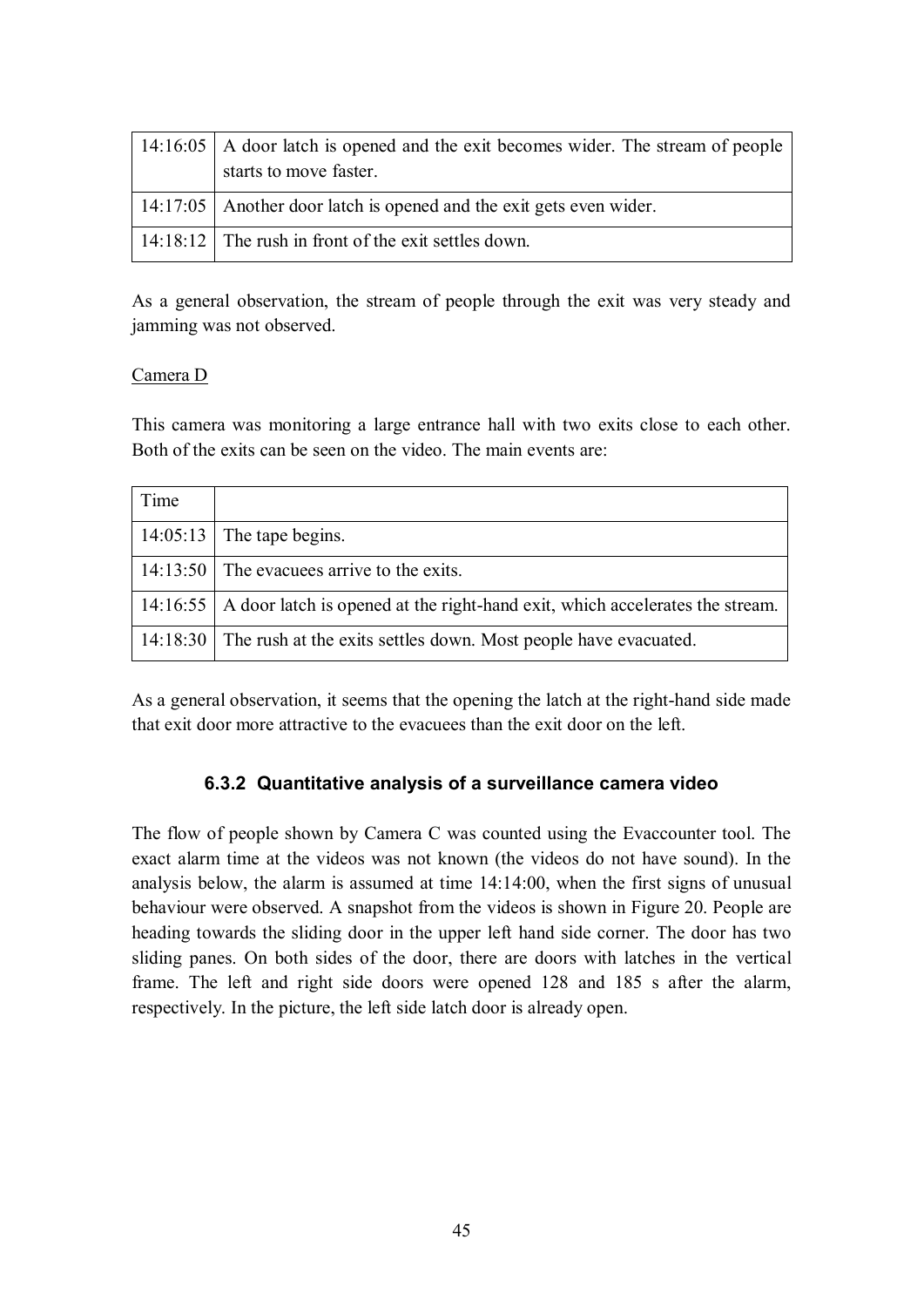| | |
|---|---|
| 14:16:05 | A door latch is opened and the exit becomes wider. The stream of people starts to move faster. |
| 14:17:05 | Another door latch is opened and the exit gets even wider. |
| 14:18:12 | The rush in front of the exit settles down. |

As a general observation, the stream of people through the exit was very steady and jamming was not observed.

Camera D

This camera was monitoring a large entrance hall with two exits close to each other. Both of the exits can be seen on the video. The main events are:

| Time | |
|---|---|
| 14:05:13 | The tape begins. |
| 14:13:50 | The evacuees arrive to the exits. |
| 14:16:55 | A door latch is opened at the right-hand exit, which accelerates the stream. |
| 14:18:30 | The rush at the exits settles down. Most people have evacuated. |

As a general observation, it seems that the opening the latch at the right-hand side made that exit door more attractive to the evacuees than the exit door on the left.

### 6.3.2 Quantitative analysis of a surveillance camera video

The flow of people shown by Camera C was counted using the Evaccounter tool. The exact alarm time at the videos was not known (the videos do not have sound). In the analysis below, the alarm is assumed at time 14:14:00, when the first signs of unusual behaviour were observed. A snapshot from the videos is shown in Figure 20. People are heading towards the sliding door in the upper left hand side corner. The door has two sliding panes. On both sides of the door, there are doors with latches in the vertical frame. The left and right side doors were opened 128 and 185 s after the alarm, respectively. In the picture, the left side latch door is already open.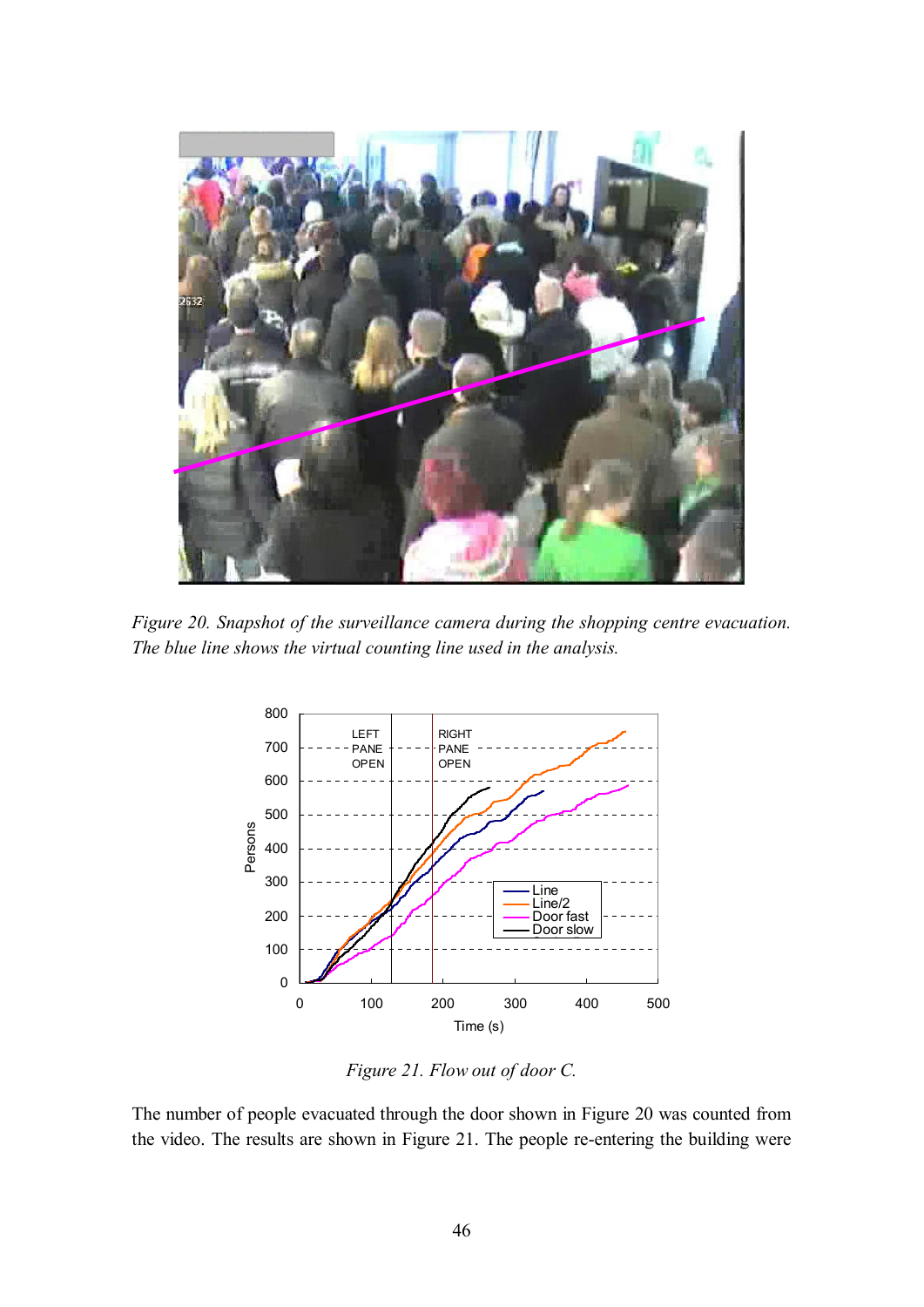*Figure 20. Snapshot of the surveillance camera during the shopping centre evacuation. The blue line shows the virtual counting line used in the analysis.*

*Figure 21. Flow out of door C.*

The number of people evacuated through the door shown in Figure 20 was counted from the video. The results are shown in Figure 21. The people re-entering the building were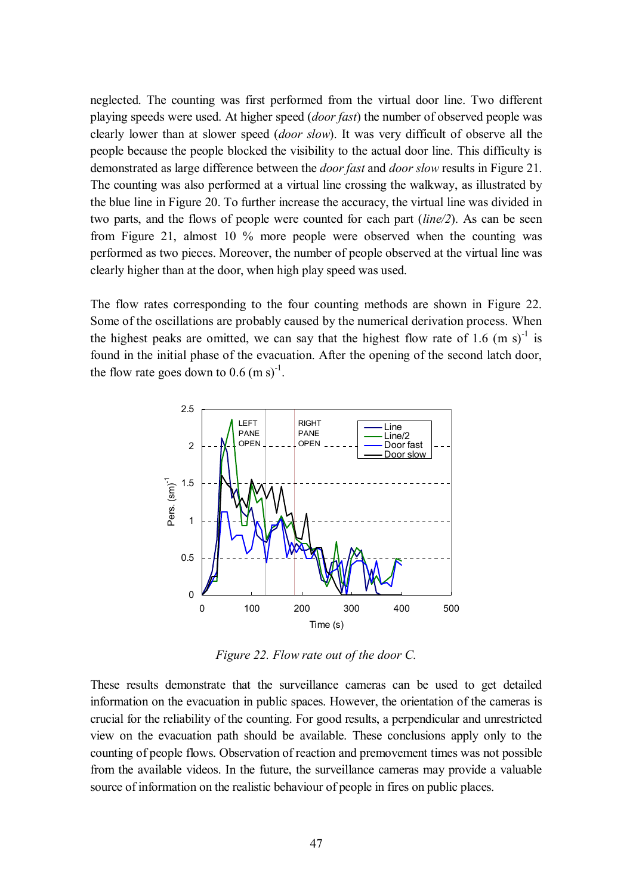neglected. The counting was first performed from the virtual door line. Two different playing speeds were used. At higher speed (*door fast*) the number of observed people was clearly lower than at slower speed (*door slow*). It was very difficult of observe all the people because the people blocked the visibility to the actual door line. This difficulty is demonstrated as large difference between the *door fast* and *door slow* results in Figure 21. The counting was also performed at a virtual line crossing the walkway, as illustrated by the blue line in Figure 20. To further increase the accuracy, the virtual line was divided in two parts, and the flows of people were counted for each part (*line/2*). As can be seen from Figure 21, almost 10 % more people were observed when the counting was performed as two pieces. Moreover, the number of people observed at the virtual line was clearly higher than at the door, when high play speed was used.

The flow rates corresponding to the four counting methods are shown in Figure 22. Some of the oscillations are probably caused by the numerical derivation process. When the highest peaks are omitted, we can say that the highest flow rate of 1.6 $(m\ s)^{-1}$ is found in the initial phase of the evacuation. After the opening of the second latch door, the flow rate goes down to 0.6 $(m\ s)^{-1}$.

*Figure 22. Flow rate out of the door C.*

These results demonstrate that the surveillance cameras can be used to get detailed information on the evacuation in public spaces. However, the orientation of the cameras is crucial for the reliability of the counting. For good results, a perpendicular and unrestricted view on the evacuation path should be available. These conclusions apply only to the counting of people flows. Observation of reaction and premovement times was not possible from the available videos. In the future, the surveillance cameras may provide a valuable source of information on the realistic behaviour of people in fires on public places.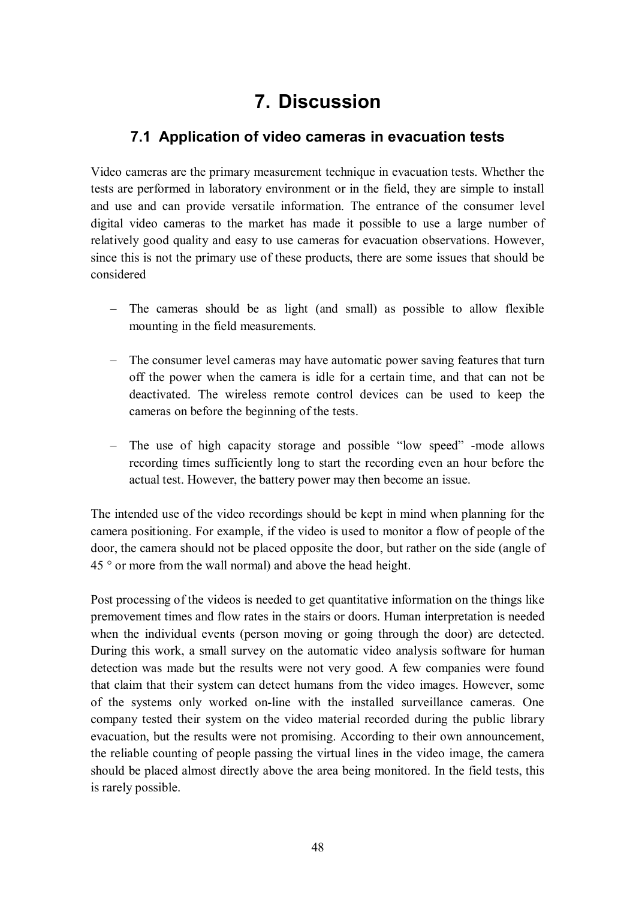# 7. Discussion

## 7.1 Application of video cameras in evacuation tests

Video cameras are the primary measurement technique in evacuation tests. Whether the tests are performed in laboratory environment or in the field, they are simple to install and use and can provide versatile information. The entrance of the consumer level digital video cameras to the market has made it possible to use a large number of relatively good quality and easy to use cameras for evacuation observations. However, since this is not the primary use of these products, there are some issues that should be considered

- The cameras should be as light (and small) as possible to allow flexible mounting in the field measurements.
- The consumer level cameras may have automatic power saving features that turn off the power when the camera is idle for a certain time, and that can not be deactivated. The wireless remote control devices can be used to keep the cameras on before the beginning of the tests.
- The use of high capacity storage and possible "low speed" -mode allows recording times sufficiently long to start the recording even an hour before the actual test. However, the battery power may then become an issue.

The intended use of the video recordings should be kept in mind when planning for the camera positioning. For example, if the video is used to monitor a flow of people of the door, the camera should not be placed opposite the door, but rather on the side (angle of 45 ° or more from the wall normal) and above the head height.

Post processing of the videos is needed to get quantitative information on the things like premovement times and flow rates in the stairs or doors. Human interpretation is needed when the individual events (person moving or going through the door) are detected. During this work, a small survey on the automatic video analysis software for human detection was made but the results were not very good. A few companies were found that claim that their system can detect humans from the video images. However, some of the systems only worked on-line with the installed surveillance cameras. One company tested their system on the video material recorded during the public library evacuation, but the results were not promising. According to their own announcement, the reliable counting of people passing the virtual lines in the video image, the camera should be placed almost directly above the area being monitored. In the field tests, this is rarely possible.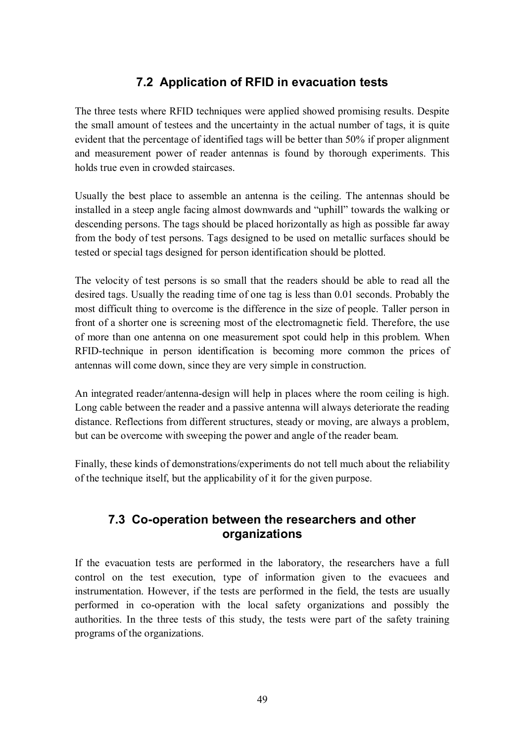## 7.2 Application of RFID in evacuation tests

The three tests where RFID techniques were applied showed promising results. Despite the small amount of testees and the uncertainty in the actual number of tags, it is quite evident that the percentage of identified tags will be better than 50% if proper alignment and measurement power of reader antennas is found by thorough experiments. This holds true even in crowded staircases.

Usually the best place to assemble an antenna is the ceiling. The antennas should be installed in a steep angle facing almost downwards and "uphill" towards the walking or descending persons. The tags should be placed horizontally as high as possible far away from the body of test persons. Tags designed to be used on metallic surfaces should be tested or special tags designed for person identification should be plotted.

The velocity of test persons is so small that the readers should be able to read all the desired tags. Usually the reading time of one tag is less than 0.01 seconds. Probably the most difficult thing to overcome is the difference in the size of people. Taller person in front of a shorter one is screening most of the electromagnetic field. Therefore, the use of more than one antenna on one measurement spot could help in this problem. When RFID-technique in person identification is becoming more common the prices of antennas will come down, since they are very simple in construction.

An integrated reader/antenna-design will help in places where the room ceiling is high. Long cable between the reader and a passive antenna will always deteriorate the reading distance. Reflections from different structures, steady or moving, are always a problem, but can be overcome with sweeping the power and angle of the reader beam.

Finally, these kinds of demonstrations/experiments do not tell much about the reliability of the technique itself, but the applicability of it for the given purpose.

## 7.3 Co-operation between the researchers and other organizations

If the evacuation tests are performed in the laboratory, the researchers have a full control on the test execution, type of information given to the evacuees and instrumentation. However, if the tests are performed in the field, the tests are usually performed in co-operation with the local safety organizations and possibly the authorities. In the three tests of this study, the tests were part of the safety training programs of the organizations.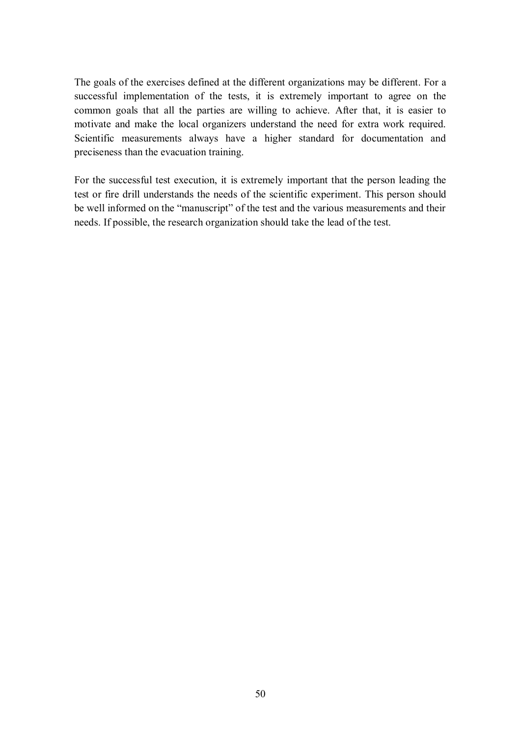The goals of the exercises defined at the different organizations may be different. For a successful implementation of the tests, it is extremely important to agree on the common goals that all the parties are willing to achieve. After that, it is easier to motivate and make the local organizers understand the need for extra work required. Scientific measurements always have a higher standard for documentation and preciseness than the evacuation training.

For the successful test execution, it is extremely important that the person leading the test or fire drill understands the needs of the scientific experiment. This person should be well informed on the "manuscript" of the test and the various measurements and their needs. If possible, the research organization should take the lead of the test.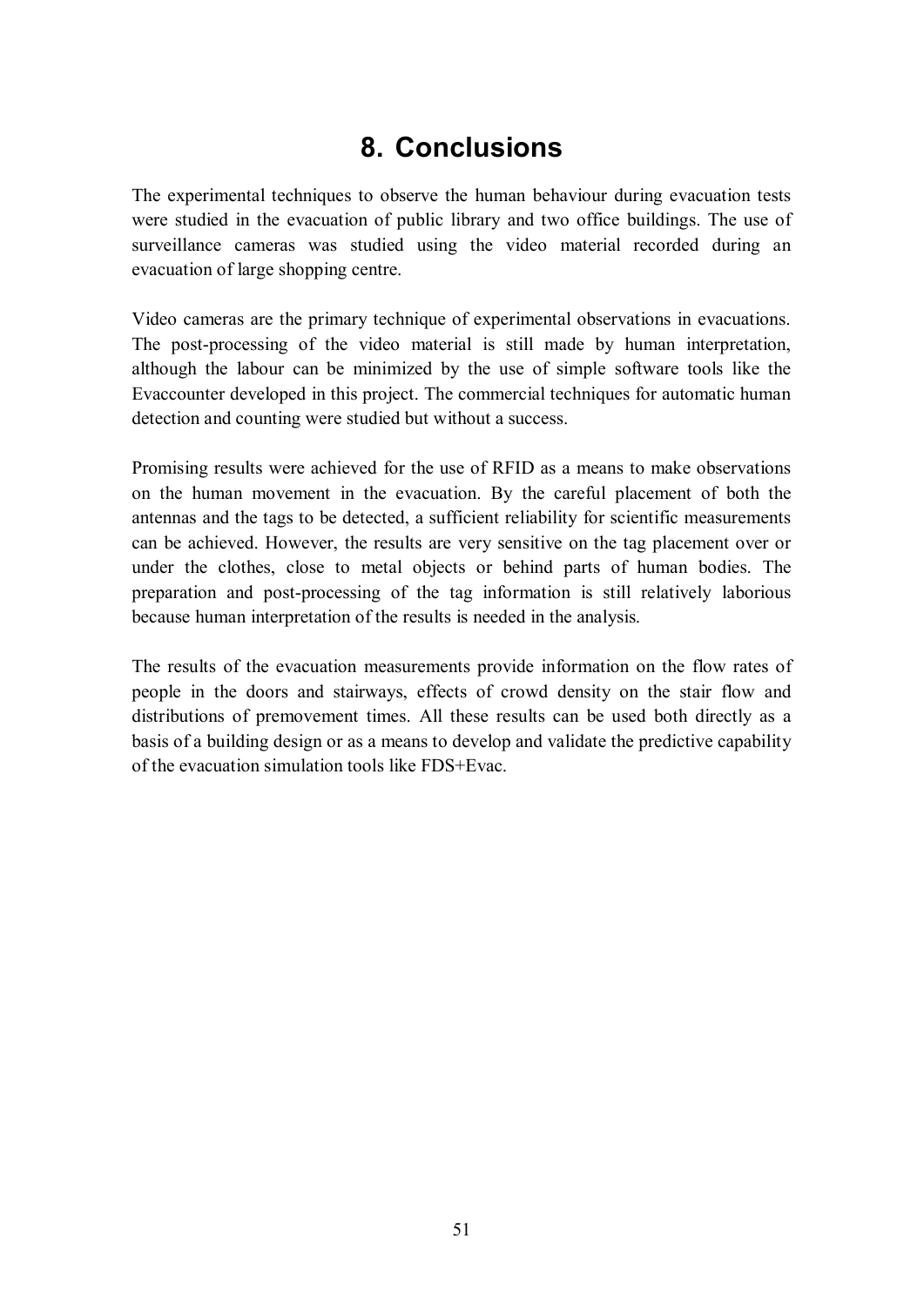# 8. Conclusions

The experimental techniques to observe the human behaviour during evacuation tests were studied in the evacuation of public library and two office buildings. The use of surveillance cameras was studied using the video material recorded during an evacuation of large shopping centre.

Video cameras are the primary technique of experimental observations in evacuations. The post-processing of the video material is still made by human interpretation, although the labour can be minimized by the use of simple software tools like the Evaccounter developed in this project. The commercial techniques for automatic human detection and counting were studied but without a success.

Promising results were achieved for the use of RFID as a means to make observations on the human movement in the evacuation. By the careful placement of both the antennas and the tags to be detected, a sufficient reliability for scientific measurements can be achieved. However, the results are very sensitive on the tag placement over or under the clothes, close to metal objects or behind parts of human bodies. The preparation and post-processing of the tag information is still relatively laborious because human interpretation of the results is needed in the analysis.

The results of the evacuation measurements provide information on the flow rates of people in the doors and stairways, effects of crowd density on the stair flow and distributions of premovement times. All these results can be used both directly as a basis of a building design or as a means to develop and validate the predictive capability of the evacuation simulation tools like FDS+Evac.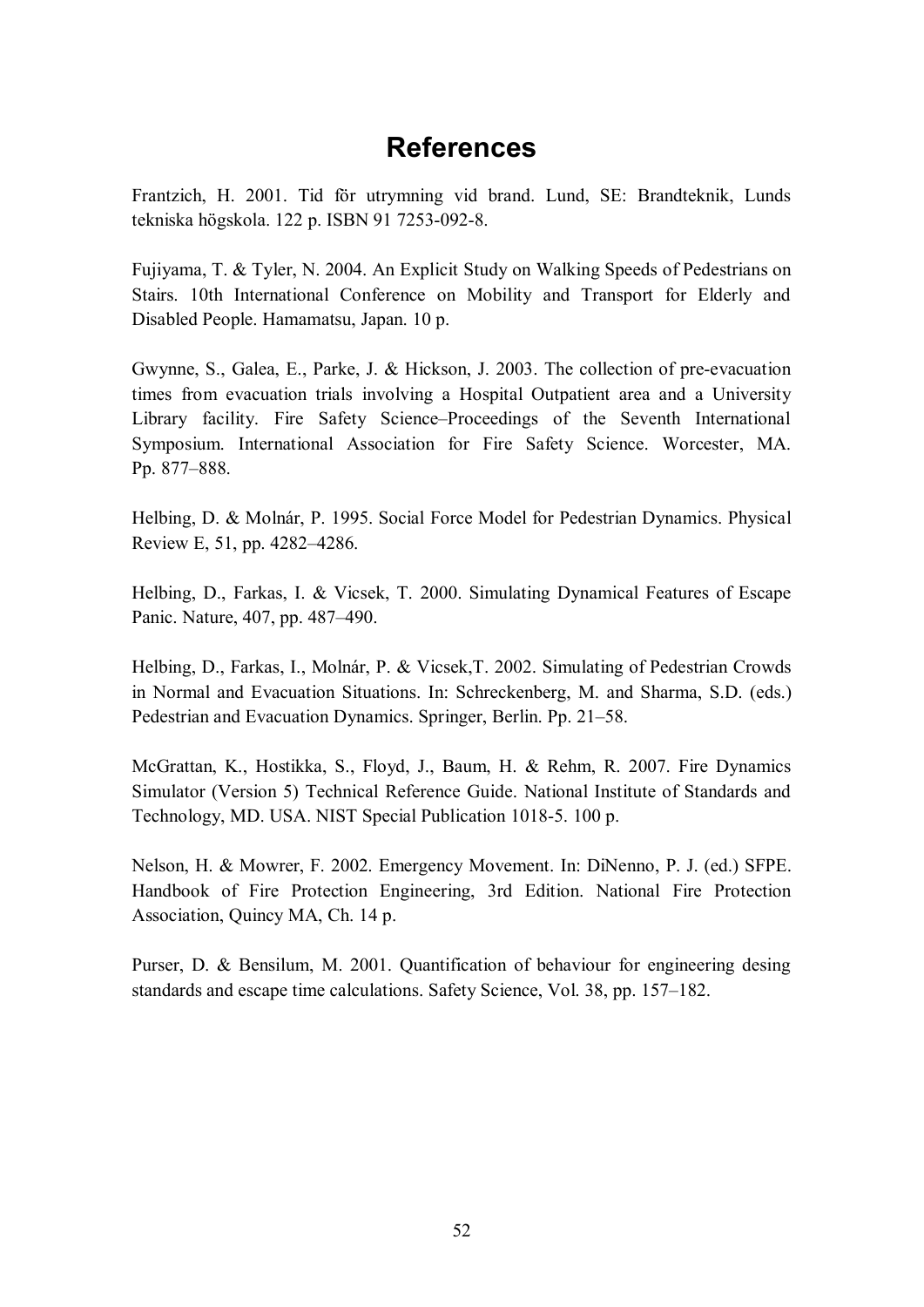# References

Frantzich, H. 2001. Tid för utrymning vid brand. Lund, SE: Brandteknik, Lunds tekniska högskola. 122 p. ISBN 91 7253-092-8.

Fujiyama, T. & Tyler, N. 2004. An Explicit Study on Walking Speeds of Pedestrians on Stairs. 10th International Conference on Mobility and Transport for Elderly and Disabled People. Hamamatsu, Japan. 10 p.

Gwynne, S., Galea, E., Parke, J. & Hickson, J. 2003. The collection of pre-evacuation times from evacuation trials involving a Hospital Outpatient area and a University Library facility. Fire Safety Science–Proceedings of the Seventh International Symposium. International Association for Fire Safety Science. Worcester, MA. Pp. 877–888.

Helbing, D. & Molnár, P. 1995. Social Force Model for Pedestrian Dynamics. Physical Review E, 51, pp. 4282–4286.

Helbing, D., Farkas, I. & Vicsek, T. 2000. Simulating Dynamical Features of Escape Panic. Nature, 407, pp. 487–490.

Helbing, D., Farkas, I., Molnár, P. & Vicsek,T. 2002. Simulating of Pedestrian Crowds in Normal and Evacuation Situations. In: Schreckenberg, M. and Sharma, S.D. (eds.) Pedestrian and Evacuation Dynamics. Springer, Berlin. Pp. 21–58.

McGrattan, K., Hostikka, S., Floyd, J., Baum, H. & Rehm, R. 2007. Fire Dynamics Simulator (Version 5) Technical Reference Guide. National Institute of Standards and Technology, MD. USA. NIST Special Publication 1018-5. 100 p.

Nelson, H. & Mowrer, F. 2002. Emergency Movement. In: DiNenno, P. J. (ed.) SFPE. Handbook of Fire Protection Engineering, 3rd Edition. National Fire Protection Association, Quincy MA, Ch. 14 p.

Purser, D. & Bensilum, M. 2001. Quantification of behaviour for engineering desing standards and escape time calculations. Safety Science, Vol. 38, pp. 157–182.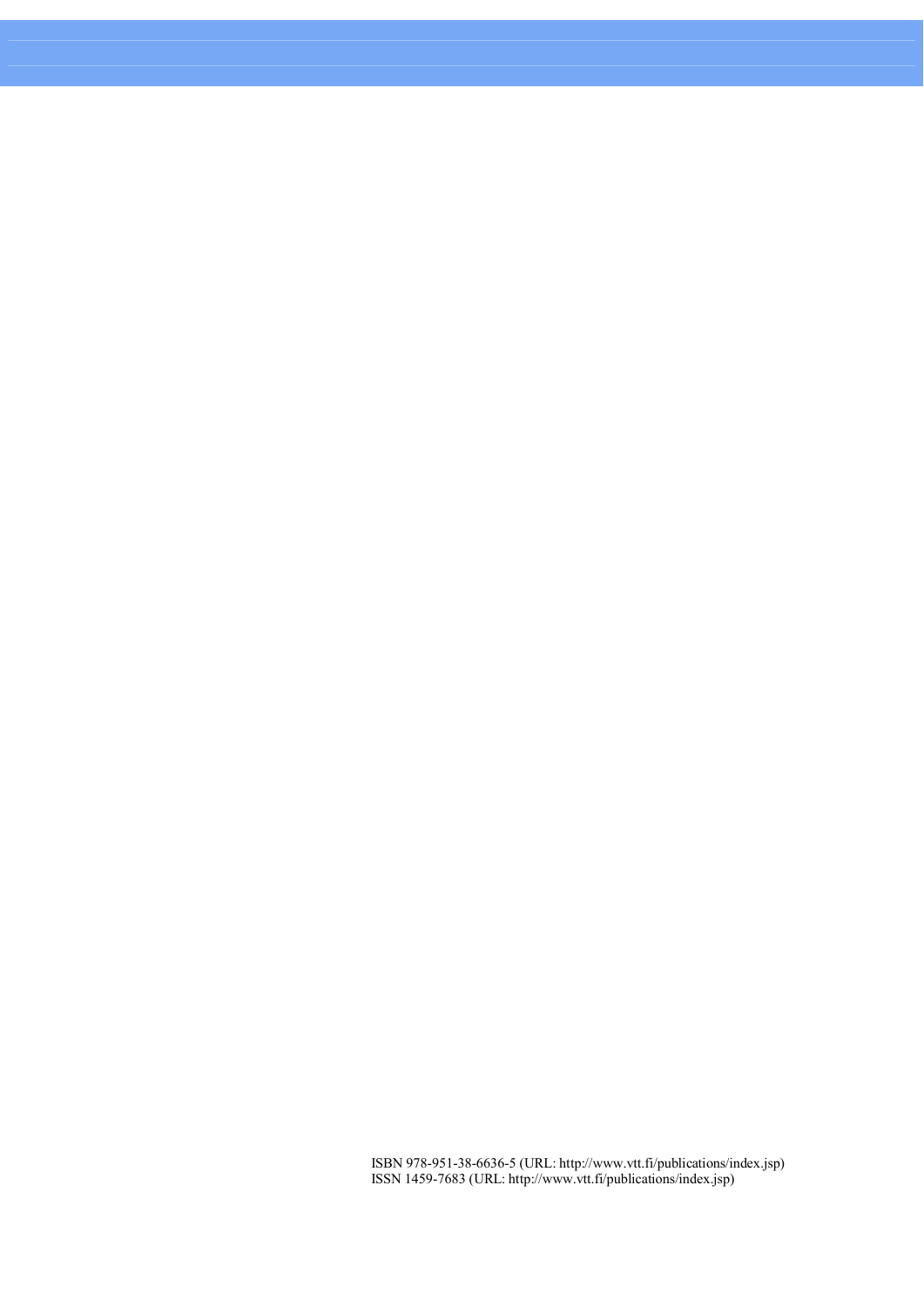ISBN 978-951-38-6636-5 (URL: http://www.vtt.fi/publications/index.jsp)
ISSN 1459-7683 (URL: http://www.vtt.fi/publications/index.jsp)